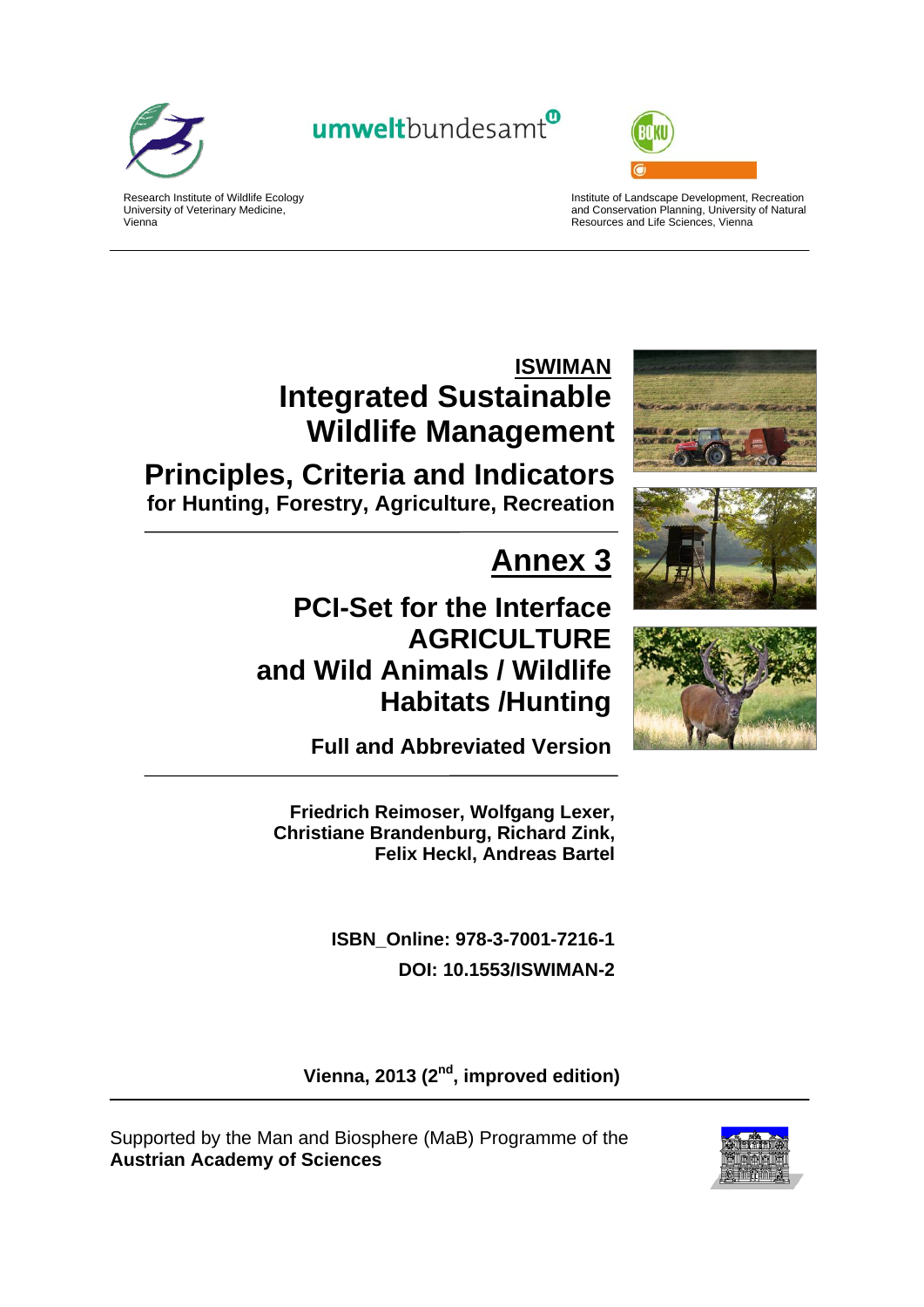umweltbundesamt

Research Institute of Wildlife Ecology
University of Veterinary Medicine,
Vienna

Institute of Landscape Development, Recreation and Conservation Planning, University of Natural Resources and Life Sciences, Vienna

# ISWIMAN

# Integrated Sustainable Wildlife Management

## Principles, Criteria and Indicators

**for Hunting, Forestry, Agriculture, Recreation**

# Annex 3

## PCI-Set for the Interface AGRICULTURE and Wild Animals / Wildlife Habitats /Hunting

**Full and Abbreviated Version**

**Friedrich Reimoser, Wolfgang Lexer, Christiane Brandenburg, Richard Zink, Felix Heckl, Andreas Bartel**

**ISBN_Online: 978-3-7001-7216-1**

**DOI: 10.1553/ISWIMAN-2**

**Vienna, 2013 (2nd, improved edition)**

Supported by the Man and Biosphere (MaB) Programme of the
**Austrian Academy of Sciences**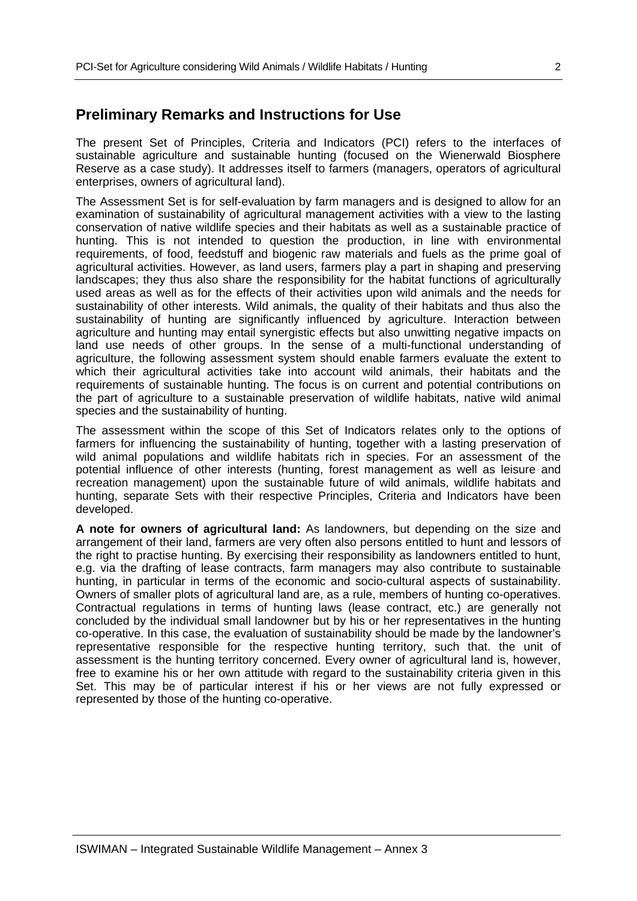## Preliminary Remarks and Instructions for Use

The present Set of Principles, Criteria and Indicators (PCI) refers to the interfaces of sustainable agriculture and sustainable hunting (focused on the Wienerwald Biosphere Reserve as a case study). It addresses itself to farmers (managers, operators of agricultural enterprises, owners of agricultural land).

The Assessment Set is for self-evaluation by farm managers and is designed to allow for an examination of sustainability of agricultural management activities with a view to the lasting conservation of native wildlife species and their habitats as well as a sustainable practice of hunting. This is not intended to question the production, in line with environmental requirements, of food, feedstuff and biogenic raw materials and fuels as the prime goal of agricultural activities. However, as land users, farmers play a part in shaping and preserving landscapes; they thus also share the responsibility for the habitat functions of agriculturally used areas as well as for the effects of their activities upon wild animals and the needs for sustainability of other interests. Wild animals, the quality of their habitats and thus also the sustainability of hunting are significantly influenced by agriculture. Interaction between agriculture and hunting may entail synergistic effects but also unwitting negative impacts on land use needs of other groups. In the sense of a multi-functional understanding of agriculture, the following assessment system should enable farmers evaluate the extent to which their agricultural activities take into account wild animals, their habitats and the requirements of sustainable hunting. The focus is on current and potential contributions on the part of agriculture to a sustainable preservation of wildlife habitats, native wild animal species and the sustainability of hunting.

The assessment within the scope of this Set of Indicators relates only to the options of farmers for influencing the sustainability of hunting, together with a lasting preservation of wild animal populations and wildlife habitats rich in species. For an assessment of the potential influence of other interests (hunting, forest management as well as leisure and recreation management) upon the sustainable future of wild animals, wildlife habitats and hunting, separate Sets with their respective Principles, Criteria and Indicators have been developed.

**A note for owners of agricultural land:** As landowners, but depending on the size and arrangement of their land, farmers are very often also persons entitled to hunt and lessors of the right to practise hunting. By exercising their responsibility as landowners entitled to hunt, e.g. via the drafting of lease contracts, farm managers may also contribute to sustainable hunting, in particular in terms of the economic and socio-cultural aspects of sustainability. Owners of smaller plots of agricultural land are, as a rule, members of hunting co-operatives. Contractual regulations in terms of hunting laws (lease contract, etc.) are generally not concluded by the individual small landowner but by his or her representatives in the hunting co-operative. In this case, the evaluation of sustainability should be made by the landowner's representative responsible for the respective hunting territory, such that. the unit of assessment is the hunting territory concerned. Every owner of agricultural land is, however, free to examine his or her own attitude with regard to the sustainability criteria given in this Set. This may be of particular interest if his or her views are not fully expressed or represented by those of the hunting co-operative.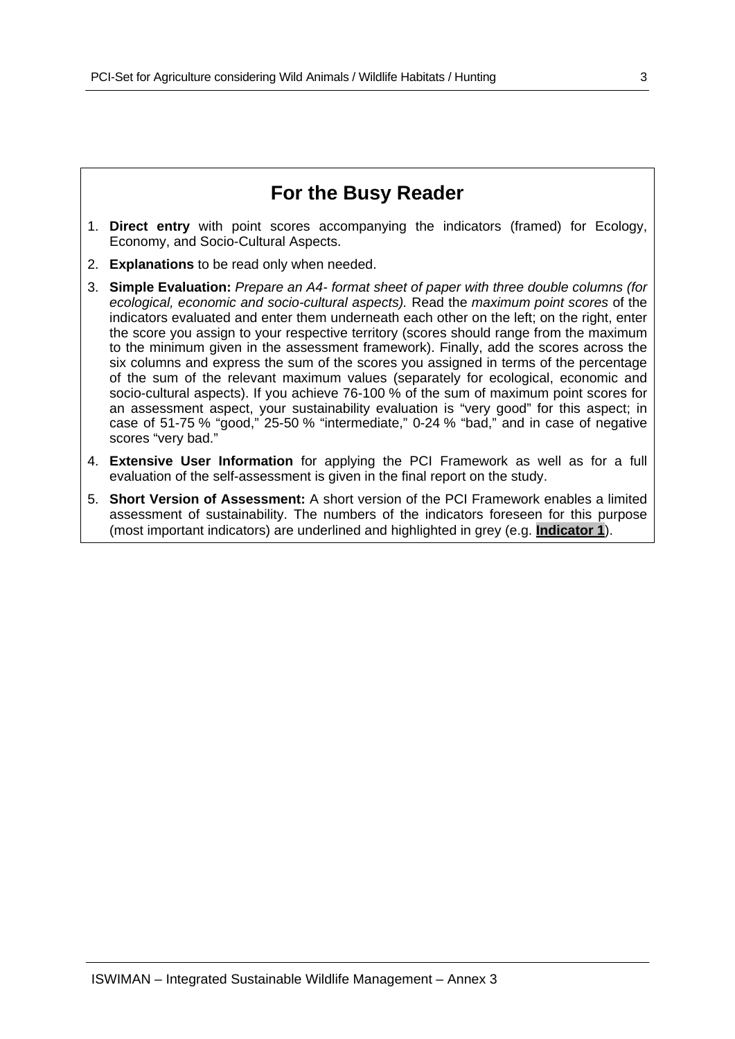## For the Busy Reader

1. **Direct entry** with point scores accompanying the indicators (framed) for Ecology, Economy, and Socio-Cultural Aspects.
2. **Explanations** to be read only when needed.
3. **Simple Evaluation:** *Prepare an A4- format sheet of paper with three double columns (for ecological, economic and socio-cultural aspects).* Read the *maximum point scores* of the indicators evaluated and enter them underneath each other on the left; on the right, enter the score you assign to your respective territory (scores should range from the maximum to the minimum given in the assessment framework). Finally, add the scores across the six columns and express the sum of the scores you assigned in terms of the percentage of the sum of the relevant maximum values (separately for ecological, economic and socio-cultural aspects). If you achieve 76-100 % of the sum of maximum point scores for an assessment aspect, your sustainability evaluation is "very good" for this aspect; in case of 51-75 % "good," 25-50 % "intermediate," 0-24 % "bad," and in case of negative scores "very bad."
4. **Extensive User Information** for applying the PCI Framework as well as for a full evaluation of the self-assessment is given in the final report on the study.
5. **Short Version of Assessment:** A short version of the PCI Framework enables a limited assessment of sustainability. The numbers of the indicators foreseen for this purpose (most important indicators) are underlined and highlighted in grey (e.g. **Indicator 1**).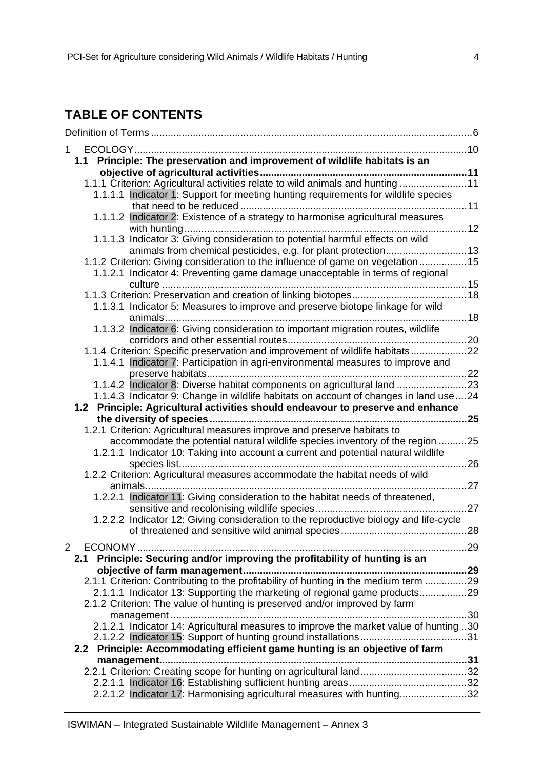## TABLE OF CONTENTS

Definition of Terms ... 6

1 ECOLOGY ... 10

**1.1 Principle: The preservation and improvement of wildlife habitats is an objective of agricultural activities ... 11**

1.1.1 Criterion: Agricultural activities relate to wild animals and hunting ... 11

1.1.1.1 Indicator 1: Support for meeting hunting requirements for wildlife species that need to be reduced ... 11

1.1.1.2 Indicator 2: Existence of a strategy to harmonise agricultural measures with hunting ... 12

1.1.1.3 Indicator 3: Giving consideration to potential harmful effects on wild animals from chemical pesticides, e.g. for plant protection ... 13

1.1.2 Criterion: Giving consideration to the influence of game on vegetation ... 15

1.1.2.1 Indicator 4: Preventing game damage unacceptable in terms of regional culture ... 15

1.1.3 Criterion: Preservation and creation of linking biotopes ... 18

1.1.3.1 Indicator 5: Measures to improve and preserve biotope linkage for wild animals ... 18

1.1.3.2 Indicator 6: Giving consideration to important migration routes, wildlife corridors and other essential routes ... 20

1.1.4 Criterion: Specific preservation and improvement of wildlife habitats ... 22

1.1.4.1 Indicator 7: Participation in agri-environmental measures to improve and preserve habitats ... 22

1.1.4.2 Indicator 8: Diverse habitat components on agricultural land ... 23

1.1.4.3 Indicator 9: Change in wildlife habitats on account of changes in land use ... 24

**1.2 Principle: Agricultural activities should endeavour to preserve and enhance the diversity of species ... 25**

1.2.1 Criterion: Agricultural measures improve and preserve habitats to accommodate the potential natural wildlife species inventory of the region ... 25

1.2.1.1 Indicator 10: Taking into account a current and potential natural wildlife species list ... 26

1.2.2 Criterion: Agricultural measures accommodate the habitat needs of wild animals ... 27

1.2.2.1 Indicator 11: Giving consideration to the habitat needs of threatened, sensitive and recolonising wildlife species ... 27

1.2.2.2 Indicator 12: Giving consideration to the reproductive biology and life-cycle of threatened and sensitive wild animal species ... 28

2 ECONOMY ... 29

**2.1 Principle: Securing and/or improving the profitability of hunting is an objective of farm management ... 29**

2.1.1 Criterion: Contributing to the profitability of hunting in the medium term ... 29

2.1.1.1 Indicator 13: Supporting the marketing of regional game products ... 29

2.1.2 Criterion: The value of hunting is preserved and/or improved by farm management ... 30

2.1.2.1 Indicator 14: Agricultural measures to improve the market value of hunting ... 30

2.1.2.2 Indicator 15: Support of hunting ground installations ... 31

**2.2 Principle: Accommodating efficient game hunting is an objective of farm management ... 31**

2.2.1 Criterion: Creating scope for hunting on agricultural land ... 32

2.2.1.1 Indicator 16: Establishing sufficient hunting areas ... 32

2.2.1.2 Indicator 17: Harmonising agricultural measures with hunting ... 32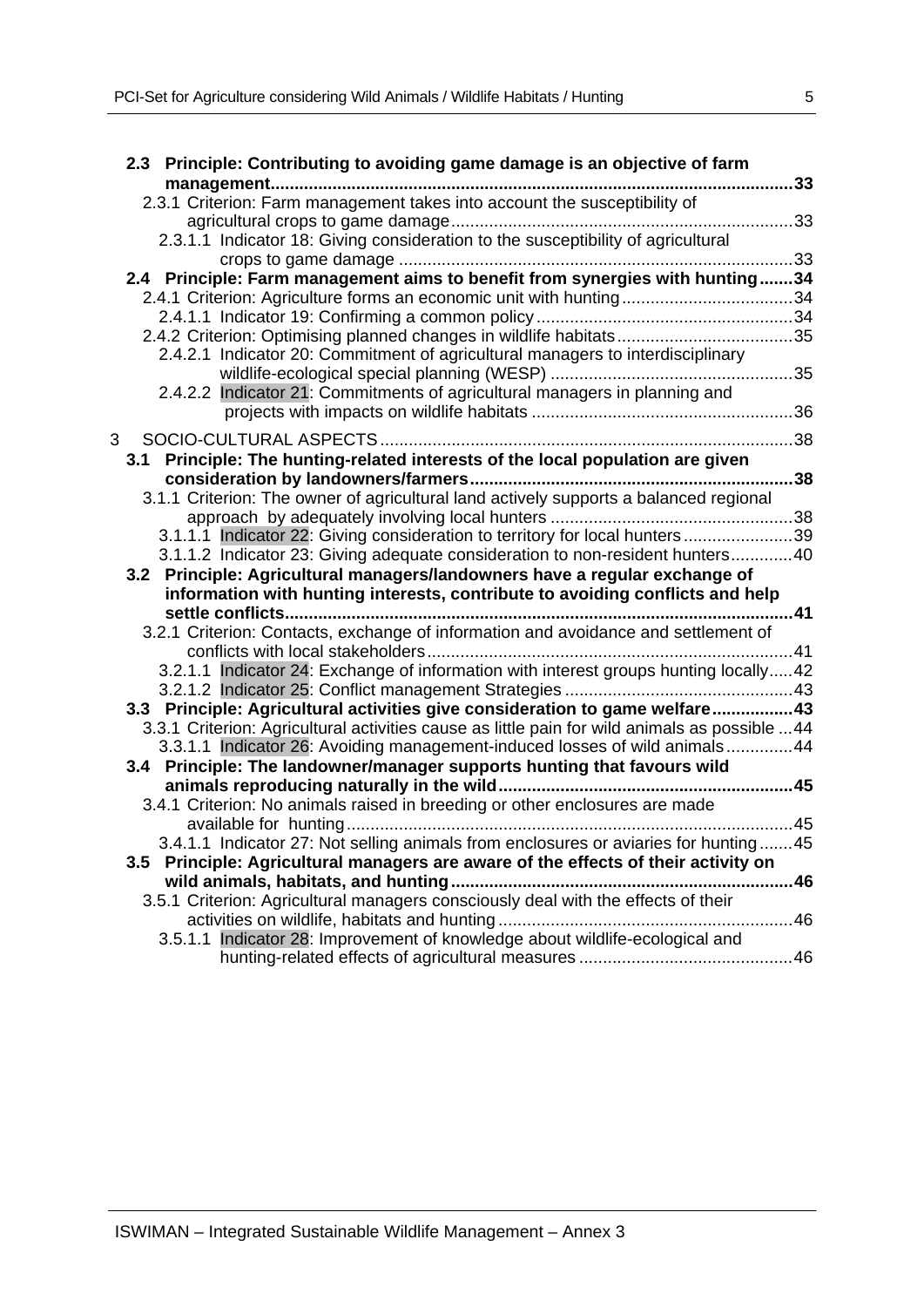**2.3 Principle: Contributing to avoiding game damage is an objective of farm management.............................................................................................................33**

2.3.1 Criterion: Farm management takes into account the susceptibility of agricultural crops to game damage.......................................................................33

2.3.1.1 Indicator 18: Giving consideration to the susceptibility of agricultural crops to game damage ..................................................................................33

**2.4 Principle: Farm management aims to benefit from synergies with hunting.......34**

2.4.1 Criterion: Agriculture forms an economic unit with hunting....................................34

2.4.1.1 Indicator 19: Confirming a common policy......................................................34

2.4.2 Criterion: Optimising planned changes in wildlife habitats.....................................35

2.4.2.1 Indicator 20: Commitment of agricultural managers to interdisciplinary wildlife-ecological special planning (WESP) ...................................................35

2.4.2.2 Indicator 21: Commitments of agricultural managers in planning and projects with impacts on wildlife habitats .......................................................36

3 SOCIO-CULTURAL ASPECTS......................................................................................38

**3.1 Principle: The hunting-related interests of the local population are given consideration by landowners/farmers...................................................................38**

3.1.1 Criterion: The owner of agricultural land actively supports a balanced regional approach by adequately involving local hunters ...................................................38

3.1.1.1 Indicator 22: Giving consideration to territory for local hunters.......................39

3.1.1.2 Indicator 23: Giving adequate consideration to non-resident hunters.............40

**3.2 Principle: Agricultural managers/landowners have a regular exchange of information with hunting interests, contribute to avoiding conflicts and help settle conflicts..........................................................................................................41**

3.2.1 Criterion: Contacts, exchange of information and avoidance and settlement of conflicts with local stakeholders.............................................................................41

3.2.1.1 Indicator 24: Exchange of information with interest groups hunting locally.....42

3.2.1.2 Indicator 25: Conflict management Strategies ................................................43

**3.3 Principle: Agricultural activities give consideration to game welfare.................43**

3.3.1 Criterion: Agricultural activities cause as little pain for wild animals as possible ...44

3.3.1.1 Indicator 26: Avoiding management-induced losses of wild animals..............44

**3.4 Principle: The landowner/manager supports hunting that favours wild animals reproducing naturally in the wild.............................................................45**

3.4.1 Criterion: No animals raised in breeding or other enclosures are made available for hunting.............................................................................................45

3.4.1.1 Indicator 27: Not selling animals from enclosures or aviaries for hunting.......45

**3.5 Principle: Agricultural managers are aware of the effects of their activity on wild animals, habitats, and hunting.......................................................................46**

3.5.1 Criterion: Agricultural managers consciously deal with the effects of their activities on wildlife, habitats and hunting..............................................................46

3.5.1.1 Indicator 28: Improvement of knowledge about wildlife-ecological and hunting-related effects of agricultural measures .............................................46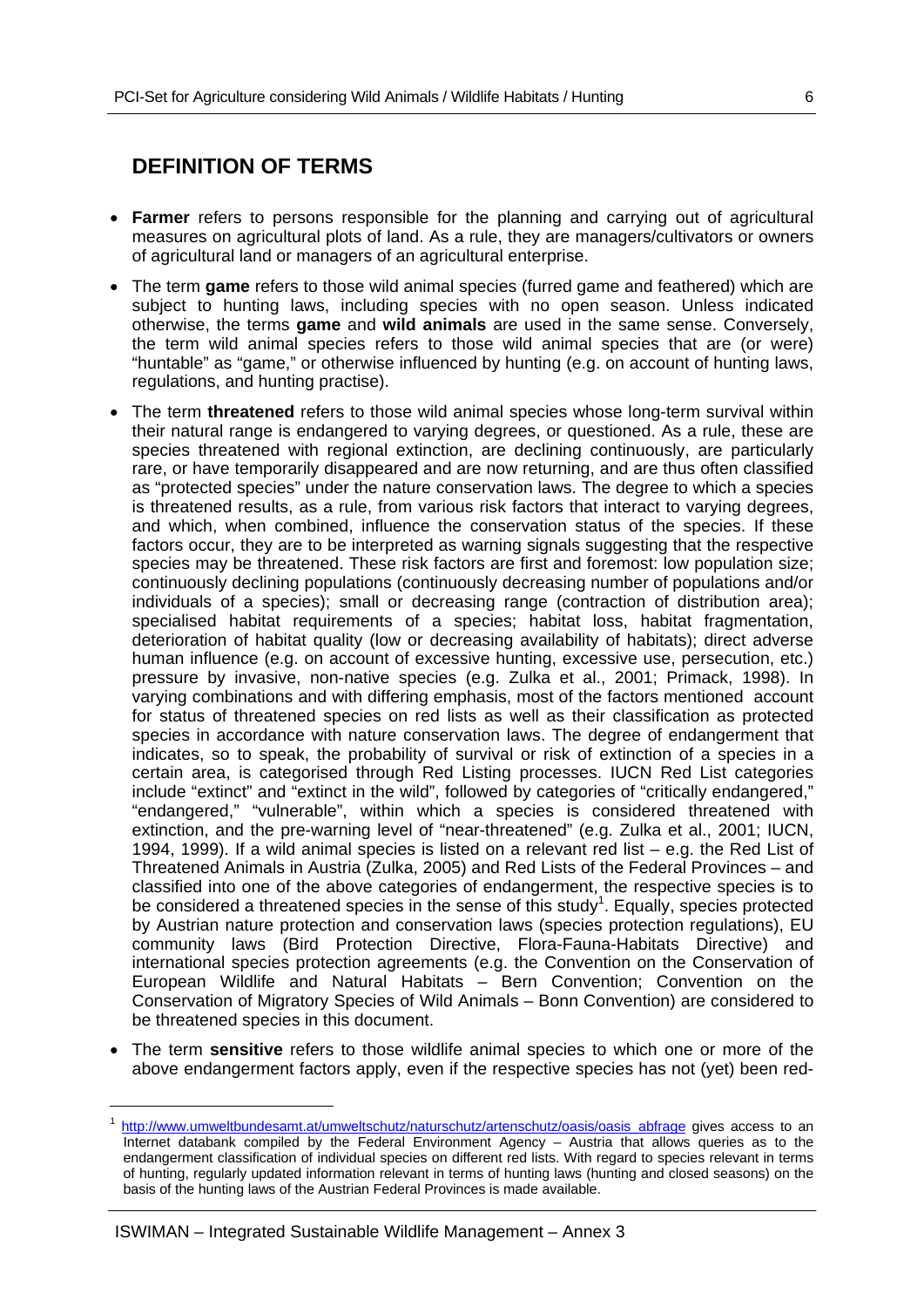## DEFINITION OF TERMS

- **Farmer** refers to persons responsible for the planning and carrying out of agricultural measures on agricultural plots of land. As a rule, they are managers/cultivators or owners of agricultural land or managers of an agricultural enterprise.
- The term **game** refers to those wild animal species (furred game and feathered) which are subject to hunting laws, including species with no open season. Unless indicated otherwise, the terms **game** and **wild animals** are used in the same sense. Conversely, the term wild animal species refers to those wild animal species that are (or were) "huntable" as "game," or otherwise influenced by hunting (e.g. on account of hunting laws, regulations, and hunting practise).
- The term **threatened** refers to those wild animal species whose long-term survival within their natural range is endangered to varying degrees, or questioned. As a rule, these are species threatened with regional extinction, are declining continuously, are particularly rare, or have temporarily disappeared and are now returning, and are thus often classified as "protected species" under the nature conservation laws. The degree to which a species is threatened results, as a rule, from various risk factors that interact to varying degrees, and which, when combined, influence the conservation status of the species. If these factors occur, they are to be interpreted as warning signals suggesting that the respective species may be threatened. These risk factors are first and foremost: low population size; continuously declining populations (continuously decreasing number of populations and/or individuals of a species); small or decreasing range (contraction of distribution area); specialised habitat requirements of a species; habitat loss, habitat fragmentation, deterioration of habitat quality (low or decreasing availability of habitats); direct adverse human influence (e.g. on account of excessive hunting, excessive use, persecution, etc.) pressure by invasive, non-native species (e.g. Zulka et al., 2001; Primack, 1998). In varying combinations and with differing emphasis, most of the factors mentioned account for status of threatened species on red lists as well as their classification as protected species in accordance with nature conservation laws. The degree of endangerment that indicates, so to speak, the probability of survival or risk of extinction of a species in a certain area, is categorised through Red Listing processes. IUCN Red List categories include "extinct" and "extinct in the wild", followed by categories of "critically endangered," "endangered," "vulnerable", within which a species is considered threatened with extinction, and the pre-warning level of "near-threatened" (e.g. Zulka et al., 2001; IUCN, 1994, 1999). If a wild animal species is listed on a relevant red list – e.g. the Red List of Threatened Animals in Austria (Zulka, 2005) and Red Lists of the Federal Provinces – and classified into one of the above categories of endangerment, the respective species is to be considered a threatened species in the sense of this study[1]. Equally, species protected by Austrian nature protection and conservation laws (species protection regulations), EU community laws (Bird Protection Directive, Flora-Fauna-Habitats Directive) and international species protection agreements (e.g. the Convention on the Conservation of European Wildlife and Natural Habitats – Bern Convention; Convention on the Conservation of Migratory Species of Wild Animals – Bonn Convention) are considered to be threatened species in this document.
- The term **sensitive** refers to those wildlife animal species to which one or more of the above endangerment factors apply, even if the respective species has not (yet) been red-

[1] http://www.umweltbundesamt.at/umweltschutz/naturschutz/artenschutz/oasis/oasis_abfrage gives access to an Internet databank compiled by the Federal Environment Agency – Austria that allows queries as to the endangerment classification of individual species on different red lists. With regard to species relevant in terms of hunting, regularly updated information relevant in terms of hunting laws (hunting and closed seasons) on the basis of the hunting laws of the Austrian Federal Provinces is made available.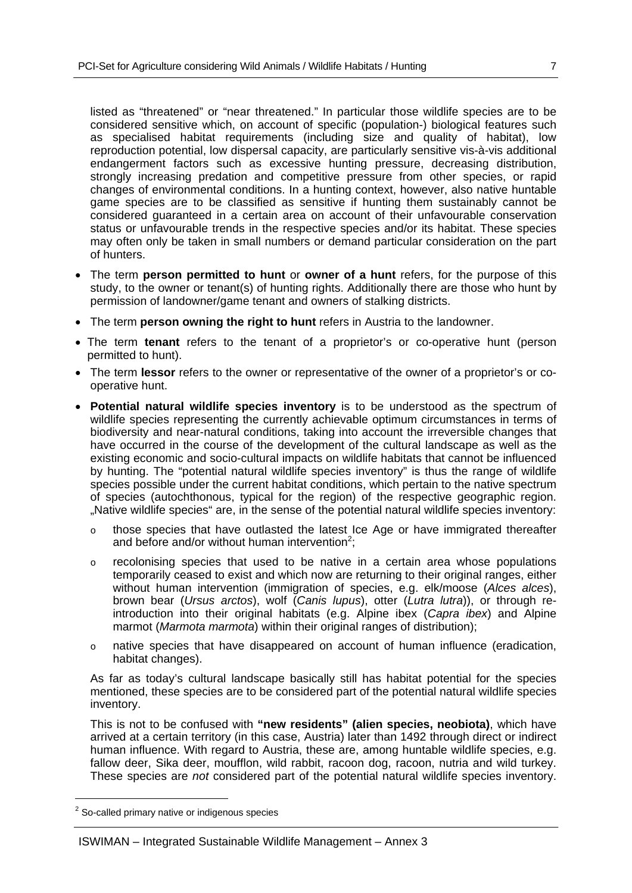listed as "threatened" or "near threatened." In particular those wildlife species are to be considered sensitive which, on account of specific (population-) biological features such as specialised habitat requirements (including size and quality of habitat), low reproduction potential, low dispersal capacity, are particularly sensitive vis-à-vis additional endangerment factors such as excessive hunting pressure, decreasing distribution, strongly increasing predation and competitive pressure from other species, or rapid changes of environmental conditions. In a hunting context, however, also native huntable game species are to be classified as sensitive if hunting them sustainably cannot be considered guaranteed in a certain area on account of their unfavourable conservation status or unfavourable trends in the respective species and/or its habitat. These species may often only be taken in small numbers or demand particular consideration on the part of hunters.

- The term **person permitted to hunt** or **owner of a hunt** refers, for the purpose of this study, to the owner or tenant(s) of hunting rights. Additionally there are those who hunt by permission of landowner/game tenant and owners of stalking districts.
- The term **person owning the right to hunt** refers in Austria to the landowner.
- The term **tenant** refers to the tenant of a proprietor's or co-operative hunt (person permitted to hunt).
- The term **lessor** refers to the owner or representative of the owner of a proprietor's or co-operative hunt.
- **Potential natural wildlife species inventory** is to be understood as the spectrum of wildlife species representing the currently achievable optimum circumstances in terms of biodiversity and near-natural conditions, taking into account the irreversible changes that have occurred in the course of the development of the cultural landscape as well as the existing economic and socio-cultural impacts on wildlife habitats that cannot be influenced by hunting. The "potential natural wildlife species inventory" is thus the range of wildlife species possible under the current habitat conditions, which pertain to the native spectrum of species (autochthonous, typical for the region) of the respective geographic region. „Native wildlife species" are, in the sense of the potential natural wildlife species inventory:
  - those species that have outlasted the latest Ice Age or have immigrated thereafter and before and/or without human intervention[2];
  - recolonising species that used to be native in a certain area whose populations temporarily ceased to exist and which now are returning to their original ranges, either without human intervention (immigration of species, e.g. elk/moose (*Alces alces*), brown bear (*Ursus arctos*), wolf (*Canis lupus*), otter (*Lutra lutra*)), or through re-introduction into their original habitats (e.g. Alpine ibex (*Capra ibex*) and Alpine marmot (*Marmota marmota*) within their original ranges of distribution);
  - native species that have disappeared on account of human influence (eradication, habitat changes).

  As far as today's cultural landscape basically still has habitat potential for the species mentioned, these species are to be considered part of the potential natural wildlife species inventory.

  This is not to be confused with **"new residents" (alien species, neobiota)**, which have arrived at a certain territory (in this case, Austria) later than 1492 through direct or indirect human influence. With regard to Austria, these are, among huntable wildlife species, e.g. fallow deer, Sika deer, moufflon, wild rabbit, racoon dog, racoon, nutria and wild turkey. These species are *not* considered part of the potential natural wildlife species inventory.

[2] So-called primary native or indigenous species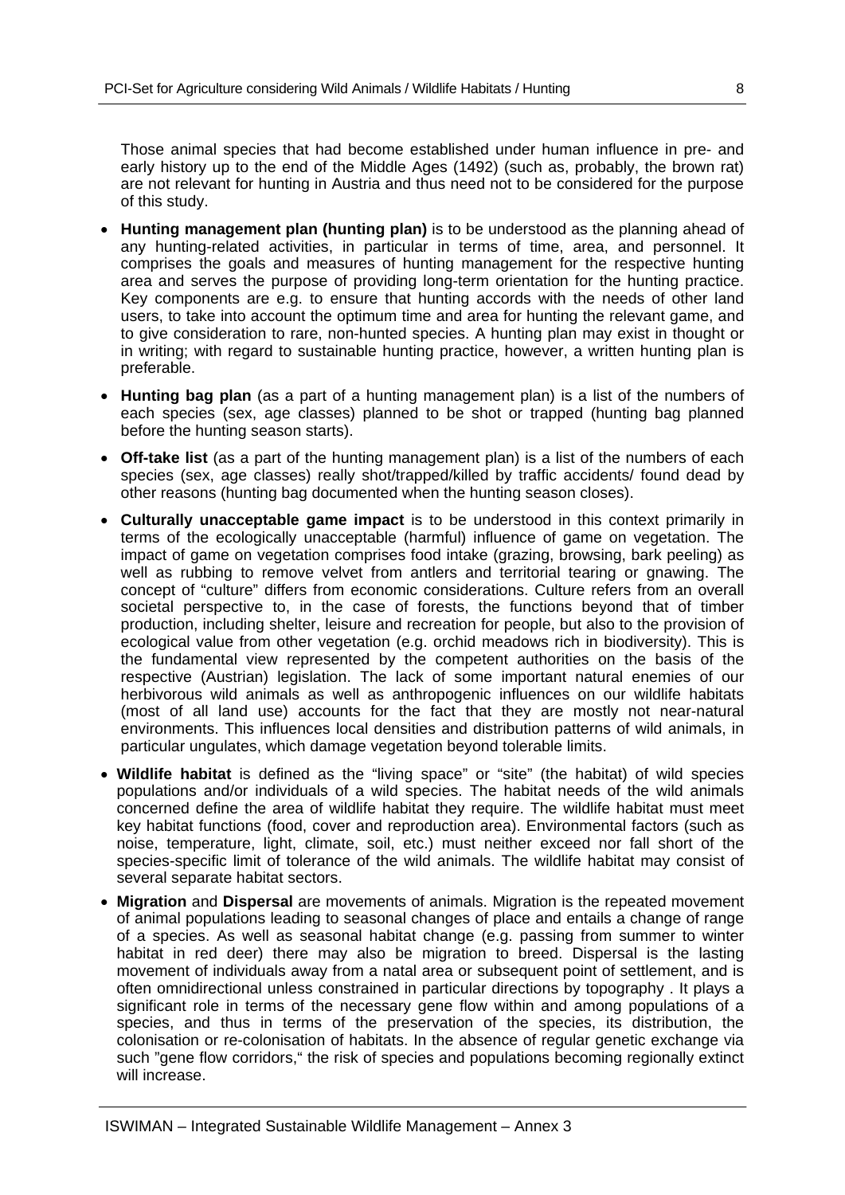Those animal species that had become established under human influence in pre- and early history up to the end of the Middle Ages (1492) (such as, probably, the brown rat) are not relevant for hunting in Austria and thus need not to be considered for the purpose of this study.

- **Hunting management plan (hunting plan)** is to be understood as the planning ahead of any hunting-related activities, in particular in terms of time, area, and personnel. It comprises the goals and measures of hunting management for the respective hunting area and serves the purpose of providing long-term orientation for the hunting practice. Key components are e.g. to ensure that hunting accords with the needs of other land users, to take into account the optimum time and area for hunting the relevant game, and to give consideration to rare, non-hunted species. A hunting plan may exist in thought or in writing; with regard to sustainable hunting practice, however, a written hunting plan is preferable.
- **Hunting bag plan** (as a part of a hunting management plan) is a list of the numbers of each species (sex, age classes) planned to be shot or trapped (hunting bag planned before the hunting season starts).
- **Off-take list** (as a part of the hunting management plan) is a list of the numbers of each species (sex, age classes) really shot/trapped/killed by traffic accidents/ found dead by other reasons (hunting bag documented when the hunting season closes).
- **Culturally unacceptable game impact** is to be understood in this context primarily in terms of the ecologically unacceptable (harmful) influence of game on vegetation. The impact of game on vegetation comprises food intake (grazing, browsing, bark peeling) as well as rubbing to remove velvet from antlers and territorial tearing or gnawing. The concept of "culture" differs from economic considerations. Culture refers from an overall societal perspective to, in the case of forests, the functions beyond that of timber production, including shelter, leisure and recreation for people, but also to the provision of ecological value from other vegetation (e.g. orchid meadows rich in biodiversity). This is the fundamental view represented by the competent authorities on the basis of the respective (Austrian) legislation. The lack of some important natural enemies of our herbivorous wild animals as well as anthropogenic influences on our wildlife habitats (most of all land use) accounts for the fact that they are mostly not near-natural environments. This influences local densities and distribution patterns of wild animals, in particular ungulates, which damage vegetation beyond tolerable limits.
- **Wildlife habitat** is defined as the "living space" or "site" (the habitat) of wild species populations and/or individuals of a wild species. The habitat needs of the wild animals concerned define the area of wildlife habitat they require. The wildlife habitat must meet key habitat functions (food, cover and reproduction area). Environmental factors (such as noise, temperature, light, climate, soil, etc.) must neither exceed nor fall short of the species-specific limit of tolerance of the wild animals. The wildlife habitat may consist of several separate habitat sectors.
- **Migration** and **Dispersal** are movements of animals. Migration is the repeated movement of animal populations leading to seasonal changes of place and entails a change of range of a species. As well as seasonal habitat change (e.g. passing from summer to winter habitat in red deer) there may also be migration to breed. Dispersal is the lasting movement of individuals away from a natal area or subsequent point of settlement, and is often omnidirectional unless constrained in particular directions by topography . It plays a significant role in terms of the necessary gene flow within and among populations of a species, and thus in terms of the preservation of the species, its distribution, the colonisation or re-colonisation of habitats. In the absence of regular genetic exchange via such "gene flow corridors," the risk of species and populations becoming regionally extinct will increase.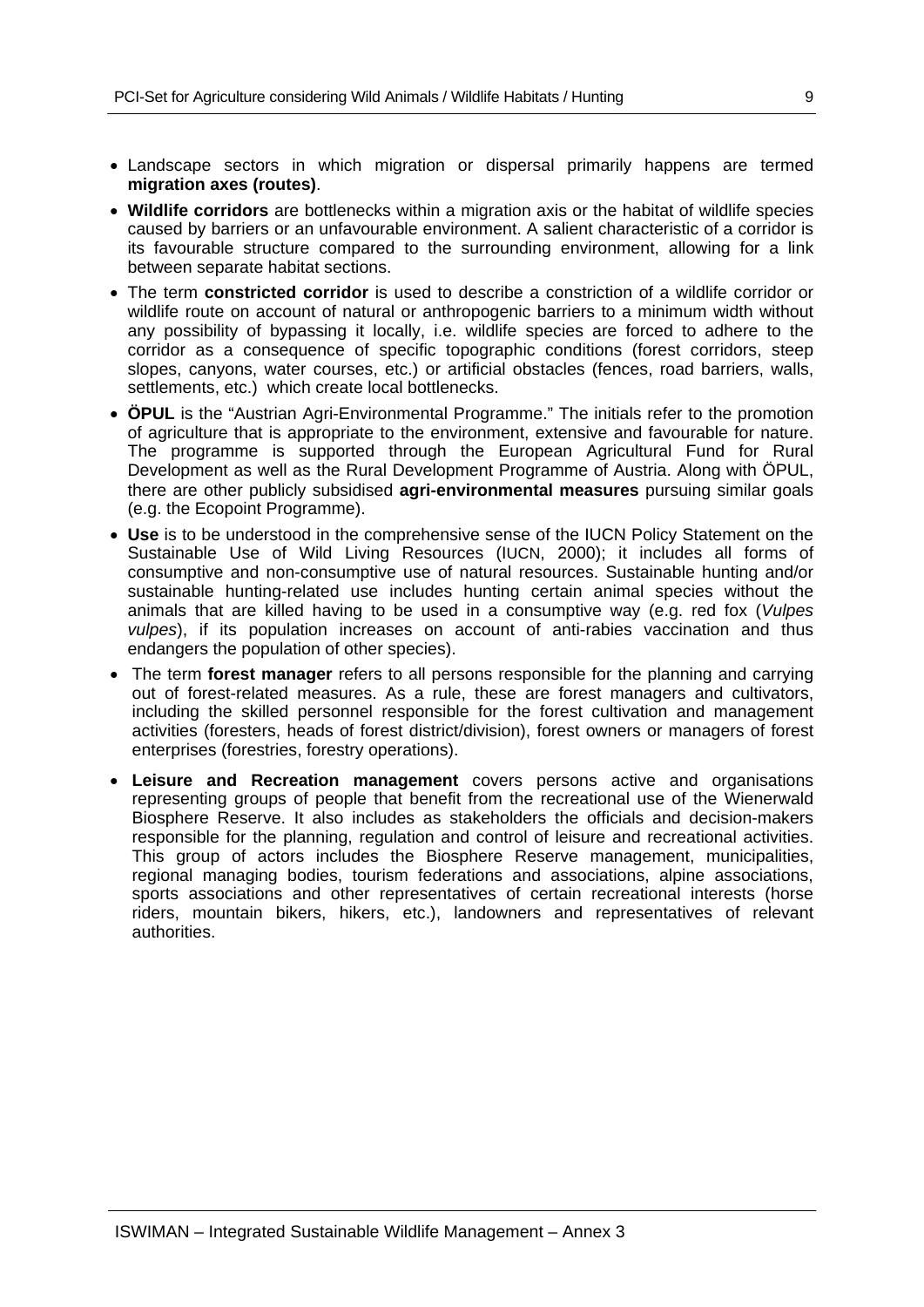- Landscape sectors in which migration or dispersal primarily happens are termed **migration axes (routes)**.
- **Wildlife corridors** are bottlenecks within a migration axis or the habitat of wildlife species caused by barriers or an unfavourable environment. A salient characteristic of a corridor is its favourable structure compared to the surrounding environment, allowing for a link between separate habitat sections.
- The term **constricted corridor** is used to describe a constriction of a wildlife corridor or wildlife route on account of natural or anthropogenic barriers to a minimum width without any possibility of bypassing it locally, i.e. wildlife species are forced to adhere to the corridor as a consequence of specific topographic conditions (forest corridors, steep slopes, canyons, water courses, etc.) or artificial obstacles (fences, road barriers, walls, settlements, etc.) which create local bottlenecks.
- **ÖPUL** is the "Austrian Agri-Environmental Programme." The initials refer to the promotion of agriculture that is appropriate to the environment, extensive and favourable for nature. The programme is supported through the European Agricultural Fund for Rural Development as well as the Rural Development Programme of Austria. Along with ÖPUL, there are other publicly subsidised **agri-environmental measures** pursuing similar goals (e.g. the Ecopoint Programme).
- **Use** is to be understood in the comprehensive sense of the IUCN Policy Statement on the Sustainable Use of Wild Living Resources (IUCN, 2000); it includes all forms of consumptive and non-consumptive use of natural resources. Sustainable hunting and/or sustainable hunting-related use includes hunting certain animal species without the animals that are killed having to be used in a consumptive way (e.g. red fox (*Vulpes vulpes*), if its population increases on account of anti-rabies vaccination and thus endangers the population of other species).
- The term **forest manager** refers to all persons responsible for the planning and carrying out of forest-related measures. As a rule, these are forest managers and cultivators, including the skilled personnel responsible for the forest cultivation and management activities (foresters, heads of forest district/division), forest owners or managers of forest enterprises (forestries, forestry operations).
- **Leisure and Recreation management** covers persons active and organisations representing groups of people that benefit from the recreational use of the Wienerwald Biosphere Reserve. It also includes as stakeholders the officials and decision-makers responsible for the planning, regulation and control of leisure and recreational activities. This group of actors includes the Biosphere Reserve management, municipalities, regional managing bodies, tourism federations and associations, alpine associations, sports associations and other representatives of certain recreational interests (horse riders, mountain bikers, hikers, etc.), landowners and representatives of relevant authorities.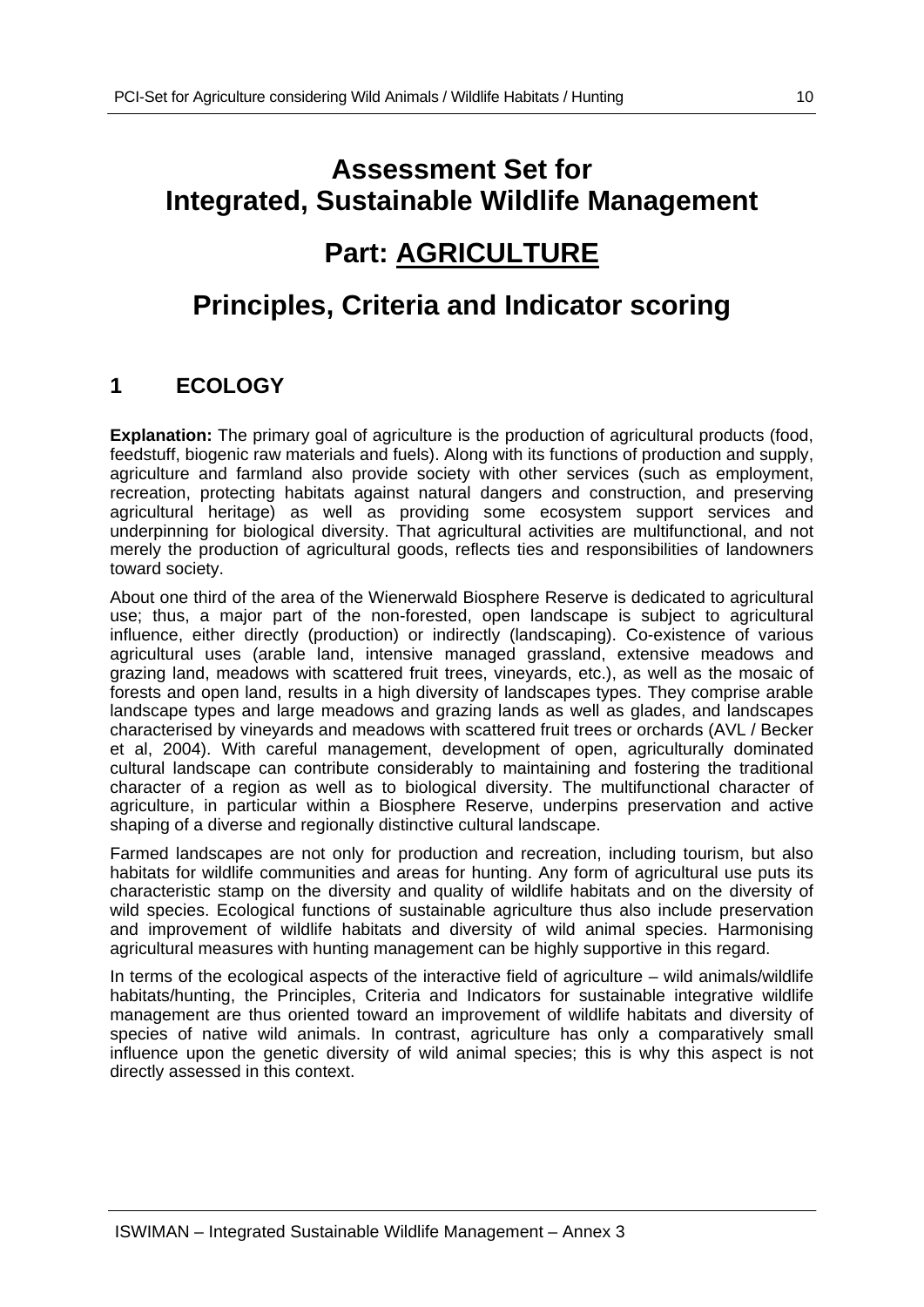# Assessment Set for Integrated, Sustainable Wildlife Management

# Part: AGRICULTURE

# Principles, Criteria and Indicator scoring

## 1 ECOLOGY

**Explanation:** The primary goal of agriculture is the production of agricultural products (food, feedstuff, biogenic raw materials and fuels). Along with its functions of production and supply, agriculture and farmland also provide society with other services (such as employment, recreation, protecting habitats against natural dangers and construction, and preserving agricultural heritage) as well as providing some ecosystem support services and underpinning for biological diversity. That agricultural activities are multifunctional, and not merely the production of agricultural goods, reflects ties and responsibilities of landowners toward society.

About one third of the area of the Wienerwald Biosphere Reserve is dedicated to agricultural use; thus, a major part of the non-forested, open landscape is subject to agricultural influence, either directly (production) or indirectly (landscaping). Co-existence of various agricultural uses (arable land, intensive managed grassland, extensive meadows and grazing land, meadows with scattered fruit trees, vineyards, etc.), as well as the mosaic of forests and open land, results in a high diversity of landscapes types. They comprise arable landscape types and large meadows and grazing lands as well as glades, and landscapes characterised by vineyards and meadows with scattered fruit trees or orchards (AVL / Becker et al, 2004). With careful management, development of open, agriculturally dominated cultural landscape can contribute considerably to maintaining and fostering the traditional character of a region as well as to biological diversity. The multifunctional character of agriculture, in particular within a Biosphere Reserve, underpins preservation and active shaping of a diverse and regionally distinctive cultural landscape.

Farmed landscapes are not only for production and recreation, including tourism, but also habitats for wildlife communities and areas for hunting. Any form of agricultural use puts its characteristic stamp on the diversity and quality of wildlife habitats and on the diversity of wild species. Ecological functions of sustainable agriculture thus also include preservation and improvement of wildlife habitats and diversity of wild animal species. Harmonising agricultural measures with hunting management can be highly supportive in this regard.

In terms of the ecological aspects of the interactive field of agriculture – wild animals/wildlife habitats/hunting, the Principles, Criteria and Indicators for sustainable integrative wildlife management are thus oriented toward an improvement of wildlife habitats and diversity of species of native wild animals. In contrast, agriculture has only a comparatively small influence upon the genetic diversity of wild animal species; this is why this aspect is not directly assessed in this context.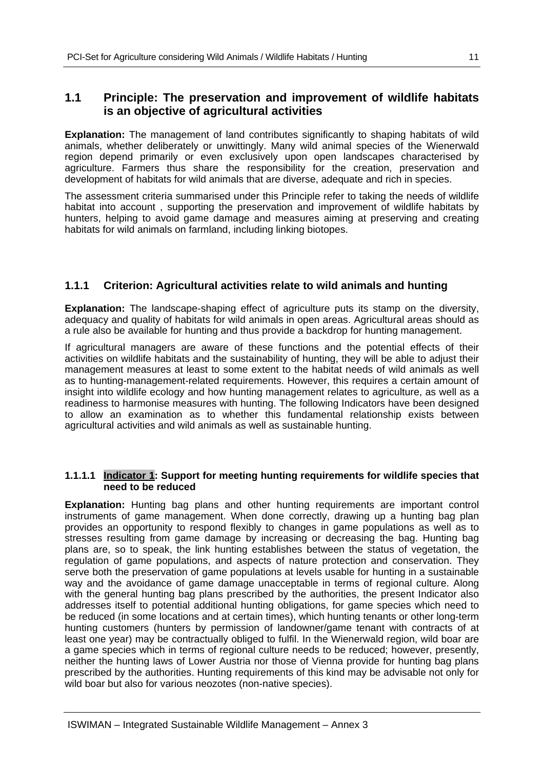## 1.1 Principle: The preservation and improvement of wildlife habitats is an objective of agricultural activities

**Explanation:** The management of land contributes significantly to shaping habitats of wild animals, whether deliberately or unwittingly. Many wild animal species of the Wienerwald region depend primarily or even exclusively upon open landscapes characterised by agriculture. Farmers thus share the responsibility for the creation, preservation and development of habitats for wild animals that are diverse, adequate and rich in species.

The assessment criteria summarised under this Principle refer to taking the needs of wildlife habitat into account , supporting the preservation and improvement of wildlife habitats by hunters, helping to avoid game damage and measures aiming at preserving and creating habitats for wild animals on farmland, including linking biotopes.

### 1.1.1 Criterion: Agricultural activities relate to wild animals and hunting

**Explanation:** The landscape-shaping effect of agriculture puts its stamp on the diversity, adequacy and quality of habitats for wild animals in open areas. Agricultural areas should as a rule also be available for hunting and thus provide a backdrop for hunting management.

If agricultural managers are aware of these functions and the potential effects of their activities on wildlife habitats and the sustainability of hunting, they will be able to adjust their management measures at least to some extent to the habitat needs of wild animals as well as to hunting-management-related requirements. However, this requires a certain amount of insight into wildlife ecology and how hunting management relates to agriculture, as well as a readiness to harmonise measures with hunting. The following Indicators have been designed to allow an examination as to whether this fundamental relationship exists between agricultural activities and wild animals as well as sustainable hunting.

#### 1.1.1.1 Indicator 1: Support for meeting hunting requirements for wildlife species that need to be reduced

**Explanation:** Hunting bag plans and other hunting requirements are important control instruments of game management. When done correctly, drawing up a hunting bag plan provides an opportunity to respond flexibly to changes in game populations as well as to stresses resulting from game damage by increasing or decreasing the bag. Hunting bag plans are, so to speak, the link hunting establishes between the status of vegetation, the regulation of game populations, and aspects of nature protection and conservation. They serve both the preservation of game populations at levels usable for hunting in a sustainable way and the avoidance of game damage unacceptable in terms of regional culture. Along with the general hunting bag plans prescribed by the authorities, the present Indicator also addresses itself to potential additional hunting obligations, for game species which need to be reduced (in some locations and at certain times), which hunting tenants or other long-term hunting customers (hunters by permission of landowner/game tenant with contracts of at least one year) may be contractually obliged to fulfil. In the Wienerwald region, wild boar are a game species which in terms of regional culture needs to be reduced; however, presently, neither the hunting laws of Lower Austria nor those of Vienna provide for hunting bag plans prescribed by the authorities. Hunting requirements of this kind may be advisable not only for wild boar but also for various neozotes (non-native species).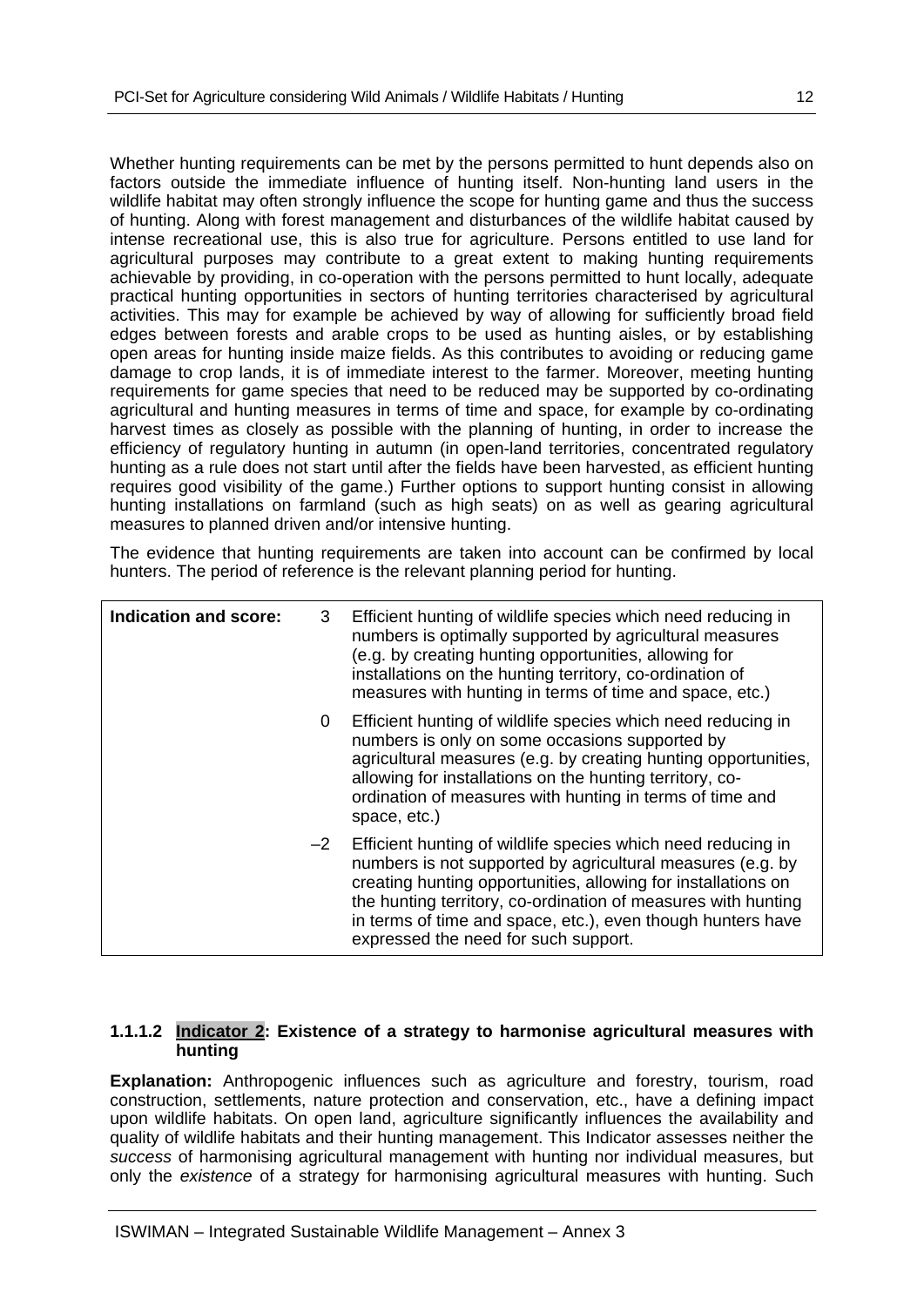Whether hunting requirements can be met by the persons permitted to hunt depends also on factors outside the immediate influence of hunting itself. Non-hunting land users in the wildlife habitat may often strongly influence the scope for hunting game and thus the success of hunting. Along with forest management and disturbances of the wildlife habitat caused by intense recreational use, this is also true for agriculture. Persons entitled to use land for agricultural purposes may contribute to a great extent to making hunting requirements achievable by providing, in co-operation with the persons permitted to hunt locally, adequate practical hunting opportunities in sectors of hunting territories characterised by agricultural activities. This may for example be achieved by way of allowing for sufficiently broad field edges between forests and arable crops to be used as hunting aisles, or by establishing open areas for hunting inside maize fields. As this contributes to avoiding or reducing game damage to crop lands, it is of immediate interest to the farmer. Moreover, meeting hunting requirements for game species that need to be reduced may be supported by co-ordinating agricultural and hunting measures in terms of time and space, for example by co-ordinating harvest times as closely as possible with the planning of hunting, in order to increase the efficiency of regulatory hunting in autumn (in open-land territories, concentrated regulatory hunting as a rule does not start until after the fields have been harvested, as efficient hunting requires good visibility of the game.) Further options to support hunting consist in allowing hunting installations on farmland (such as high seats) on as well as gearing agricultural measures to planned driven and/or intensive hunting.

The evidence that hunting requirements are taken into account can be confirmed by local hunters. The period of reference is the relevant planning period for hunting.

| Indication and score: | | |
|---|---|---|
| | 3 | Efficient hunting of wildlife species which need reducing in numbers is optimally supported by agricultural measures (e.g. by creating hunting opportunities, allowing for installations on the hunting territory, co-ordination of measures with hunting in terms of time and space, etc.) |
| | 0 | Efficient hunting of wildlife species which need reducing in numbers is only on some occasions supported by agricultural measures (e.g. by creating hunting opportunities, allowing for installations on the hunting territory, co-ordination of measures with hunting in terms of time and space, etc.) |
| | –2 | Efficient hunting of wildlife species which need reducing in numbers is not supported by agricultural measures (e.g. by creating hunting opportunities, allowing for installations on the hunting territory, co-ordination of measures with hunting in terms of time and space, etc.), even though hunters have expressed the need for such support. |

#### 1.1.1.2 Indicator 2: Existence of a strategy to harmonise agricultural measures with hunting

**Explanation:** Anthropogenic influences such as agriculture and forestry, tourism, road construction, settlements, nature protection and conservation, etc., have a defining impact upon wildlife habitats. On open land, agriculture significantly influences the availability and quality of wildlife habitats and their hunting management. This Indicator assesses neither the *success* of harmonising agricultural management with hunting nor individual measures, but only the *existence* of a strategy for harmonising agricultural measures with hunting. Such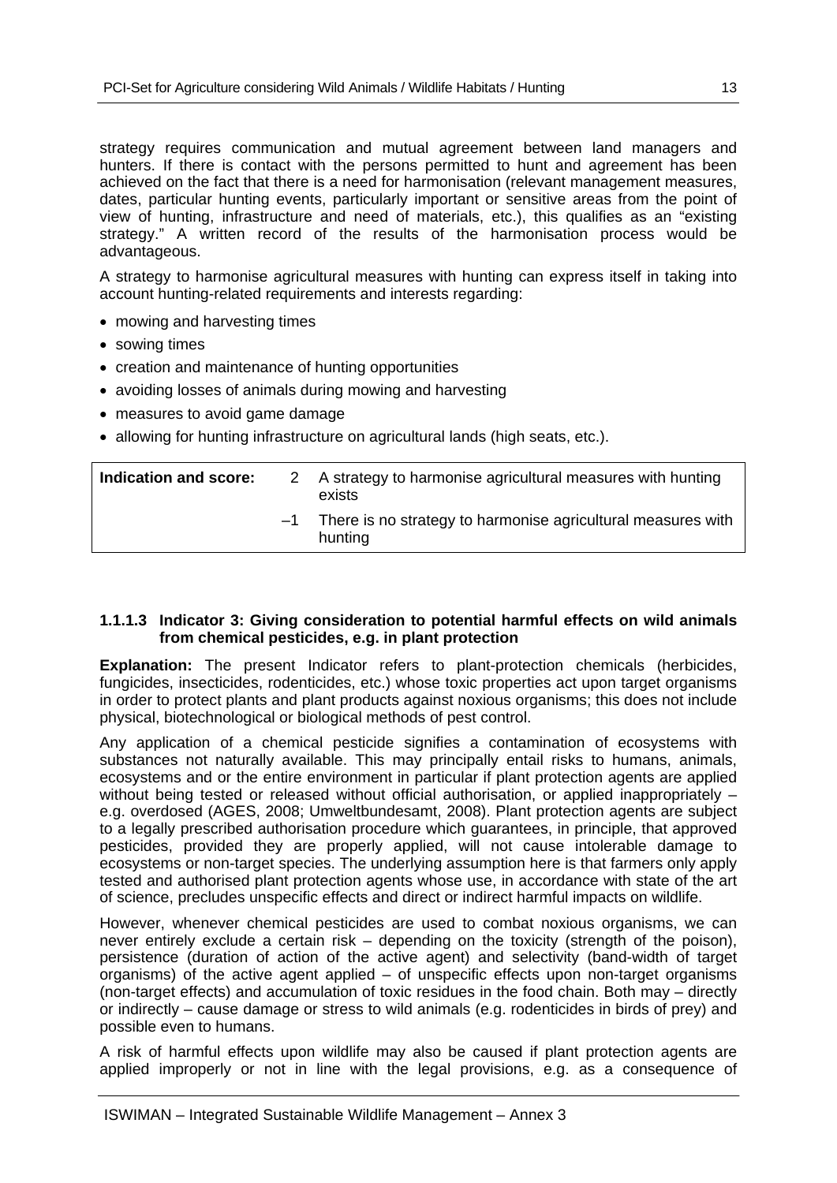strategy requires communication and mutual agreement between land managers and hunters. If there is contact with the persons permitted to hunt and agreement has been achieved on the fact that there is a need for harmonisation (relevant management measures, dates, particular hunting events, particularly important or sensitive areas from the point of view of hunting, infrastructure and need of materials, etc.), this qualifies as an "existing strategy." A written record of the results of the harmonisation process would be advantageous.

A strategy to harmonise agricultural measures with hunting can express itself in taking into account hunting-related requirements and interests regarding:

- mowing and harvesting times
- sowing times
- creation and maintenance of hunting opportunities
- avoiding losses of animals during mowing and harvesting
- measures to avoid game damage
- allowing for hunting infrastructure on agricultural lands (high seats, etc.).

| **Indication and score:** | 2 | A strategy to harmonise agricultural measures with hunting exists |
|---|---|---|
| | –1 | There is no strategy to harmonise agricultural measures with hunting |

#### 1.1.1.3 Indicator 3: Giving consideration to potential harmful effects on wild animals from chemical pesticides, e.g. in plant protection

**Explanation:** The present Indicator refers to plant-protection chemicals (herbicides, fungicides, insecticides, rodenticides, etc.) whose toxic properties act upon target organisms in order to protect plants and plant products against noxious organisms; this does not include physical, biotechnological or biological methods of pest control.

Any application of a chemical pesticide signifies a contamination of ecosystems with substances not naturally available. This may principally entail risks to humans, animals, ecosystems and or the entire environment in particular if plant protection agents are applied without being tested or released without official authorisation, or applied inappropriately – e.g. overdosed (AGES, 2008; Umweltbundesamt, 2008). Plant protection agents are subject to a legally prescribed authorisation procedure which guarantees, in principle, that approved pesticides, provided they are properly applied, will not cause intolerable damage to ecosystems or non-target species. The underlying assumption here is that farmers only apply tested and authorised plant protection agents whose use, in accordance with state of the art of science, precludes unspecific effects and direct or indirect harmful impacts on wildlife.

However, whenever chemical pesticides are used to combat noxious organisms, we can never entirely exclude a certain risk – depending on the toxicity (strength of the poison), persistence (duration of action of the active agent) and selectivity (band-width of target organisms) of the active agent applied – of unspecific effects upon non-target organisms (non-target effects) and accumulation of toxic residues in the food chain. Both may – directly or indirectly – cause damage or stress to wild animals (e.g. rodenticides in birds of prey) and possible even to humans.

A risk of harmful effects upon wildlife may also be caused if plant protection agents are applied improperly or not in line with the legal provisions, e.g. as a consequence of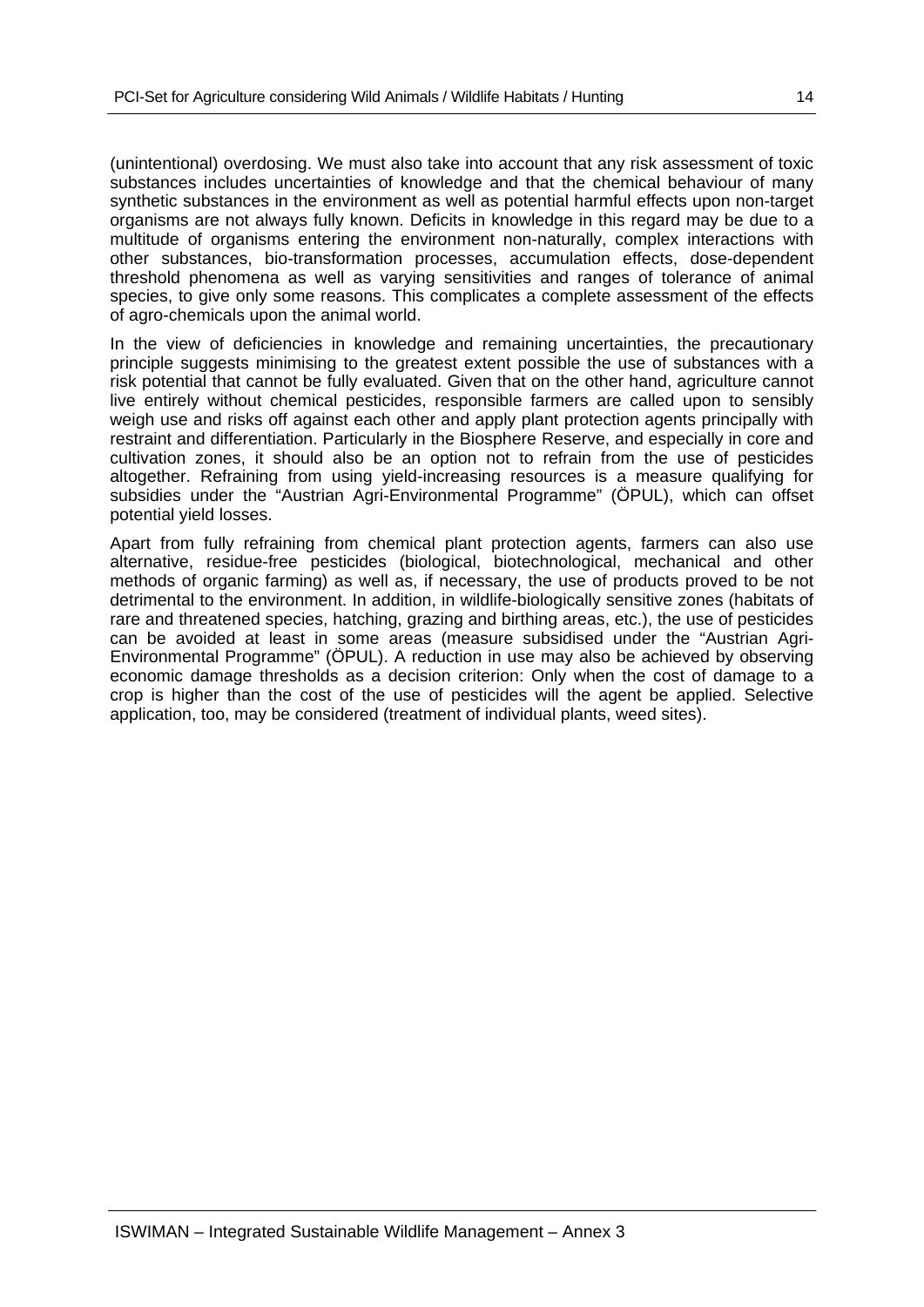(unintentional) overdosing. We must also take into account that any risk assessment of toxic substances includes uncertainties of knowledge and that the chemical behaviour of many synthetic substances in the environment as well as potential harmful effects upon non-target organisms are not always fully known. Deficits in knowledge in this regard may be due to a multitude of organisms entering the environment non-naturally, complex interactions with other substances, bio-transformation processes, accumulation effects, dose-dependent threshold phenomena as well as varying sensitivities and ranges of tolerance of animal species, to give only some reasons. This complicates a complete assessment of the effects of agro-chemicals upon the animal world.

In the view of deficiencies in knowledge and remaining uncertainties, the precautionary principle suggests minimising to the greatest extent possible the use of substances with a risk potential that cannot be fully evaluated. Given that on the other hand, agriculture cannot live entirely without chemical pesticides, responsible farmers are called upon to sensibly weigh use and risks off against each other and apply plant protection agents principally with restraint and differentiation. Particularly in the Biosphere Reserve, and especially in core and cultivation zones, it should also be an option not to refrain from the use of pesticides altogether. Refraining from using yield-increasing resources is a measure qualifying for subsidies under the "Austrian Agri-Environmental Programme" (ÖPUL), which can offset potential yield losses.

Apart from fully refraining from chemical plant protection agents, farmers can also use alternative, residue-free pesticides (biological, biotechnological, mechanical and other methods of organic farming) as well as, if necessary, the use of products proved to be not detrimental to the environment. In addition, in wildlife-biologically sensitive zones (habitats of rare and threatened species, hatching, grazing and birthing areas, etc.), the use of pesticides can be avoided at least in some areas (measure subsidised under the "Austrian Agri-Environmental Programme" (ÖPUL). A reduction in use may also be achieved by observing economic damage thresholds as a decision criterion: Only when the cost of damage to a crop is higher than the cost of the use of pesticides will the agent be applied. Selective application, too, may be considered (treatment of individual plants, weed sites).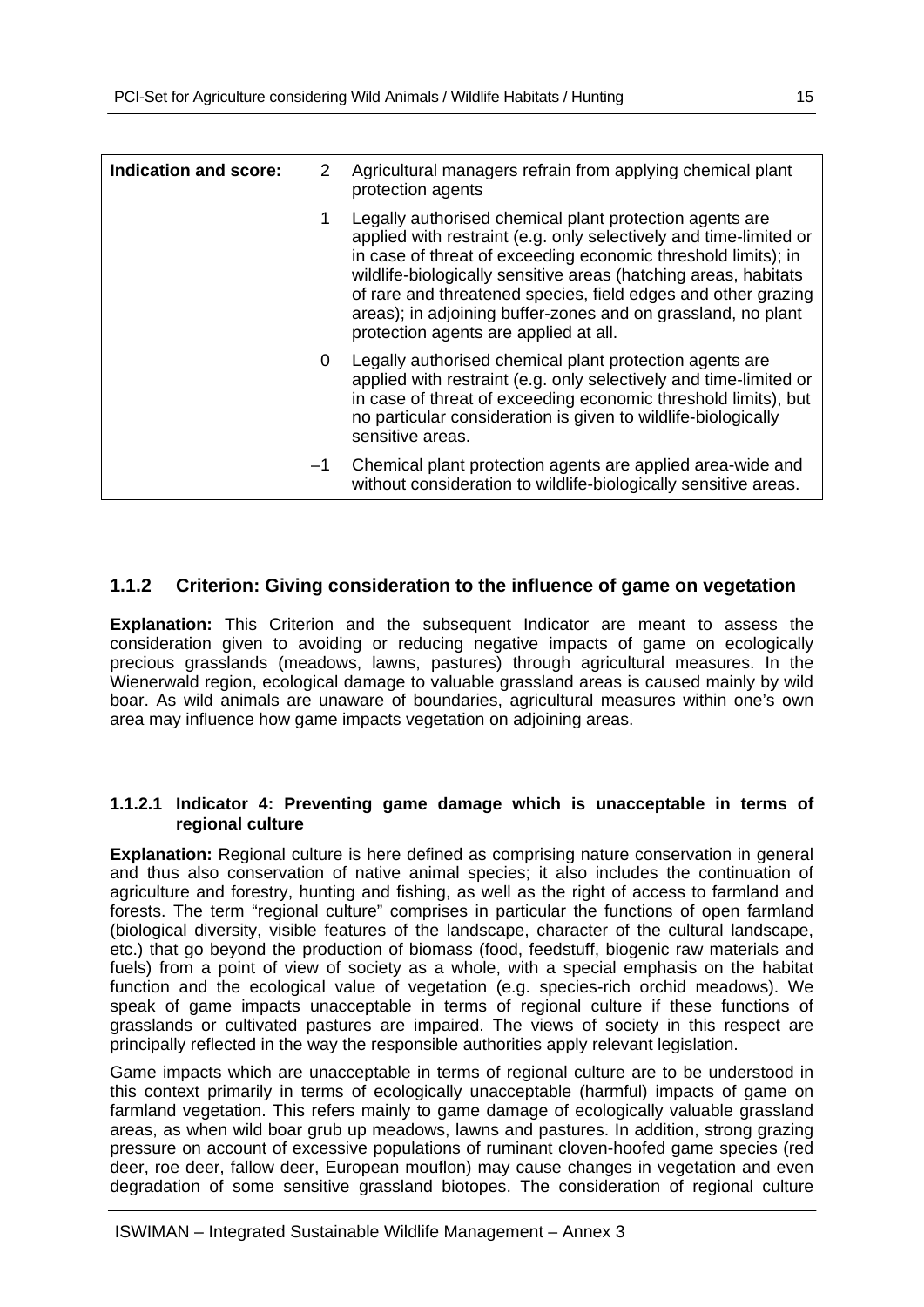| Indication and score: | | |
|---|---|---|
| | 2 | Agricultural managers refrain from applying chemical plant protection agents |
| | 1 | Legally authorised chemical plant protection agents are applied with restraint (e.g. only selectively and time-limited or in case of threat of exceeding economic threshold limits); in wildlife-biologically sensitive areas (hatching areas, habitats of rare and threatened species, field edges and other grazing areas); in adjoining buffer-zones and on grassland, no plant protection agents are applied at all. |
| | 0 | Legally authorised chemical plant protection agents are applied with restraint (e.g. only selectively and time-limited or in case of threat of exceeding economic threshold limits), but no particular consideration is given to wildlife-biologically sensitive areas. |
| | –1 | Chemical plant protection agents are applied area-wide and without consideration to wildlife-biologically sensitive areas. |

### 1.1.2 Criterion: Giving consideration to the influence of game on vegetation

**Explanation:** This Criterion and the subsequent Indicator are meant to assess the consideration given to avoiding or reducing negative impacts of game on ecologically precious grasslands (meadows, lawns, pastures) through agricultural measures. In the Wienerwald region, ecological damage to valuable grassland areas is caused mainly by wild boar. As wild animals are unaware of boundaries, agricultural measures within one's own area may influence how game impacts vegetation on adjoining areas.

#### 1.1.2.1 Indicator 4: Preventing game damage which is unacceptable in terms of regional culture

**Explanation:** Regional culture is here defined as comprising nature conservation in general and thus also conservation of native animal species; it also includes the continuation of agriculture and forestry, hunting and fishing, as well as the right of access to farmland and forests. The term "regional culture" comprises in particular the functions of open farmland (biological diversity, visible features of the landscape, character of the cultural landscape, etc.) that go beyond the production of biomass (food, feedstuff, biogenic raw materials and fuels) from a point of view of society as a whole, with a special emphasis on the habitat function and the ecological value of vegetation (e.g. species-rich orchid meadows). We speak of game impacts unacceptable in terms of regional culture if these functions of grasslands or cultivated pastures are impaired. The views of society in this respect are principally reflected in the way the responsible authorities apply relevant legislation.

Game impacts which are unacceptable in terms of regional culture are to be understood in this context primarily in terms of ecologically unacceptable (harmful) impacts of game on farmland vegetation. This refers mainly to game damage of ecologically valuable grassland areas, as when wild boar grub up meadows, lawns and pastures. In addition, strong grazing pressure on account of excessive populations of ruminant cloven-hoofed game species (red deer, roe deer, fallow deer, European mouflon) may cause changes in vegetation and even degradation of some sensitive grassland biotopes. The consideration of regional culture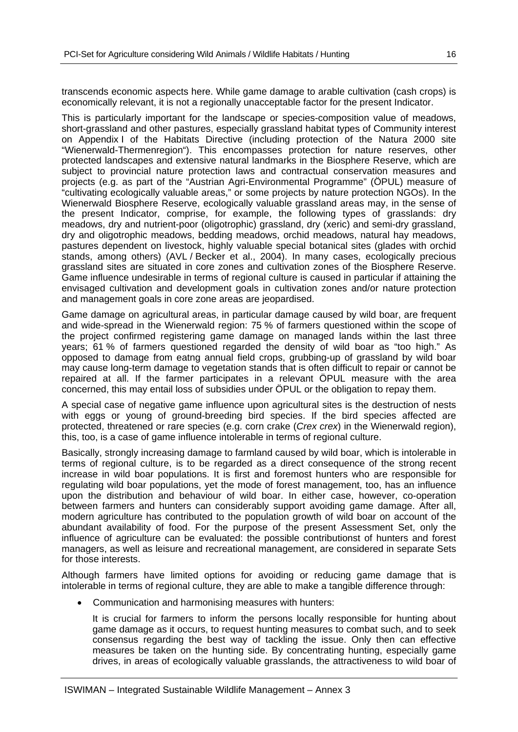transcends economic aspects here. While game damage to arable cultivation (cash crops) is economically relevant, it is not a regionally unacceptable factor for the present Indicator.

This is particularly important for the landscape or species-composition value of meadows, short-grassland and other pastures, especially grassland habitat types of Community interest on Appendix I of the Habitats Directive (including protection of the Natura 2000 site "Wienerwald-Thermenregion"). This encompasses protection for nature reserves, other protected landscapes and extensive natural landmarks in the Biosphere Reserve, which are subject to provincial nature protection laws and contractual conservation measures and projects (e.g. as part of the "Austrian Agri-Environmental Programme" (ÖPUL) measure of "cultivating ecologically valuable areas," or some projects by nature protection NGOs). In the Wienerwald Biosphere Reserve, ecologically valuable grassland areas may, in the sense of the present Indicator, comprise, for example, the following types of grasslands: dry meadows, dry and nutrient-poor (oligotrophic) grassland, dry (xeric) and semi-dry grassland, dry and oligotrophic meadows, bedding meadows, orchid meadows, natural hay meadows, pastures dependent on livestock, highly valuable special botanical sites (glades with orchid stands, among others) (AVL / Becker et al., 2004). In many cases, ecologically precious grassland sites are situated in core zones and cultivation zones of the Biosphere Reserve. Game influence undesirable in terms of regional culture is caused in particular if attaining the envisaged cultivation and development goals in cultivation zones and/or nature protection and management goals in core zone areas are jeopardised.

Game damage on agricultural areas, in particular damage caused by wild boar, are frequent and wide-spread in the Wienerwald region: 75 % of farmers questioned within the scope of the project confirmed registering game damage on managed lands within the last three years; 61 % of farmers questioned regarded the density of wild boar as "too high." As opposed to damage from eatng annual field crops, grubbing-up of grassland by wild boar may cause long-term damage to vegetation stands that is often difficult to repair or cannot be repaired at all. If the farmer participates in a relevant ÖPUL measure with the area concerned, this may entail loss of subsidies under ÖPUL or the obligation to repay them.

A special case of negative game influence upon agricultural sites is the destruction of nests with eggs or young of ground-breeding bird species. If the bird species affected are protected, threatened or rare species (e.g. corn crake (*Crex crex*) in the Wienerwald region), this, too, is a case of game influence intolerable in terms of regional culture.

Basically, strongly increasing damage to farmland caused by wild boar, which is intolerable in terms of regional culture, is to be regarded as a direct consequence of the strong recent increase in wild boar populations. It is first and foremost hunters who are responsible for regulating wild boar populations, yet the mode of forest management, too, has an influence upon the distribution and behaviour of wild boar. In either case, however, co-operation between farmers and hunters can considerably support avoiding game damage. After all, modern agriculture has contributed to the population growth of wild boar on account of the abundant availability of food. For the purpose of the present Assessment Set, only the influence of agriculture can be evaluated: the possible contributionst of hunters and forest managers, as well as leisure and recreational management, are considered in separate Sets for those interests.

Although farmers have limited options for avoiding or reducing game damage that is intolerable in terms of regional culture, they are able to make a tangible difference through:

- Communication and harmonising measures with hunters:

  It is crucial for farmers to inform the persons locally responsible for hunting about game damage as it occurs, to request hunting measures to combat such, and to seek consensus regarding the best way of tackling the issue. Only then can effective measures be taken on the hunting side. By concentrating hunting, especially game drives, in areas of ecologically valuable grasslands, the attractiveness to wild boar of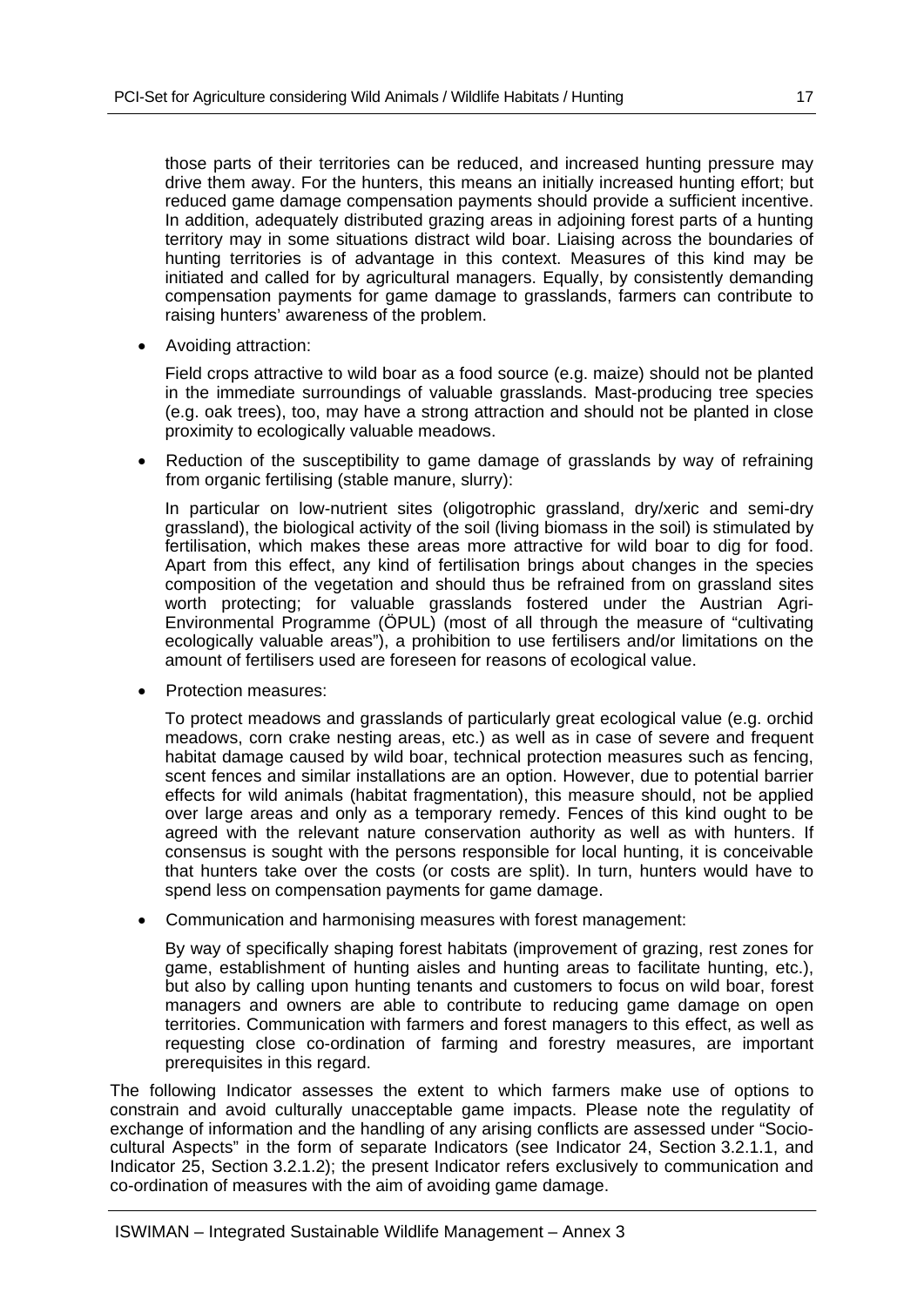those parts of their territories can be reduced, and increased hunting pressure may drive them away. For the hunters, this means an initially increased hunting effort; but reduced game damage compensation payments should provide a sufficient incentive. In addition, adequately distributed grazing areas in adjoining forest parts of a hunting territory may in some situations distract wild boar. Liaising across the boundaries of hunting territories is of advantage in this context. Measures of this kind may be initiated and called for by agricultural managers. Equally, by consistently demanding compensation payments for game damage to grasslands, farmers can contribute to raising hunters' awareness of the problem.

- Avoiding attraction:

  Field crops attractive to wild boar as a food source (e.g. maize) should not be planted in the immediate surroundings of valuable grasslands. Mast-producing tree species (e.g. oak trees), too, may have a strong attraction and should not be planted in close proximity to ecologically valuable meadows.

- Reduction of the susceptibility to game damage of grasslands by way of refraining from organic fertilising (stable manure, slurry):

  In particular on low-nutrient sites (oligotrophic grassland, dry/xeric and semi-dry grassland), the biological activity of the soil (living biomass in the soil) is stimulated by fertilisation, which makes these areas more attractive for wild boar to dig for food. Apart from this effect, any kind of fertilisation brings about changes in the species composition of the vegetation and should thus be refrained from on grassland sites worth protecting; for valuable grasslands fostered under the Austrian Agri-Environmental Programme (ÖPUL) (most of all through the measure of "cultivating ecologically valuable areas"), a prohibition to use fertilisers and/or limitations on the amount of fertilisers used are foreseen for reasons of ecological value.

- Protection measures:

  To protect meadows and grasslands of particularly great ecological value (e.g. orchid meadows, corn crake nesting areas, etc.) as well as in case of severe and frequent habitat damage caused by wild boar, technical protection measures such as fencing, scent fences and similar installations are an option. However, due to potential barrier effects for wild animals (habitat fragmentation), this measure should, not be applied over large areas and only as a temporary remedy. Fences of this kind ought to be agreed with the relevant nature conservation authority as well as with hunters. If consensus is sought with the persons responsible for local hunting, it is conceivable that hunters take over the costs (or costs are split). In turn, hunters would have to spend less on compensation payments for game damage.

- Communication and harmonising measures with forest management:

  By way of specifically shaping forest habitats (improvement of grazing, rest zones for game, establishment of hunting aisles and hunting areas to facilitate hunting, etc.), but also by calling upon hunting tenants and customers to focus on wild boar, forest managers and owners are able to contribute to reducing game damage on open territories. Communication with farmers and forest managers to this effect, as well as requesting close co-ordination of farming and forestry measures, are important prerequisites in this regard.

The following Indicator assesses the extent to which farmers make use of options to constrain and avoid culturally unacceptable game impacts. Please note the regulatity of exchange of information and the handling of any arising conflicts are assessed under "Socio-cultural Aspects" in the form of separate Indicators (see Indicator 24, Section 3.2.1.1, and Indicator 25, Section 3.2.1.2); the present Indicator refers exclusively to communication and co-ordination of measures with the aim of avoiding game damage.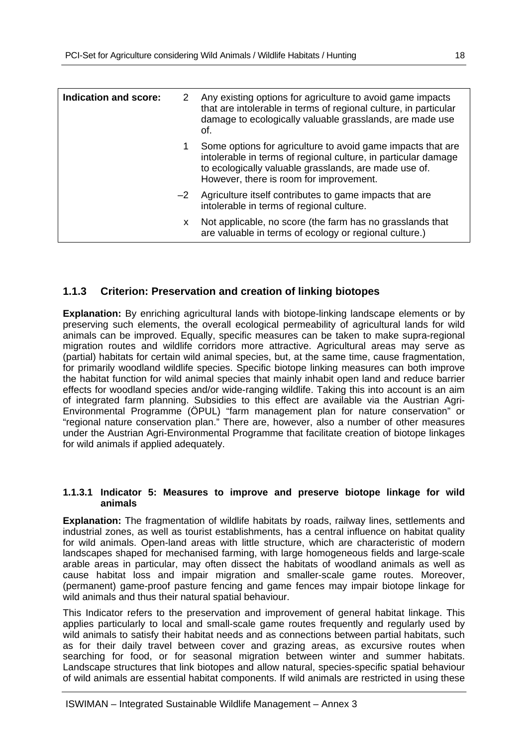| Indication and score: | | |
|---|---|---|
| | 2 | Any existing options for agriculture to avoid game impacts that are intolerable in terms of regional culture, in particular damage to ecologically valuable grasslands, are made use of. |
| | 1 | Some options for agriculture to avoid game impacts that are intolerable in terms of regional culture, in particular damage to ecologically valuable grasslands, are made use of. However, there is room for improvement. |
| | –2 | Agriculture itself contributes to game impacts that are intolerable in terms of regional culture. |
| | x | Not applicable, no score (the farm has no grasslands that are valuable in terms of ecology or regional culture.) |

### 1.1.3 Criterion: Preservation and creation of linking biotopes

**Explanation:** By enriching agricultural lands with biotope-linking landscape elements or by preserving such elements, the overall ecological permeability of agricultural lands for wild animals can be improved. Equally, specific measures can be taken to make supra-regional migration routes and wildlife corridors more attractive. Agricultural areas may serve as (partial) habitats for certain wild animal species, but, at the same time, cause fragmentation, for primarily woodland wildlife species. Specific biotope linking measures can both improve the habitat function for wild animal species that mainly inhabit open land and reduce barrier effects for woodland species and/or wide-ranging wildlife. Taking this into account is an aim of integrated farm planning. Subsidies to this effect are available via the Austrian Agri-Environmental Programme (ÖPUL) "farm management plan for nature conservation" or "regional nature conservation plan." There are, however, also a number of other measures under the Austrian Agri-Environmental Programme that facilitate creation of biotope linkages for wild animals if applied adequately.

#### 1.1.3.1 Indicator 5: Measures to improve and preserve biotope linkage for wild animals

**Explanation:** The fragmentation of wildlife habitats by roads, railway lines, settlements and industrial zones, as well as tourist establishments, has a central influence on habitat quality for wild animals. Open-land areas with little structure, which are characteristic of modern landscapes shaped for mechanised farming, with large homogeneous fields and large-scale arable areas in particular, may often dissect the habitats of woodland animals as well as cause habitat loss and impair migration and smaller-scale game routes. Moreover, (permanent) game-proof pasture fencing and game fences may impair biotope linkage for wild animals and thus their natural spatial behaviour.

This Indicator refers to the preservation and improvement of general habitat linkage. This applies particularly to local and small-scale game routes frequently and regularly used by wild animals to satisfy their habitat needs and as connections between partial habitats, such as for their daily travel between cover and grazing areas, as excursive routes when searching for food, or for seasonal migration between winter and summer habitats. Landscape structures that link biotopes and allow natural, species-specific spatial behaviour of wild animals are essential habitat components. If wild animals are restricted in using these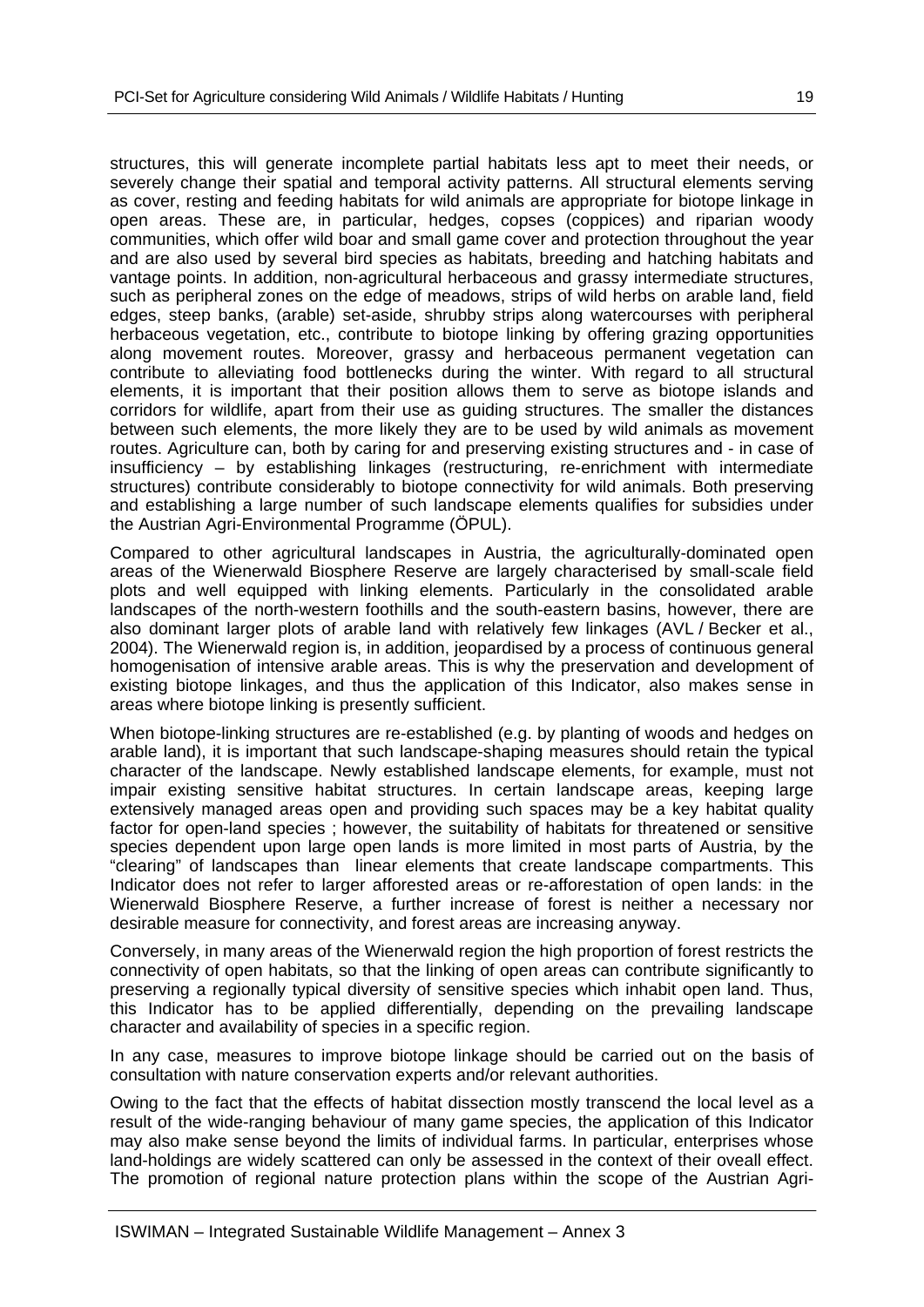structures, this will generate incomplete partial habitats less apt to meet their needs, or severely change their spatial and temporal activity patterns. All structural elements serving as cover, resting and feeding habitats for wild animals are appropriate for biotope linkage in open areas. These are, in particular, hedges, copses (coppices) and riparian woody communities, which offer wild boar and small game cover and protection throughout the year and are also used by several bird species as habitats, breeding and hatching habitats and vantage points. In addition, non-agricultural herbaceous and grassy intermediate structures, such as peripheral zones on the edge of meadows, strips of wild herbs on arable land, field edges, steep banks, (arable) set-aside, shrubby strips along watercourses with peripheral herbaceous vegetation, etc., contribute to biotope linking by offering grazing opportunities along movement routes. Moreover, grassy and herbaceous permanent vegetation can contribute to alleviating food bottlenecks during the winter. With regard to all structural elements, it is important that their position allows them to serve as biotope islands and corridors for wildlife, apart from their use as guiding structures. The smaller the distances between such elements, the more likely they are to be used by wild animals as movement routes. Agriculture can, both by caring for and preserving existing structures and - in case of insufficiency – by establishing linkages (restructuring, re-enrichment with intermediate structures) contribute considerably to biotope connectivity for wild animals. Both preserving and establishing a large number of such landscape elements qualifies for subsidies under the Austrian Agri-Environmental Programme (ÖPUL).

Compared to other agricultural landscapes in Austria, the agriculturally-dominated open areas of the Wienerwald Biosphere Reserve are largely characterised by small-scale field plots and well equipped with linking elements. Particularly in the consolidated arable landscapes of the north-western foothills and the south-eastern basins, however, there are also dominant larger plots of arable land with relatively few linkages (AVL / Becker et al., 2004). The Wienerwald region is, in addition, jeopardised by a process of continuous general homogenisation of intensive arable areas. This is why the preservation and development of existing biotope linkages, and thus the application of this Indicator, also makes sense in areas where biotope linking is presently sufficient.

When biotope-linking structures are re-established (e.g. by planting of woods and hedges on arable land), it is important that such landscape-shaping measures should retain the typical character of the landscape. Newly established landscape elements, for example, must not impair existing sensitive habitat structures. In certain landscape areas, keeping large extensively managed areas open and providing such spaces may be a key habitat quality factor for open-land species ; however, the suitability of habitats for threatened or sensitive species dependent upon large open lands is more limited in most parts of Austria, by the "clearing" of landscapes than linear elements that create landscape compartments. This Indicator does not refer to larger afforested areas or re-afforestation of open lands: in the Wienerwald Biosphere Reserve, a further increase of forest is neither a necessary nor desirable measure for connectivity, and forest areas are increasing anyway.

Conversely, in many areas of the Wienerwald region the high proportion of forest restricts the connectivity of open habitats, so that the linking of open areas can contribute significantly to preserving a regionally typical diversity of sensitive species which inhabit open land. Thus, this Indicator has to be applied differentially, depending on the prevailing landscape character and availability of species in a specific region.

In any case, measures to improve biotope linkage should be carried out on the basis of consultation with nature conservation experts and/or relevant authorities.

Owing to the fact that the effects of habitat dissection mostly transcend the local level as a result of the wide-ranging behaviour of many game species, the application of this Indicator may also make sense beyond the limits of individual farms. In particular, enterprises whose land-holdings are widely scattered can only be assessed in the context of their oveall effect. The promotion of regional nature protection plans within the scope of the Austrian Agri-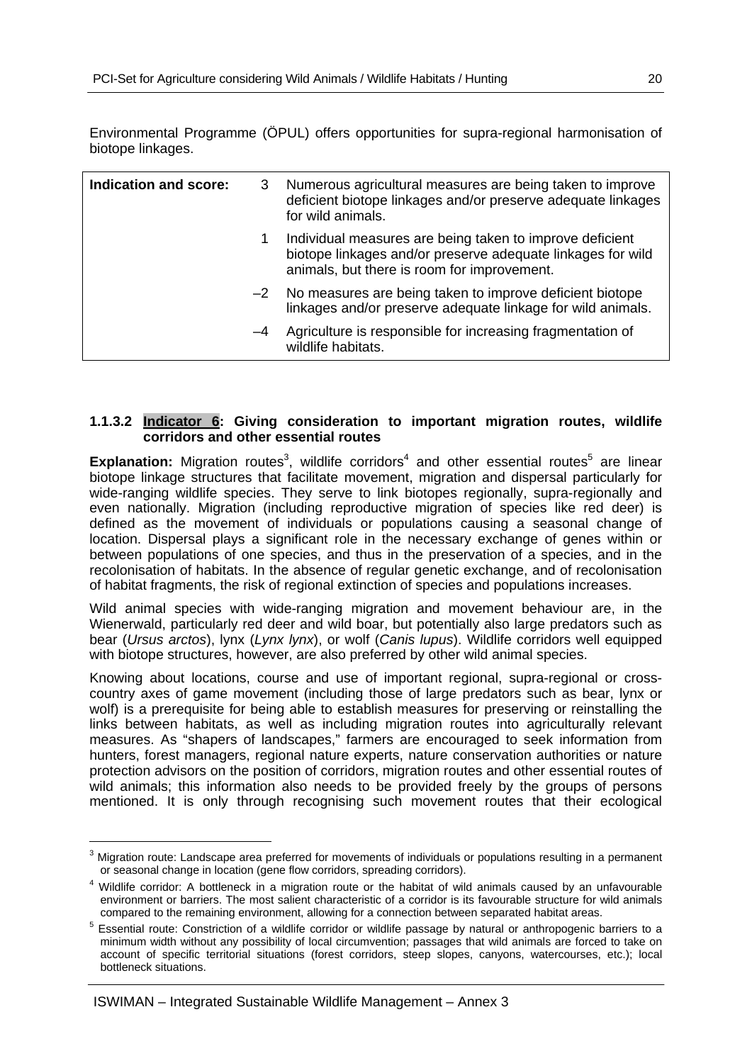Environmental Programme (ÖPUL) offers opportunities for supra-regional harmonisation of biotope linkages.

| Indication and score: | | |
|---|---|---|
| | 3 | Numerous agricultural measures are being taken to improve deficient biotope linkages and/or preserve adequate linkages for wild animals. |
| | 1 | Individual measures are being taken to improve deficient biotope linkages and/or preserve adequate linkages for wild animals, but there is room for improvement. |
| | –2 | No measures are being taken to improve deficient biotope linkages and/or preserve adequate linkage for wild animals. |
| | –4 | Agriculture is responsible for increasing fragmentation of wildlife habitats. |

#### 1.1.3.2 Indicator 6: Giving consideration to important migration routes, wildlife corridors and other essential routes

**Explanation:** Migration routes[3], wildlife corridors[4] and other essential routes[5] are linear biotope linkage structures that facilitate movement, migration and dispersal particularly for wide-ranging wildlife species. They serve to link biotopes regionally, supra-regionally and even nationally. Migration (including reproductive migration of species like red deer) is defined as the movement of individuals or populations causing a seasonal change of location. Dispersal plays a significant role in the necessary exchange of genes within or between populations of one species, and thus in the preservation of a species, and in the recolonisation of habitats. In the absence of regular genetic exchange, and of recolonisation of habitat fragments, the risk of regional extinction of species and populations increases.

Wild animal species with wide-ranging migration and movement behaviour are, in the Wienerwald, particularly red deer and wild boar, but potentially also large predators such as bear (*Ursus arctos*), lynx (*Lynx lynx*), or wolf (*Canis lupus*). Wildlife corridors well equipped with biotope structures, however, are also preferred by other wild animal species.

Knowing about locations, course and use of important regional, supra-regional or cross-country axes of game movement (including those of large predators such as bear, lynx or wolf) is a prerequisite for being able to establish measures for preserving or reinstalling the links between habitats, as well as including migration routes into agriculturally relevant measures. As "shapers of landscapes," farmers are encouraged to seek information from hunters, forest managers, regional nature experts, nature conservation authorities or nature protection advisors on the position of corridors, migration routes and other essential routes of wild animals; this information also needs to be provided freely by the groups of persons mentioned. It is only through recognising such movement routes that their ecological

[3] Migration route: Landscape area preferred for movements of individuals or populations resulting in a permanent or seasonal change in location (gene flow corridors, spreading corridors).

[4] Wildlife corridor: A bottleneck in a migration route or the habitat of wild animals caused by an unfavourable environment or barriers. The most salient characteristic of a corridor is its favourable structure for wild animals compared to the remaining environment, allowing for a connection between separated habitat areas.

[5] Essential route: Constriction of a wildlife corridor or wildlife passage by natural or anthropogenic barriers to a minimum width without any possibility of local circumvention; passages that wild animals are forced to take on account of specific territorial situations (forest corridors, steep slopes, canyons, watercourses, etc.); local bottleneck situations.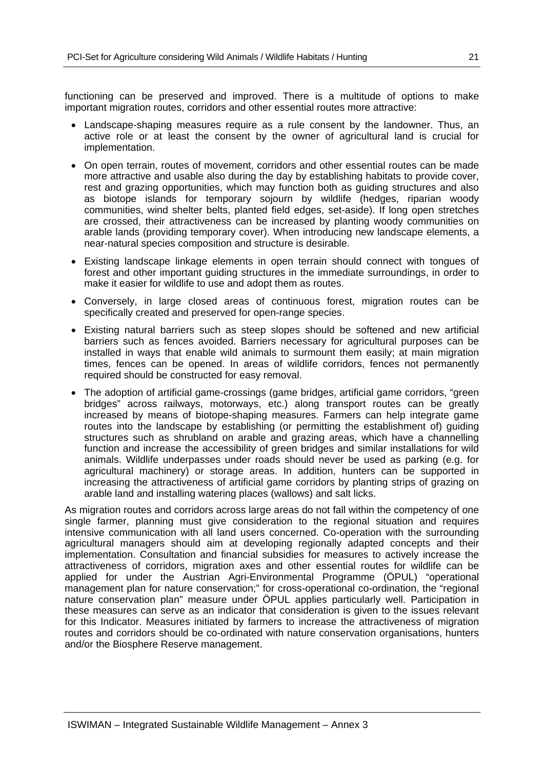functioning can be preserved and improved. There is a multitude of options to make important migration routes, corridors and other essential routes more attractive:

- Landscape-shaping measures require as a rule consent by the landowner. Thus, an active role or at least the consent by the owner of agricultural land is crucial for implementation.
- On open terrain, routes of movement, corridors and other essential routes can be made more attractive and usable also during the day by establishing habitats to provide cover, rest and grazing opportunities, which may function both as guiding structures and also as biotope islands for temporary sojourn by wildlife (hedges, riparian woody communities, wind shelter belts, planted field edges, set-aside). If long open stretches are crossed, their attractiveness can be increased by planting woody communities on arable lands (providing temporary cover). When introducing new landscape elements, a near-natural species composition and structure is desirable.
- Existing landscape linkage elements in open terrain should connect with tongues of forest and other important guiding structures in the immediate surroundings, in order to make it easier for wildlife to use and adopt them as routes.
- Conversely, in large closed areas of continuous forest, migration routes can be specifically created and preserved for open-range species.
- Existing natural barriers such as steep slopes should be softened and new artificial barriers such as fences avoided. Barriers necessary for agricultural purposes can be installed in ways that enable wild animals to surmount them easily; at main migration times, fences can be opened. In areas of wildlife corridors, fences not permanently required should be constructed for easy removal.
- The adoption of artificial game-crossings (game bridges, artificial game corridors, "green bridges" across railways, motorways, etc.) along transport routes can be greatly increased by means of biotope-shaping measures. Farmers can help integrate game routes into the landscape by establishing (or permitting the establishment of) guiding structures such as shrubland on arable and grazing areas, which have a channelling function and increase the accessibility of green bridges and similar installations for wild animals. Wildlife underpasses under roads should never be used as parking (e.g. for agricultural machinery) or storage areas. In addition, hunters can be supported in increasing the attractiveness of artificial game corridors by planting strips of grazing on arable land and installing watering places (wallows) and salt licks.

As migration routes and corridors across large areas do not fall within the competency of one single farmer, planning must give consideration to the regional situation and requires intensive communication with all land users concerned. Co-operation with the surrounding agricultural managers should aim at developing regionally adapted concepts and their implementation. Consultation and financial subsidies for measures to actively increase the attractiveness of corridors, migration axes and other essential routes for wildlife can be applied for under the Austrian Agri-Environmental Programme (ÖPUL) "operational management plan for nature conservation;" for cross-operational co-ordination, the "regional nature conservation plan" measure under ÖPUL applies particularly well. Participation in these measures can serve as an indicator that consideration is given to the issues relevant for this Indicator. Measures initiated by farmers to increase the attractiveness of migration routes and corridors should be co-ordinated with nature conservation organisations, hunters and/or the Biosphere Reserve management.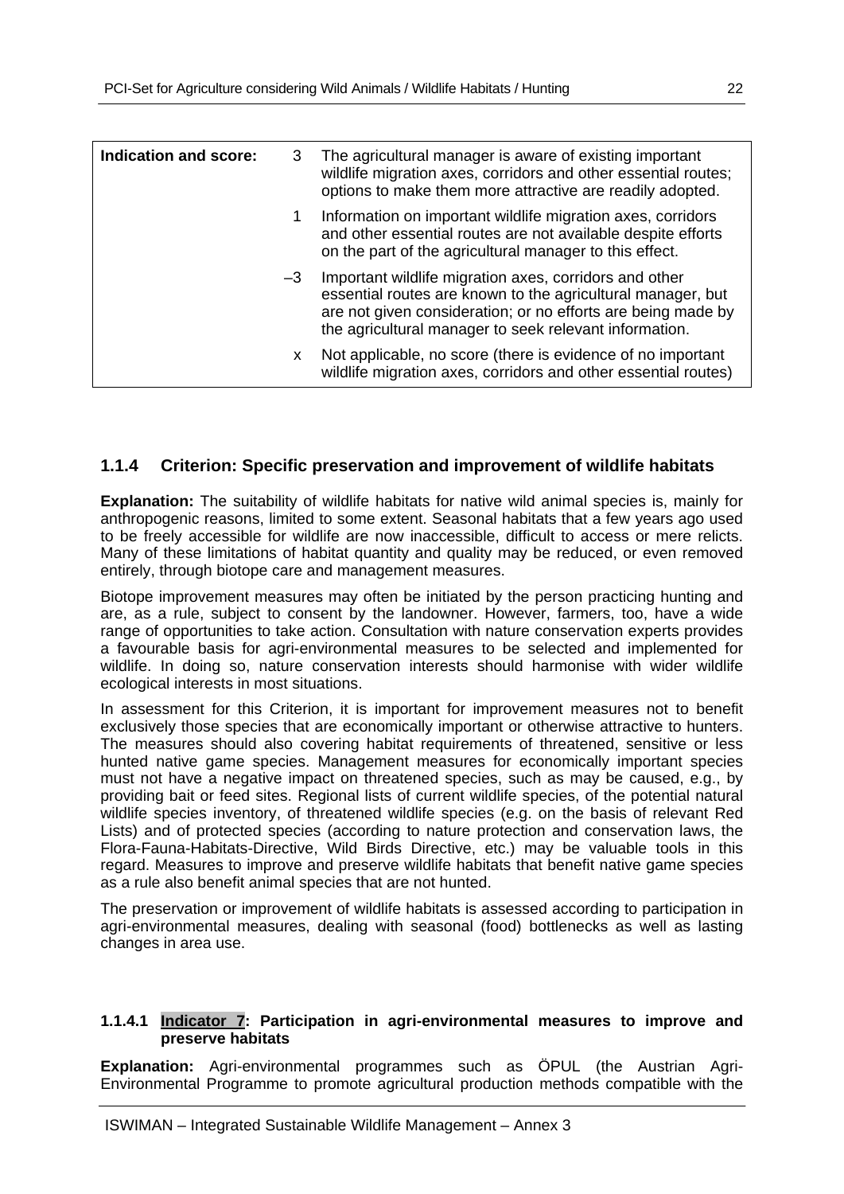| Indication and score: | | |
|---|---|---|
| | 3 | The agricultural manager is aware of existing important wildlife migration axes, corridors and other essential routes; options to make them more attractive are readily adopted. |
| | 1 | Information on important wildlife migration axes, corridors and other essential routes are not available despite efforts on the part of the agricultural manager to this effect. |
| | –3 | Important wildlife migration axes, corridors and other essential routes are known to the agricultural manager, but are not given consideration; or no efforts are being made by the agricultural manager to seek relevant information. |
| | x | Not applicable, no score (there is evidence of no important wildlife migration axes, corridors and other essential routes) |

### 1.1.4 Criterion: Specific preservation and improvement of wildlife habitats

**Explanation:** The suitability of wildlife habitats for native wild animal species is, mainly for anthropogenic reasons, limited to some extent. Seasonal habitats that a few years ago used to be freely accessible for wildlife are now inaccessible, difficult to access or mere relicts. Many of these limitations of habitat quantity and quality may be reduced, or even removed entirely, through biotope care and management measures.

Biotope improvement measures may often be initiated by the person practicing hunting and are, as a rule, subject to consent by the landowner. However, farmers, too, have a wide range of opportunities to take action. Consultation with nature conservation experts provides a favourable basis for agri-environmental measures to be selected and implemented for wildlife. In doing so, nature conservation interests should harmonise with wider wildlife ecological interests in most situations.

In assessment for this Criterion, it is important for improvement measures not to benefit exclusively those species that are economically important or otherwise attractive to hunters. The measures should also covering habitat requirements of threatened, sensitive or less hunted native game species. Management measures for economically important species must not have a negative impact on threatened species, such as may be caused, e.g., by providing bait or feed sites. Regional lists of current wildlife species, of the potential natural wildlife species inventory, of threatened wildlife species (e.g. on the basis of relevant Red Lists) and of protected species (according to nature protection and conservation laws, the Flora-Fauna-Habitats-Directive, Wild Birds Directive, etc.) may be valuable tools in this regard. Measures to improve and preserve wildlife habitats that benefit native game species as a rule also benefit animal species that are not hunted.

The preservation or improvement of wildlife habitats is assessed according to participation in agri-environmental measures, dealing with seasonal (food) bottlenecks as well as lasting changes in area use.

#### 1.1.4.1 Indicator 7: Participation in agri-environmental measures to improve and preserve habitats

**Explanation:** Agri-environmental programmes such as ÖPUL (the Austrian Agri-Environmental Programme to promote agricultural production methods compatible with the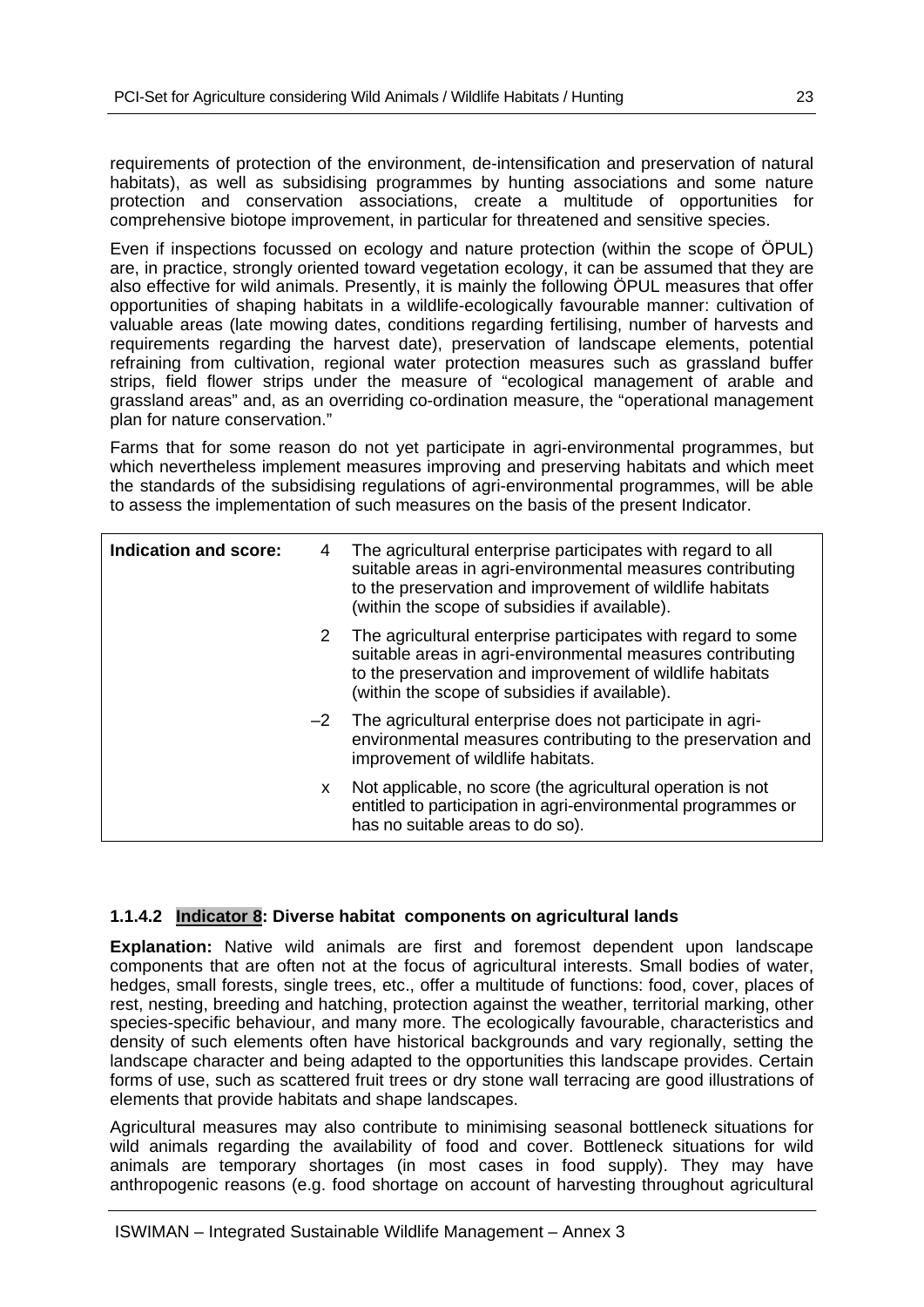requirements of protection of the environment, de-intensification and preservation of natural habitats), as well as subsidising programmes by hunting associations and some nature protection and conservation associations, create a multitude of opportunities for comprehensive biotope improvement, in particular for threatened and sensitive species.

Even if inspections focussed on ecology and nature protection (within the scope of ÖPUL) are, in practice, strongly oriented toward vegetation ecology, it can be assumed that they are also effective for wild animals. Presently, it is mainly the following ÖPUL measures that offer opportunities of shaping habitats in a wildlife-ecologically favourable manner: cultivation of valuable areas (late mowing dates, conditions regarding fertilising, number of harvests and requirements regarding the harvest date), preservation of landscape elements, potential refraining from cultivation, regional water protection measures such as grassland buffer strips, field flower strips under the measure of "ecological management of arable and grassland areas" and, as an overriding co-ordination measure, the "operational management plan for nature conservation."

Farms that for some reason do not yet participate in agri-environmental programmes, but which nevertheless implement measures improving and preserving habitats and which meet the standards of the subsidising regulations of agri-environmental programmes, will be able to assess the implementation of such measures on the basis of the present Indicator.

| Indication and score: | | |
|---|---|---|
| | 4 | The agricultural enterprise participates with regard to all suitable areas in agri-environmental measures contributing to the preservation and improvement of wildlife habitats (within the scope of subsidies if available). |
| | 2 | The agricultural enterprise participates with regard to some suitable areas in agri-environmental measures contributing to the preservation and improvement of wildlife habitats (within the scope of subsidies if available). |
| | –2 | The agricultural enterprise does not participate in agri-environmental measures contributing to the preservation and improvement of wildlife habitats. |
| | x | Not applicable, no score (the agricultural operation is not entitled to participation in agri-environmental programmes or has no suitable areas to do so). |

#### 1.1.4.2 Indicator 8: Diverse habitat components on agricultural lands

**Explanation:** Native wild animals are first and foremost dependent upon landscape components that are often not at the focus of agricultural interests. Small bodies of water, hedges, small forests, single trees, etc., offer a multitude of functions: food, cover, places of rest, nesting, breeding and hatching, protection against the weather, territorial marking, other species-specific behaviour, and many more. The ecologically favourable, characteristics and density of such elements often have historical backgrounds and vary regionally, setting the landscape character and being adapted to the opportunities this landscape provides. Certain forms of use, such as scattered fruit trees or dry stone wall terracing are good illustrations of elements that provide habitats and shape landscapes.

Agricultural measures may also contribute to minimising seasonal bottleneck situations for wild animals regarding the availability of food and cover. Bottleneck situations for wild animals are temporary shortages (in most cases in food supply). They may have anthropogenic reasons (e.g. food shortage on account of harvesting throughout agricultural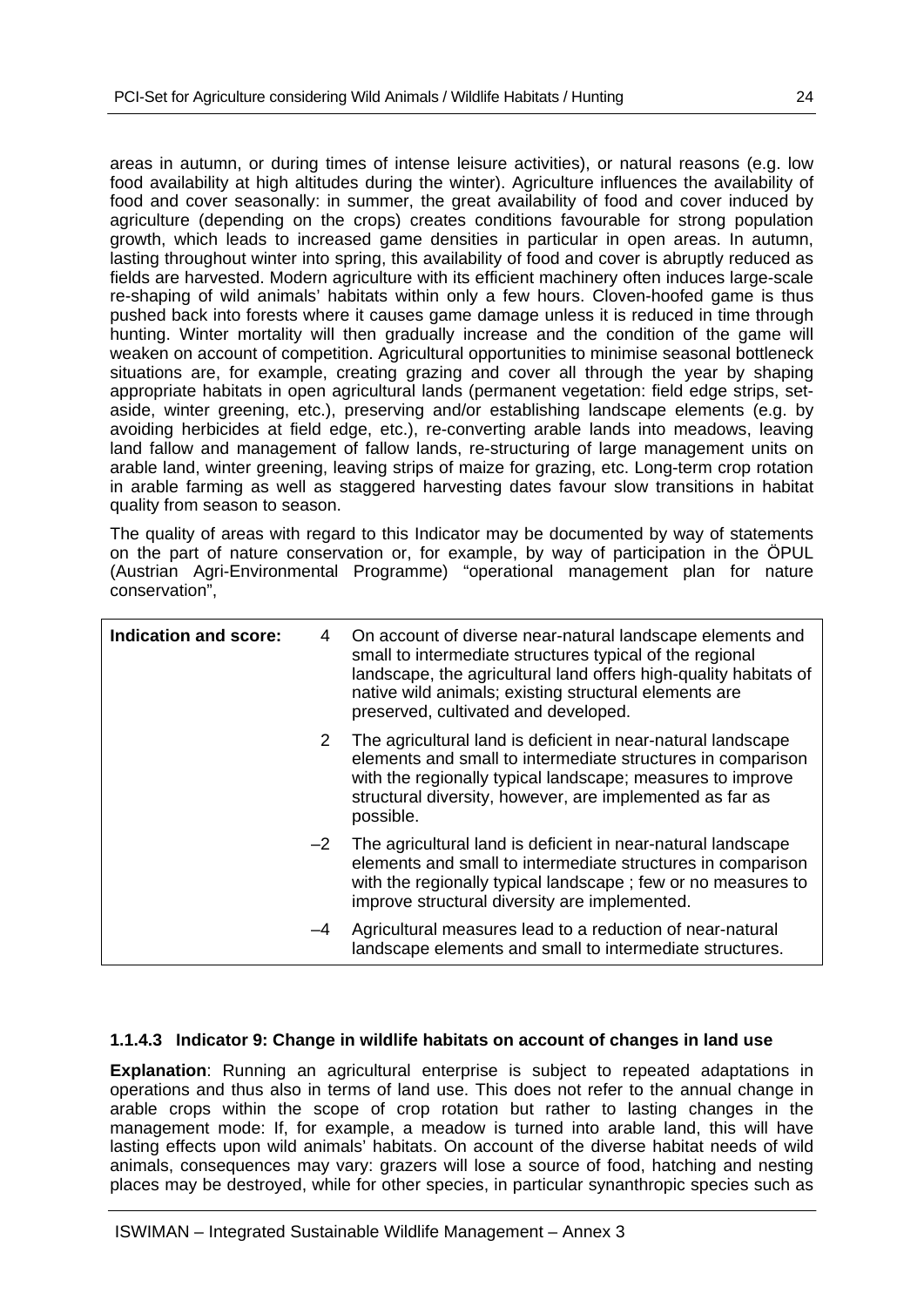areas in autumn, or during times of intense leisure activities), or natural reasons (e.g. low food availability at high altitudes during the winter). Agriculture influences the availability of food and cover seasonally: in summer, the great availability of food and cover induced by agriculture (depending on the crops) creates conditions favourable for strong population growth, which leads to increased game densities in particular in open areas. In autumn, lasting throughout winter into spring, this availability of food and cover is abruptly reduced as fields are harvested. Modern agriculture with its efficient machinery often induces large-scale re-shaping of wild animals' habitats within only a few hours. Cloven-hoofed game is thus pushed back into forests where it causes game damage unless it is reduced in time through hunting. Winter mortality will then gradually increase and the condition of the game will weaken on account of competition. Agricultural opportunities to minimise seasonal bottleneck situations are, for example, creating grazing and cover all through the year by shaping appropriate habitats in open agricultural lands (permanent vegetation: field edge strips, set-aside, winter greening, etc.), preserving and/or establishing landscape elements (e.g. by avoiding herbicides at field edge, etc.), re-converting arable lands into meadows, leaving land fallow and management of fallow lands, re-structuring of large management units on arable land, winter greening, leaving strips of maize for grazing, etc. Long-term crop rotation in arable farming as well as staggered harvesting dates favour slow transitions in habitat quality from season to season.

The quality of areas with regard to this Indicator may be documented by way of statements on the part of nature conservation or, for example, by way of participation in the ÖPUL (Austrian Agri-Environmental Programme) "operational management plan for nature conservation",

| Indication and score: | | |
|---|---|---|
| | 4 | On account of diverse near-natural landscape elements and small to intermediate structures typical of the regional landscape, the agricultural land offers high-quality habitats of native wild animals; existing structural elements are preserved, cultivated and developed. |
| | 2 | The agricultural land is deficient in near-natural landscape elements and small to intermediate structures in comparison with the regionally typical landscape; measures to improve structural diversity, however, are implemented as far as possible. |
| | –2 | The agricultural land is deficient in near-natural landscape elements and small to intermediate structures in comparison with the regionally typical landscape ; few or no measures to improve structural diversity are implemented. |
| | –4 | Agricultural measures lead to a reduction of near-natural landscape elements and small to intermediate structures. |

#### 1.1.4.3 Indicator 9: Change in wildlife habitats on account of changes in land use

**Explanation**: Running an agricultural enterprise is subject to repeated adaptations in operations and thus also in terms of land use. This does not refer to the annual change in arable crops within the scope of crop rotation but rather to lasting changes in the management mode: If, for example, a meadow is turned into arable land, this will have lasting effects upon wild animals' habitats. On account of the diverse habitat needs of wild animals, consequences may vary: grazers will lose a source of food, hatching and nesting places may be destroyed, while for other species, in particular synanthropic species such as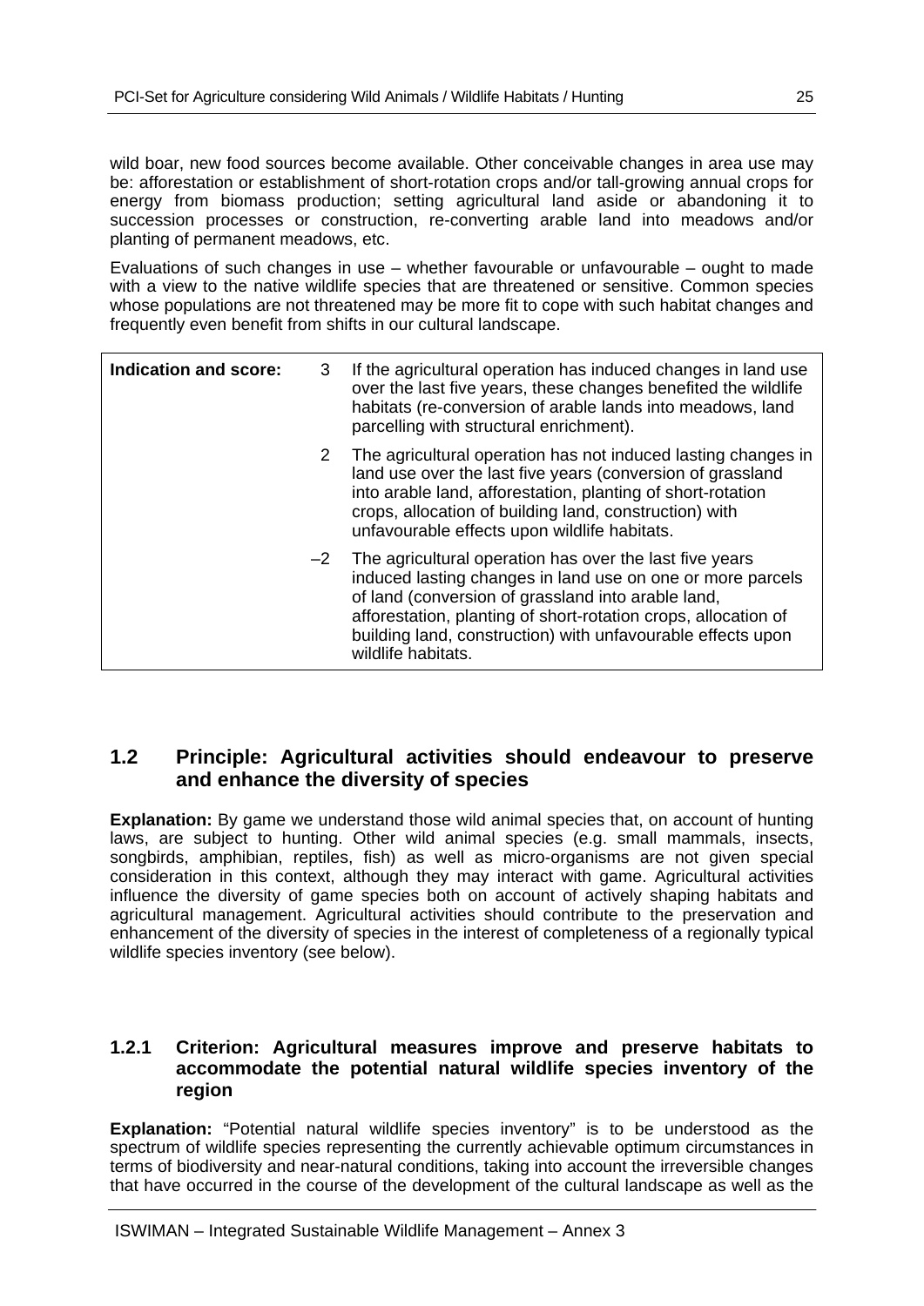wild boar, new food sources become available. Other conceivable changes in area use may be: afforestation or establishment of short-rotation crops and/or tall-growing annual crops for energy from biomass production; setting agricultural land aside or abandoning it to succession processes or construction, re-converting arable land into meadows and/or planting of permanent meadows, etc.

Evaluations of such changes in use – whether favourable or unfavourable – ought to made with a view to the native wildlife species that are threatened or sensitive. Common species whose populations are not threatened may be more fit to cope with such habitat changes and frequently even benefit from shifts in our cultural landscape.

| **Indication and score:** | | |
|---|---|---|
| | 3 | If the agricultural operation has induced changes in land use over the last five years, these changes benefited the wildlife habitats (re-conversion of arable lands into meadows, land parcelling with structural enrichment). |
| | 2 | The agricultural operation has not induced lasting changes in land use over the last five years (conversion of grassland into arable land, afforestation, planting of short-rotation crops, allocation of building land, construction) with unfavourable effects upon wildlife habitats. |
| | –2 | The agricultural operation has over the last five years induced lasting changes in land use on one or more parcels of land (conversion of grassland into arable land, afforestation, planting of short-rotation crops, allocation of building land, construction) with unfavourable effects upon wildlife habitats. |

## 1.2 Principle: Agricultural activities should endeavour to preserve and enhance the diversity of species

**Explanation:** By game we understand those wild animal species that, on account of hunting laws, are subject to hunting. Other wild animal species (e.g. small mammals, insects, songbirds, amphibian, reptiles, fish) as well as micro-organisms are not given special consideration in this context, although they may interact with game. Agricultural activities influence the diversity of game species both on account of actively shaping habitats and agricultural management. Agricultural activities should contribute to the preservation and enhancement of the diversity of species in the interest of completeness of a regionally typical wildlife species inventory (see below).

### 1.2.1 Criterion: Agricultural measures improve and preserve habitats to accommodate the potential natural wildlife species inventory of the region

**Explanation:** "Potential natural wildlife species inventory" is to be understood as the spectrum of wildlife species representing the currently achievable optimum circumstances in terms of biodiversity and near-natural conditions, taking into account the irreversible changes that have occurred in the course of the development of the cultural landscape as well as the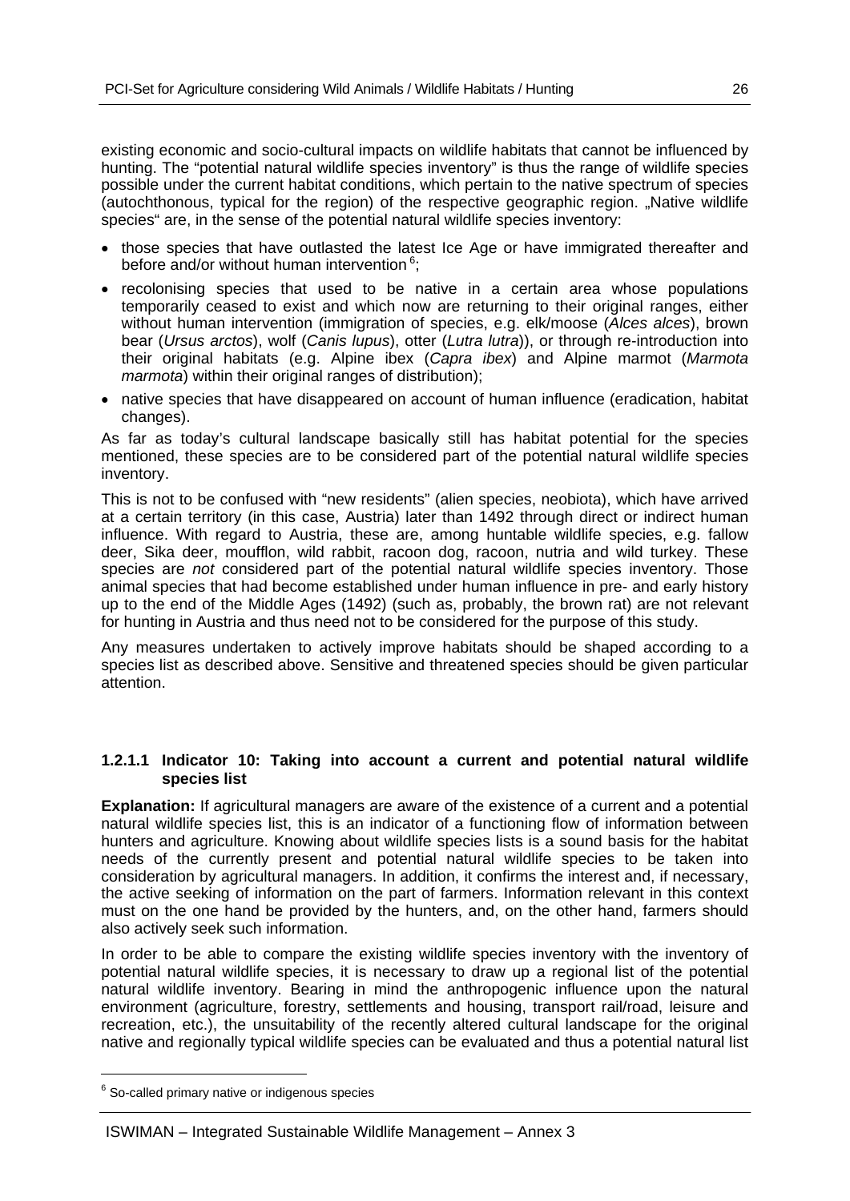existing economic and socio-cultural impacts on wildlife habitats that cannot be influenced by hunting. The "potential natural wildlife species inventory" is thus the range of wildlife species possible under the current habitat conditions, which pertain to the native spectrum of species (autochthonous, typical for the region) of the respective geographic region. „Native wildlife species" are, in the sense of the potential natural wildlife species inventory:

- those species that have outlasted the latest Ice Age or have immigrated thereafter and before and/or without human intervention [6];
- recolonising species that used to be native in a certain area whose populations temporarily ceased to exist and which now are returning to their original ranges, either without human intervention (immigration of species, e.g. elk/moose (*Alces alces*), brown bear (*Ursus arctos*), wolf (*Canis lupus*), otter (*Lutra lutra*)), or through re-introduction into their original habitats (e.g. Alpine ibex (*Capra ibex*) and Alpine marmot (*Marmota marmota*) within their original ranges of distribution);
- native species that have disappeared on account of human influence (eradication, habitat changes).

As far as today's cultural landscape basically still has habitat potential for the species mentioned, these species are to be considered part of the potential natural wildlife species inventory.

This is not to be confused with "new residents" (alien species, neobiota), which have arrived at a certain territory (in this case, Austria) later than 1492 through direct or indirect human influence. With regard to Austria, these are, among huntable wildlife species, e.g. fallow deer, Sika deer, moufflon, wild rabbit, racoon dog, racoon, nutria and wild turkey. These species are *not* considered part of the potential natural wildlife species inventory. Those animal species that had become established under human influence in pre- and early history up to the end of the Middle Ages (1492) (such as, probably, the brown rat) are not relevant for hunting in Austria and thus need not to be considered for the purpose of this study.

Any measures undertaken to actively improve habitats should be shaped according to a species list as described above. Sensitive and threatened species should be given particular attention.

#### 1.2.1.1 Indicator 10: Taking into account a current and potential natural wildlife species list

**Explanation:** If agricultural managers are aware of the existence of a current and a potential natural wildlife species list, this is an indicator of a functioning flow of information between hunters and agriculture. Knowing about wildlife species lists is a sound basis for the habitat needs of the currently present and potential natural wildlife species to be taken into consideration by agricultural managers. In addition, it confirms the interest and, if necessary, the active seeking of information on the part of farmers. Information relevant in this context must on the one hand be provided by the hunters, and, on the other hand, farmers should also actively seek such information.

In order to be able to compare the existing wildlife species inventory with the inventory of potential natural wildlife species, it is necessary to draw up a regional list of the potential natural wildlife inventory. Bearing in mind the anthropogenic influence upon the natural environment (agriculture, forestry, settlements and housing, transport rail/road, leisure and recreation, etc.), the unsuitability of the recently altered cultural landscape for the original native and regionally typical wildlife species can be evaluated and thus a potential natural list

[6] So-called primary native or indigenous species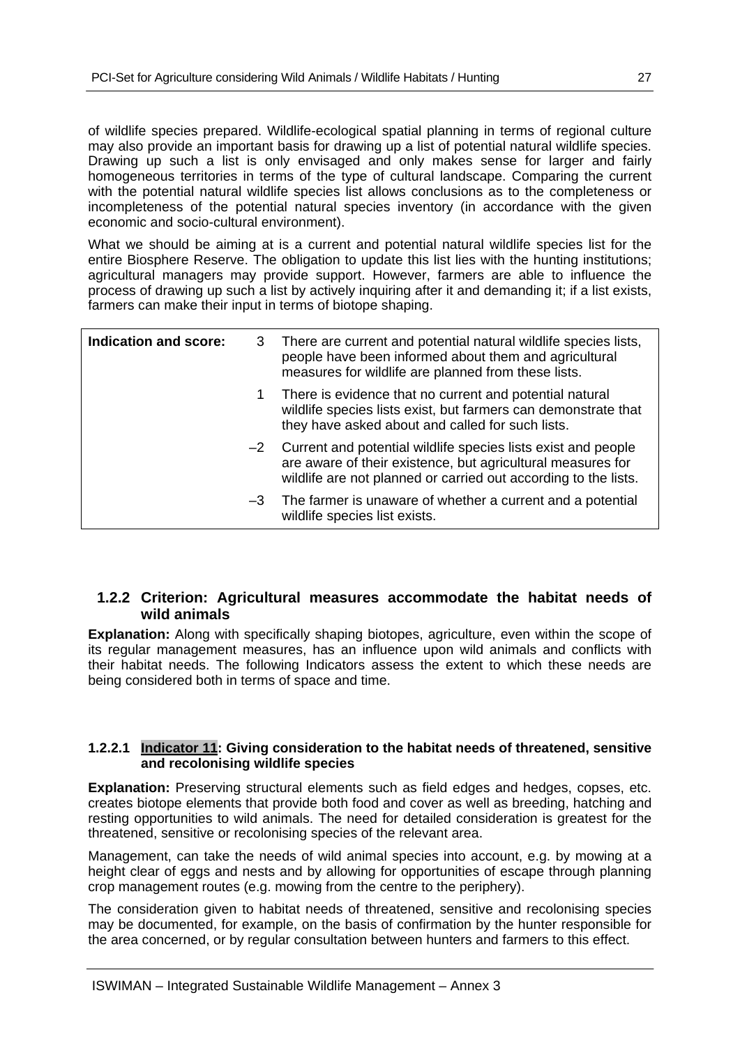of wildlife species prepared. Wildlife-ecological spatial planning in terms of regional culture may also provide an important basis for drawing up a list of potential natural wildlife species. Drawing up such a list is only envisaged and only makes sense for larger and fairly homogeneous territories in terms of the type of cultural landscape. Comparing the current with the potential natural wildlife species list allows conclusions as to the completeness or incompleteness of the potential natural species inventory (in accordance with the given economic and socio-cultural environment).

What we should be aiming at is a current and potential natural wildlife species list for the entire Biosphere Reserve. The obligation to update this list lies with the hunting institutions; agricultural managers may provide support. However, farmers are able to influence the process of drawing up such a list by actively inquiring after it and demanding it; if a list exists, farmers can make their input in terms of biotope shaping.

| **Indication and score:** | | |
|---|---|---|
| | 3 | There are current and potential natural wildlife species lists, people have been informed about them and agricultural measures for wildlife are planned from these lists. |
| | 1 | There is evidence that no current and potential natural wildlife species lists exist, but farmers can demonstrate that they have asked about and called for such lists. |
| | –2 | Current and potential wildlife species lists exist and people are aware of their existence, but agricultural measures for wildlife are not planned or carried out according to the lists. |
| | –3 | The farmer is unaware of whether a current and a potential wildlife species list exists. |

## 1.2.2 Criterion: Agricultural measures accommodate the habitat needs of wild animals

**Explanation:** Along with specifically shaping biotopes, agriculture, even within the scope of its regular management measures, has an influence upon wild animals and conflicts with their habitat needs. The following Indicators assess the extent to which these needs are being considered both in terms of space and time.

### 1.2.2.1 Indicator 11: Giving consideration to the habitat needs of threatened, sensitive and recolonising wildlife species

**Explanation:** Preserving structural elements such as field edges and hedges, copses, etc. creates biotope elements that provide both food and cover as well as breeding, hatching and resting opportunities to wild animals. The need for detailed consideration is greatest for the threatened, sensitive or recolonising species of the relevant area.

Management, can take the needs of wild animal species into account, e.g. by mowing at a height clear of eggs and nests and by allowing for opportunities of escape through planning crop management routes (e.g. mowing from the centre to the periphery).

The consideration given to habitat needs of threatened, sensitive and recolonising species may be documented, for example, on the basis of confirmation by the hunter responsible for the area concerned, or by regular consultation between hunters and farmers to this effect.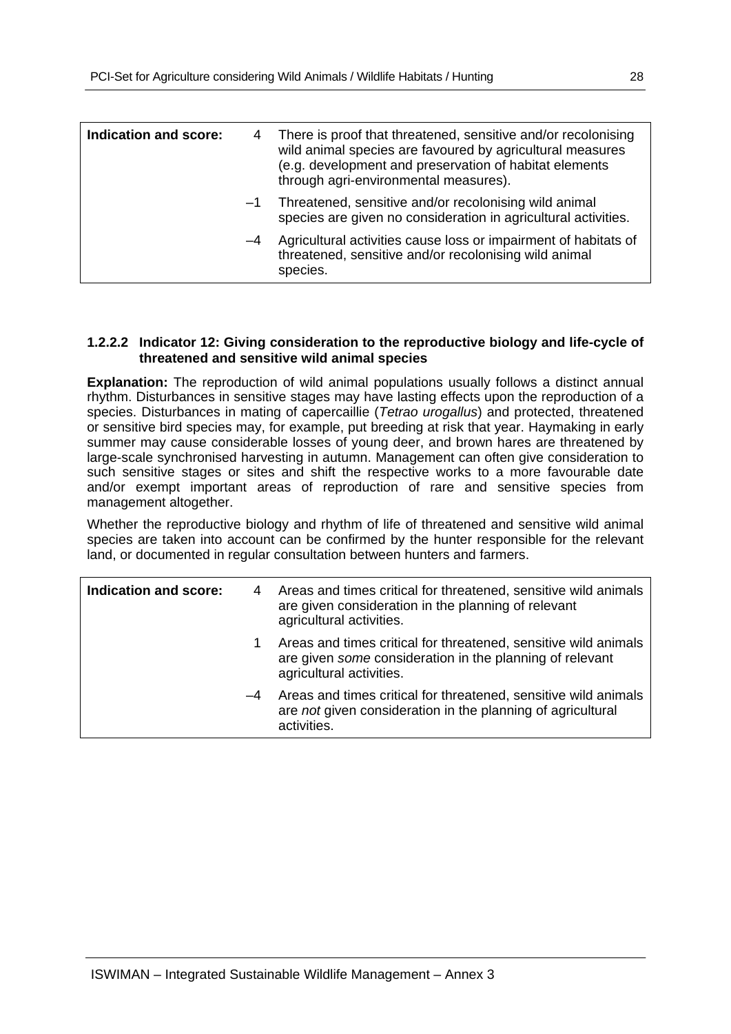| Indication and score: | | |
|---|---|---|
| | 4 | There is proof that threatened, sensitive and/or recolonising wild animal species are favoured by agricultural measures (e.g. development and preservation of habitat elements through agri-environmental measures). |
| | –1 | Threatened, sensitive and/or recolonising wild animal species are given no consideration in agricultural activities. |
| | –4 | Agricultural activities cause loss or impairment of habitats of threatened, sensitive and/or recolonising wild animal species. |

#### 1.2.2.2 Indicator 12: Giving consideration to the reproductive biology and life-cycle of threatened and sensitive wild animal species

**Explanation:** The reproduction of wild animal populations usually follows a distinct annual rhythm. Disturbances in sensitive stages may have lasting effects upon the reproduction of a species. Disturbances in mating of capercaillie (*Tetrao urogallus*) and protected, threatened or sensitive bird species may, for example, put breeding at risk that year. Haymaking in early summer may cause considerable losses of young deer, and brown hares are threatened by large-scale synchronised harvesting in autumn. Management can often give consideration to such sensitive stages or sites and shift the respective works to a more favourable date and/or exempt important areas of reproduction of rare and sensitive species from management altogether.

Whether the reproductive biology and rhythm of life of threatened and sensitive wild animal species are taken into account can be confirmed by the hunter responsible for the relevant land, or documented in regular consultation between hunters and farmers.

| Indication and score: | | |
|---|---|---|
| | 4 | Areas and times critical for threatened, sensitive wild animals are given consideration in the planning of relevant agricultural activities. |
| | 1 | Areas and times critical for threatened, sensitive wild animals are given *some* consideration in the planning of relevant agricultural activities. |
| | –4 | Areas and times critical for threatened, sensitive wild animals are *not* given consideration in the planning of agricultural activities. |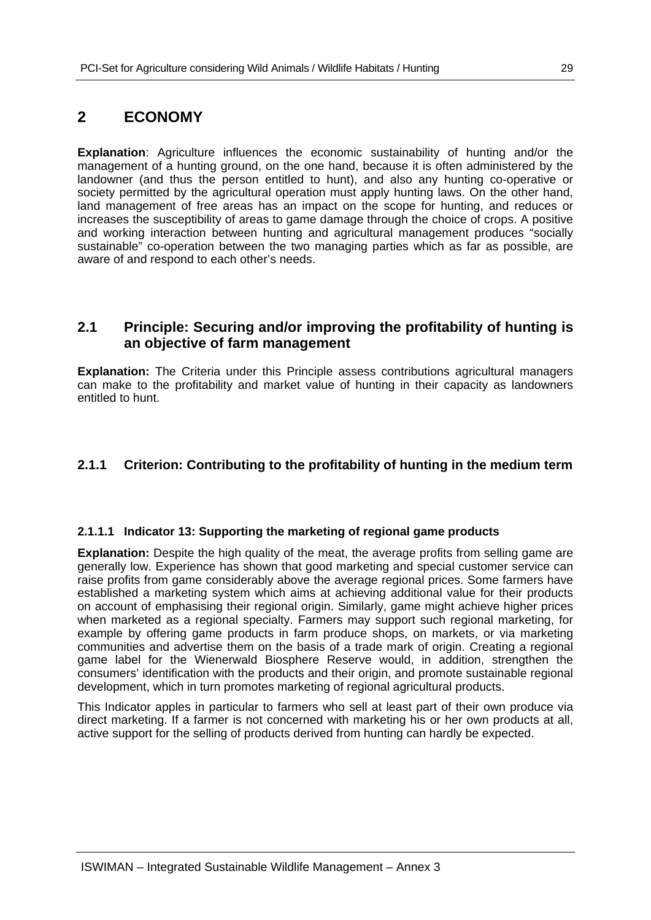# 2 ECONOMY

**Explanation**: Agriculture influences the economic sustainability of hunting and/or the management of a hunting ground, on the one hand, because it is often administered by the landowner (and thus the person entitled to hunt), and also any hunting co-operative or society permitted by the agricultural operation must apply hunting laws. On the other hand, land management of free areas has an impact on the scope for hunting, and reduces or increases the susceptibility of areas to game damage through the choice of crops. A positive and working interaction between hunting and agricultural management produces "socially sustainable" co-operation between the two managing parties which as far as possible, are aware of and respond to each other's needs.

## 2.1 Principle: Securing and/or improving the profitability of hunting is an objective of farm management

**Explanation:** The Criteria under this Principle assess contributions agricultural managers can make to the profitability and market value of hunting in their capacity as landowners entitled to hunt.

### 2.1.1 Criterion: Contributing to the profitability of hunting in the medium term

#### 2.1.1.1 Indicator 13: Supporting the marketing of regional game products

**Explanation:** Despite the high quality of the meat, the average profits from selling game are generally low. Experience has shown that good marketing and special customer service can raise profits from game considerably above the average regional prices. Some farmers have established a marketing system which aims at achieving additional value for their products on account of emphasising their regional origin. Similarly, game might achieve higher prices when marketed as a regional specialty. Farmers may support such regional marketing, for example by offering game products in farm produce shops, on markets, or via marketing communities and advertise them on the basis of a trade mark of origin. Creating a regional game label for the Wienerwald Biosphere Reserve would, in addition, strengthen the consumers' identification with the products and their origin, and promote sustainable regional development, which in turn promotes marketing of regional agricultural products.

This Indicator apples in particular to farmers who sell at least part of their own produce via direct marketing. If a farmer is not concerned with marketing his or her own products at all, active support for the selling of products derived from hunting can hardly be expected.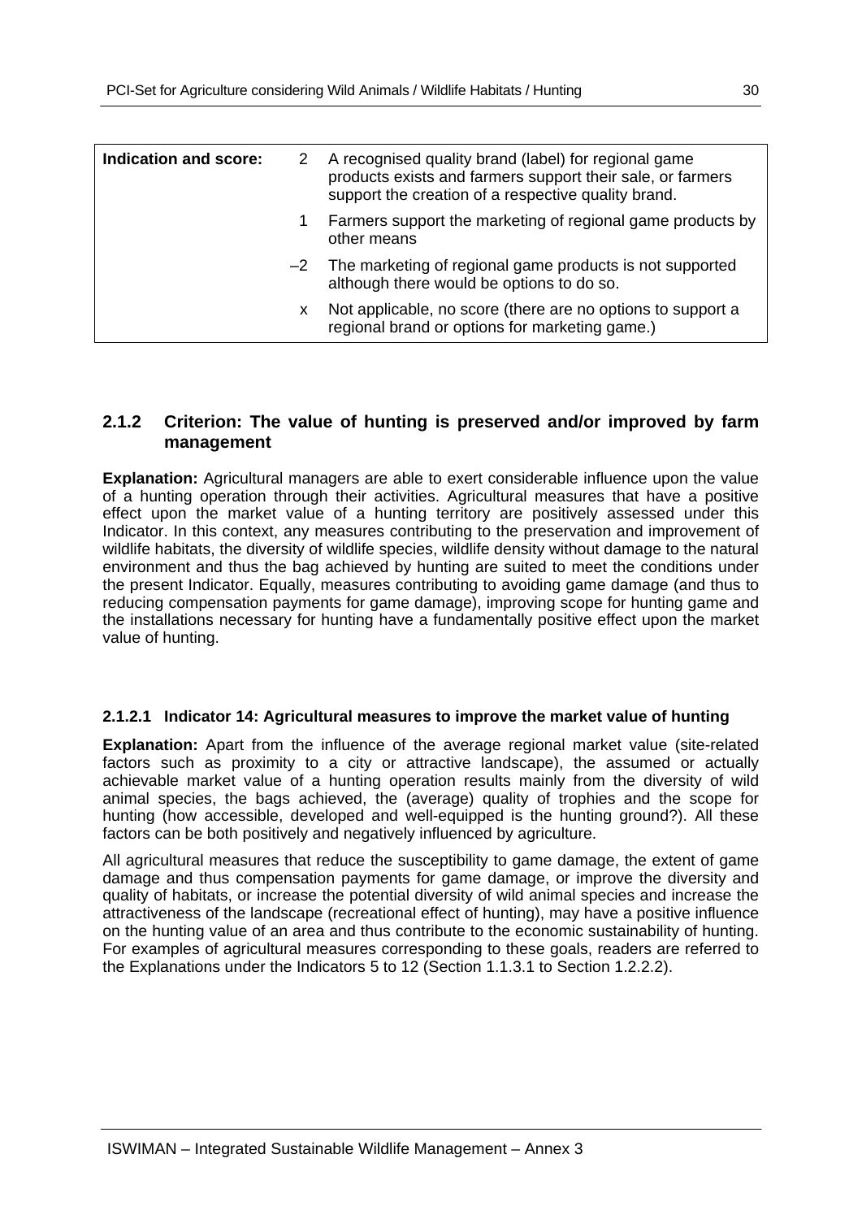| Indication and score: | | |
|---|---|---|
| | 2 | A recognised quality brand (label) for regional game products exists and farmers support their sale, or farmers support the creation of a respective quality brand. |
| | 1 | Farmers support the marketing of regional game products by other means |
| | –2 | The marketing of regional game products is not supported although there would be options to do so. |
| | x | Not applicable, no score (there are no options to support a regional brand or options for marketing game.) |

## 2.1.2 Criterion: The value of hunting is preserved and/or improved by farm management

**Explanation:** Agricultural managers are able to exert considerable influence upon the value of a hunting operation through their activities. Agricultural measures that have a positive effect upon the market value of a hunting territory are positively assessed under this Indicator. In this context, any measures contributing to the preservation and improvement of wildlife habitats, the diversity of wildlife species, wildlife density without damage to the natural environment and thus the bag achieved by hunting are suited to meet the conditions under the present Indicator. Equally, measures contributing to avoiding game damage (and thus to reducing compensation payments for game damage), improving scope for hunting game and the installations necessary for hunting have a fundamentally positive effect upon the market value of hunting.

### 2.1.2.1 Indicator 14: Agricultural measures to improve the market value of hunting

**Explanation:** Apart from the influence of the average regional market value (site-related factors such as proximity to a city or attractive landscape), the assumed or actually achievable market value of a hunting operation results mainly from the diversity of wild animal species, the bags achieved, the (average) quality of trophies and the scope for hunting (how accessible, developed and well-equipped is the hunting ground?). All these factors can be both positively and negatively influenced by agriculture.

All agricultural measures that reduce the susceptibility to game damage, the extent of game damage and thus compensation payments for game damage, or improve the diversity and quality of habitats, or increase the potential diversity of wild animal species and increase the attractiveness of the landscape (recreational effect of hunting), may have a positive influence on the hunting value of an area and thus contribute to the economic sustainability of hunting. For examples of agricultural measures corresponding to these goals, readers are referred to the Explanations under the Indicators 5 to 12 (Section 1.1.3.1 to Section 1.2.2.2).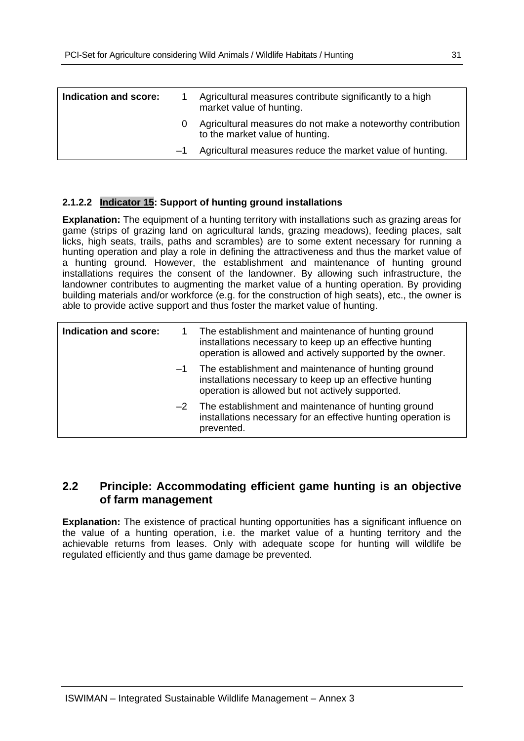| Indication and score: | | |
|---|---|---|
| | 1 | Agricultural measures contribute significantly to a high market value of hunting. |
| | 0 | Agricultural measures do not make a noteworthy contribution to the market value of hunting. |
| | –1 | Agricultural measures reduce the market value of hunting. |

#### 2.1.2.2 Indicator 15: Support of hunting ground installations

**Explanation:** The equipment of a hunting territory with installations such as grazing areas for game (strips of grazing land on agricultural lands, grazing meadows), feeding places, salt licks, high seats, trails, paths and scrambles) are to some extent necessary for running a hunting operation and play a role in defining the attractiveness and thus the market value of a hunting ground. However, the establishment and maintenance of hunting ground installations requires the consent of the landowner. By allowing such infrastructure, the landowner contributes to augmenting the market value of a hunting operation. By providing building materials and/or workforce (e.g. for the construction of high seats), etc., the owner is able to provide active support and thus foster the market value of hunting.

| Indication and score: | | |
|---|---|---|
| | 1 | The establishment and maintenance of hunting ground installations necessary to keep up an effective hunting operation is allowed and actively supported by the owner. |
| | –1 | The establishment and maintenance of hunting ground installations necessary to keep up an effective hunting operation is allowed but not actively supported. |
| | –2 | The establishment and maintenance of hunting ground installations necessary for an effective hunting operation is prevented. |

## 2.2 Principle: Accommodating efficient game hunting is an objective of farm management

**Explanation:** The existence of practical hunting opportunities has a significant influence on the value of a hunting operation, i.e. the market value of a hunting territory and the achievable returns from leases. Only with adequate scope for hunting will wildlife be regulated efficiently and thus game damage be prevented.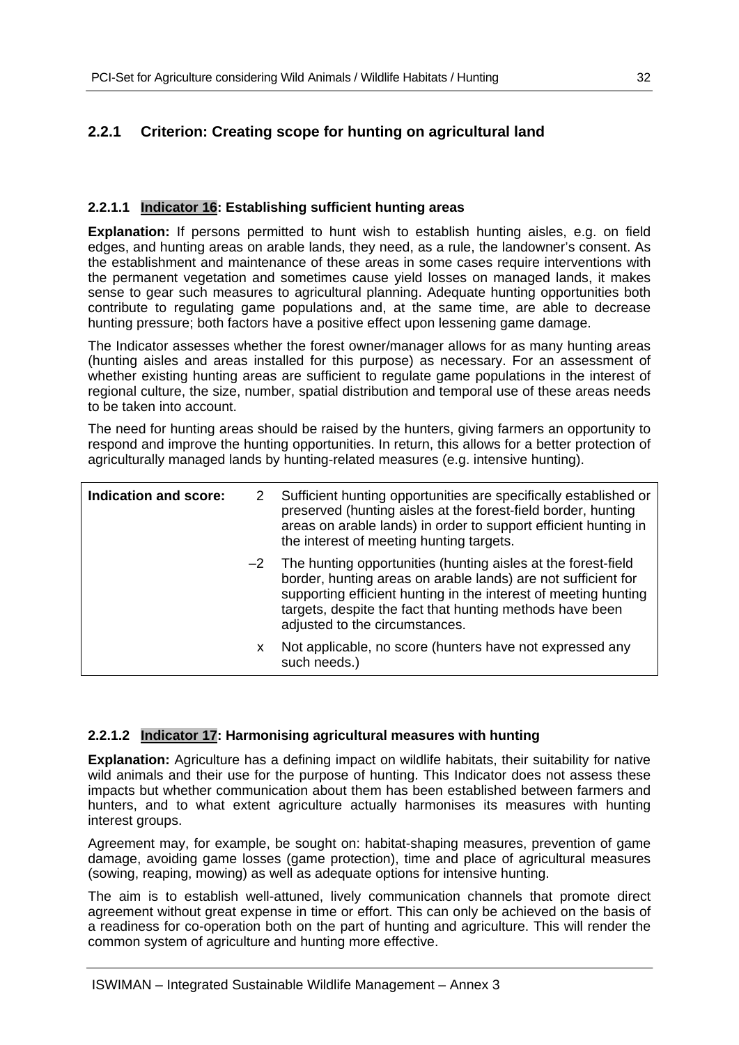### 2.2.1 Criterion: Creating scope for hunting on agricultural land

#### 2.2.1.1 Indicator 16: Establishing sufficient hunting areas

**Explanation:** If persons permitted to hunt wish to establish hunting aisles, e.g. on field edges, and hunting areas on arable lands, they need, as a rule, the landowner's consent. As the establishment and maintenance of these areas in some cases require interventions with the permanent vegetation and sometimes cause yield losses on managed lands, it makes sense to gear such measures to agricultural planning. Adequate hunting opportunities both contribute to regulating game populations and, at the same time, are able to decrease hunting pressure; both factors have a positive effect upon lessening game damage.

The Indicator assesses whether the forest owner/manager allows for as many hunting areas (hunting aisles and areas installed for this purpose) as necessary. For an assessment of whether existing hunting areas are sufficient to regulate game populations in the interest of regional culture, the size, number, spatial distribution and temporal use of these areas needs to be taken into account.

The need for hunting areas should be raised by the hunters, giving farmers an opportunity to respond and improve the hunting opportunities. In return, this allows for a better protection of agriculturally managed lands by hunting-related measures (e.g. intensive hunting).

| Indication and score: | | |
|---|---|---|
| | 2 | Sufficient hunting opportunities are specifically established or preserved (hunting aisles at the forest-field border, hunting areas on arable lands) in order to support efficient hunting in the interest of meeting hunting targets. |
| | –2 | The hunting opportunities (hunting aisles at the forest-field border, hunting areas on arable lands) are not sufficient for supporting efficient hunting in the interest of meeting hunting targets, despite the fact that hunting methods have been adjusted to the circumstances. |
| | x | Not applicable, no score (hunters have not expressed any such needs.) |

#### 2.2.1.2 Indicator 17: Harmonising agricultural measures with hunting

**Explanation:** Agriculture has a defining impact on wildlife habitats, their suitability for native wild animals and their use for the purpose of hunting. This Indicator does not assess these impacts but whether communication about them has been established between farmers and hunters, and to what extent agriculture actually harmonises its measures with hunting interest groups.

Agreement may, for example, be sought on: habitat-shaping measures, prevention of game damage, avoiding game losses (game protection), time and place of agricultural measures (sowing, reaping, mowing) as well as adequate options for intensive hunting.

The aim is to establish well-attuned, lively communication channels that promote direct agreement without great expense in time or effort. This can only be achieved on the basis of a readiness for co-operation both on the part of hunting and agriculture. This will render the common system of agriculture and hunting more effective.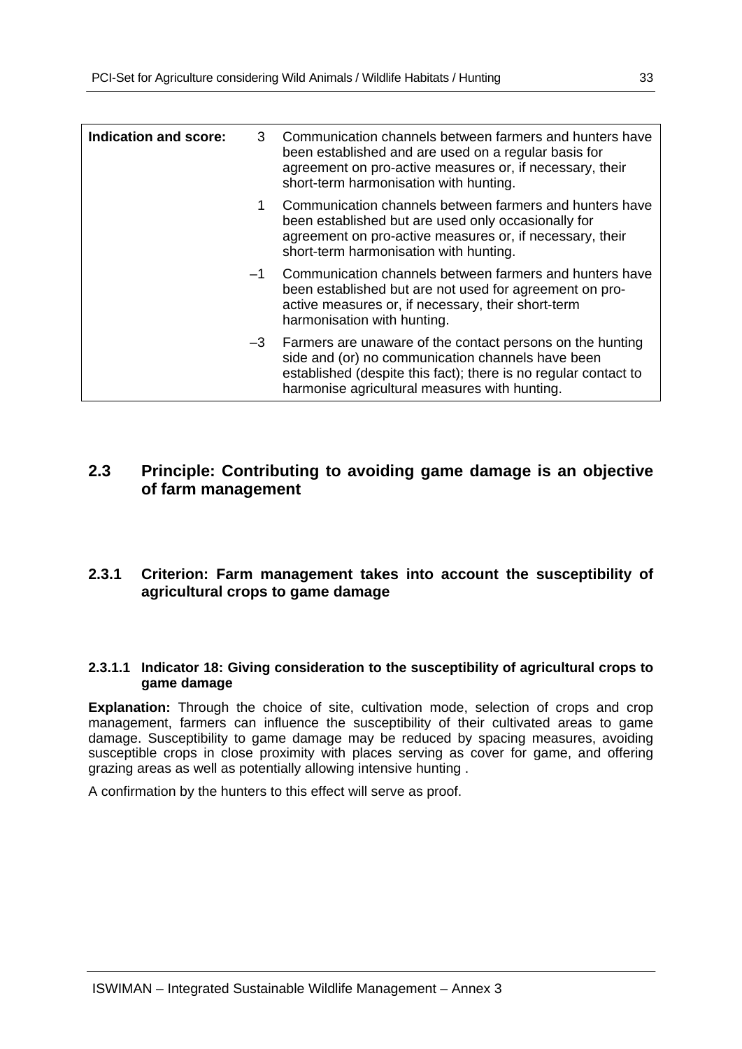| Indication and score: | | |
|---|---|---|
| | 3 | Communication channels between farmers and hunters have been established and are used on a regular basis for agreement on pro-active measures or, if necessary, their short-term harmonisation with hunting. |
| | 1 | Communication channels between farmers and hunters have been established but are used only occasionally for agreement on pro-active measures or, if necessary, their short-term harmonisation with hunting. |
| | –1 | Communication channels between farmers and hunters have been established but are not used for agreement on pro-active measures or, if necessary, their short-term harmonisation with hunting. |
| | –3 | Farmers are unaware of the contact persons on the hunting side and (or) no communication channels have been established (despite this fact); there is no regular contact to harmonise agricultural measures with hunting. |

## 2.3 Principle: Contributing to avoiding game damage is an objective of farm management

### 2.3.1 Criterion: Farm management takes into account the susceptibility of agricultural crops to game damage

#### 2.3.1.1 Indicator 18: Giving consideration to the susceptibility of agricultural crops to game damage

**Explanation:** Through the choice of site, cultivation mode, selection of crops and crop management, farmers can influence the susceptibility of their cultivated areas to game damage. Susceptibility to game damage may be reduced by spacing measures, avoiding susceptible crops in close proximity with places serving as cover for game, and offering grazing areas as well as potentially allowing intensive hunting .

A confirmation by the hunters to this effect will serve as proof.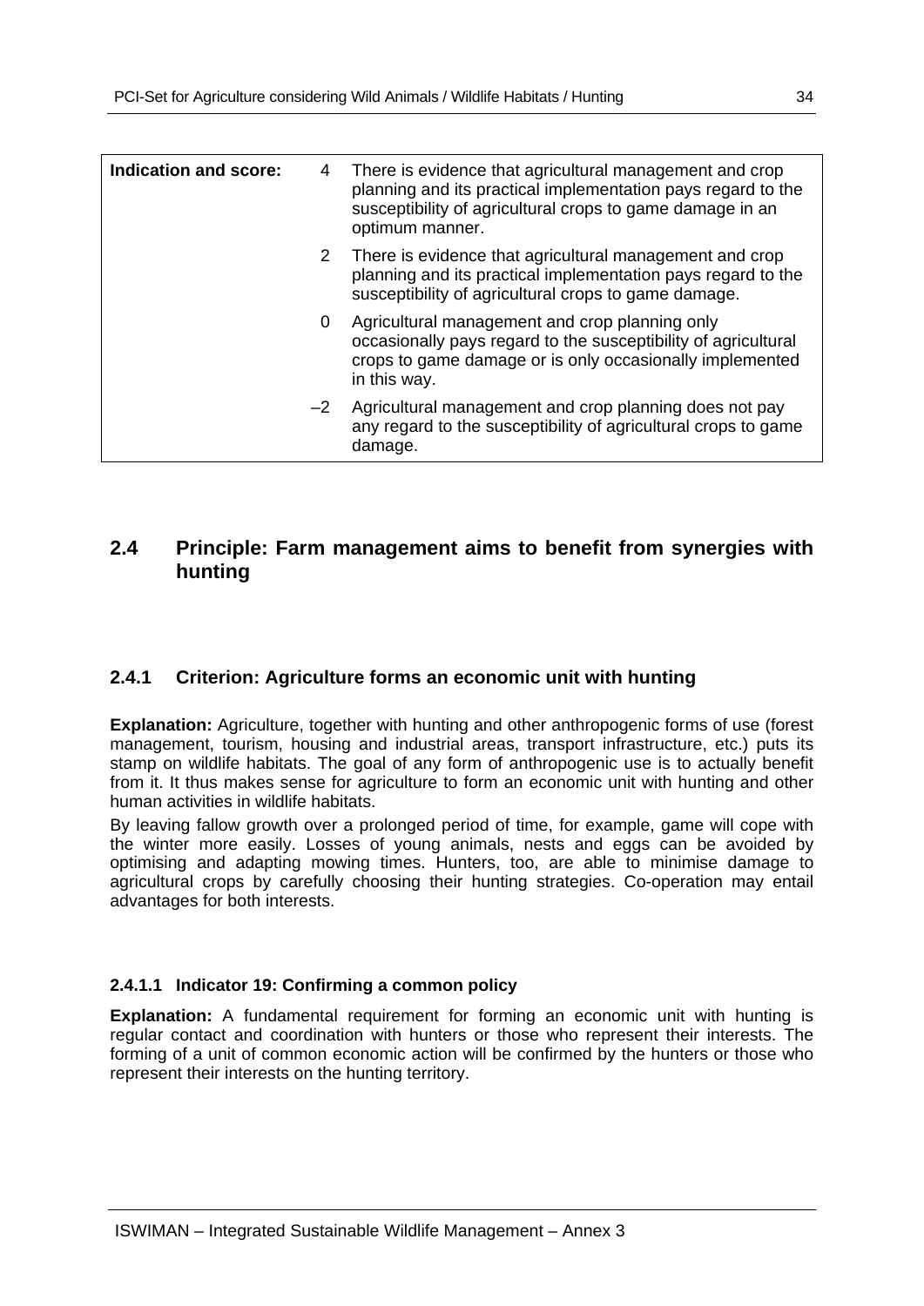| Indication and score: | | |
|---|---|---|
| | 4 | There is evidence that agricultural management and crop planning and its practical implementation pays regard to the susceptibility of agricultural crops to game damage in an optimum manner. |
| | 2 | There is evidence that agricultural management and crop planning and its practical implementation pays regard to the susceptibility of agricultural crops to game damage. |
| | 0 | Agricultural management and crop planning only occasionally pays regard to the susceptibility of agricultural crops to game damage or is only occasionally implemented in this way. |
| | –2 | Agricultural management and crop planning does not pay any regard to the susceptibility of agricultural crops to game damage. |

## 2.4 Principle: Farm management aims to benefit from synergies with hunting

### 2.4.1 Criterion: Agriculture forms an economic unit with hunting

**Explanation:** Agriculture, together with hunting and other anthropogenic forms of use (forest management, tourism, housing and industrial areas, transport infrastructure, etc.) puts its stamp on wildlife habitats. The goal of any form of anthropogenic use is to actually benefit from it. It thus makes sense for agriculture to form an economic unit with hunting and other human activities in wildlife habitats.

By leaving fallow growth over a prolonged period of time, for example, game will cope with the winter more easily. Losses of young animals, nests and eggs can be avoided by optimising and adapting mowing times. Hunters, too, are able to minimise damage to agricultural crops by carefully choosing their hunting strategies. Co-operation may entail advantages for both interests.

#### 2.4.1.1 Indicator 19: Confirming a common policy

**Explanation:** A fundamental requirement for forming an economic unit with hunting is regular contact and coordination with hunters or those who represent their interests. The forming of a unit of common economic action will be confirmed by the hunters or those who represent their interests on the hunting territory.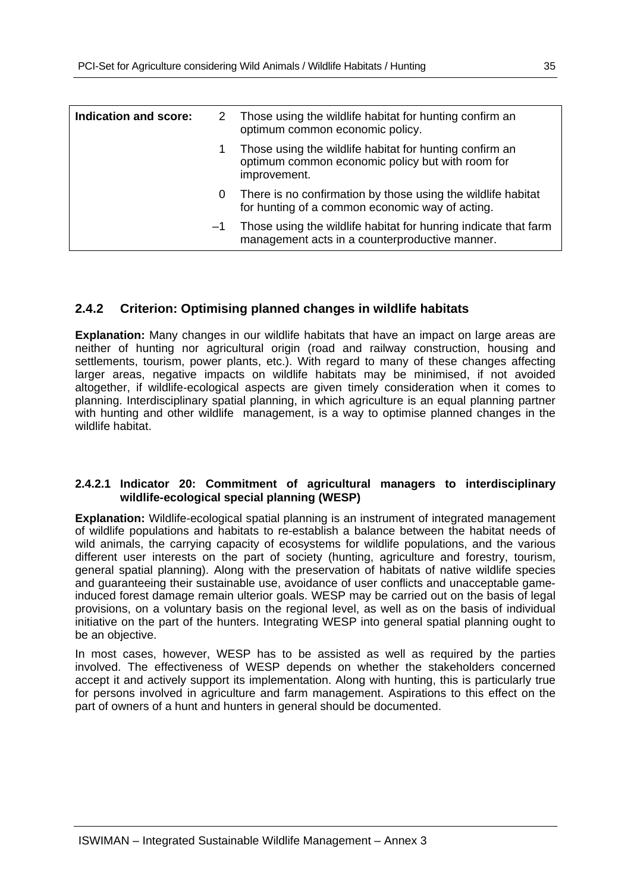| Indication and score: | | |
|---|---|---|
| | 2 | Those using the wildlife habitat for hunting confirm an optimum common economic policy. |
| | 1 | Those using the wildlife habitat for hunting confirm an optimum common economic policy but with room for improvement. |
| | 0 | There is no confirmation by those using the wildlife habitat for hunting of a common economic way of acting. |
| | –1 | Those using the wildlife habitat for hunring indicate that farm management acts in a counterproductive manner. |

### 2.4.2 Criterion: Optimising planned changes in wildlife habitats

**Explanation:** Many changes in our wildlife habitats that have an impact on large areas are neither of hunting nor agricultural origin (road and railway construction, housing and settlements, tourism, power plants, etc.). With regard to many of these changes affecting larger areas, negative impacts on wildlife habitats may be minimised, if not avoided altogether, if wildlife-ecological aspects are given timely consideration when it comes to planning. Interdisciplinary spatial planning, in which agriculture is an equal planning partner with hunting and other wildlife management, is a way to optimise planned changes in the wildlife habitat.

#### 2.4.2.1 Indicator 20: Commitment of agricultural managers to interdisciplinary wildlife-ecological special planning (WESP)

**Explanation:** Wildlife-ecological spatial planning is an instrument of integrated management of wildlife populations and habitats to re-establish a balance between the habitat needs of wild animals, the carrying capacity of ecosystems for wildlife populations, and the various different user interests on the part of society (hunting, agriculture and forestry, tourism, general spatial planning). Along with the preservation of habitats of native wildlife species and guaranteeing their sustainable use, avoidance of user conflicts and unacceptable game-induced forest damage remain ulterior goals. WESP may be carried out on the basis of legal provisions, on a voluntary basis on the regional level, as well as on the basis of individual initiative on the part of the hunters. Integrating WESP into general spatial planning ought to be an objective.

In most cases, however, WESP has to be assisted as well as required by the parties involved. The effectiveness of WESP depends on whether the stakeholders concerned accept it and actively support its implementation. Along with hunting, this is particularly true for persons involved in agriculture and farm management. Aspirations to this effect on the part of owners of a hunt and hunters in general should be documented.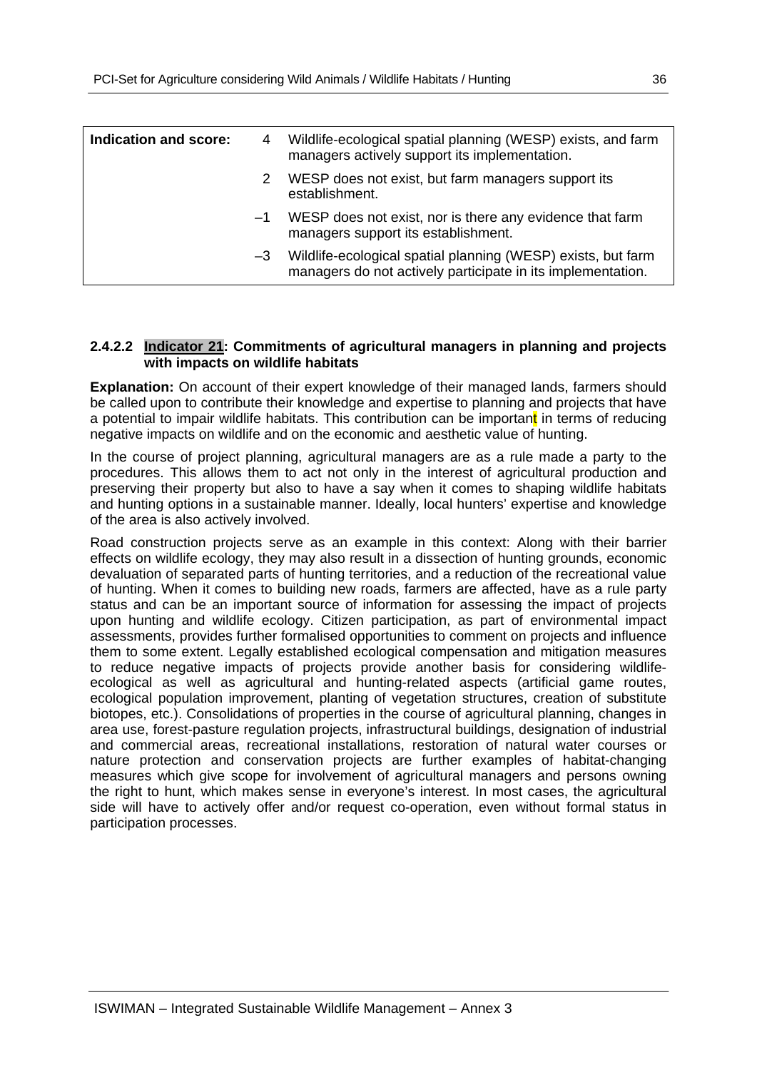| **Indication and score:** | 4 | Wildlife-ecological spatial planning (WESP) exists, and farm managers actively support its implementation. |
|---|---|---|
| | 2 | WESP does not exist, but farm managers support its establishment. |
| | –1 | WESP does not exist, nor is there any evidence that farm managers support its establishment. |
| | –3 | Wildlife-ecological spatial planning (WESP) exists, but farm managers do not actively participate in its implementation. |

### 2.4.2.2 Indicator 21: Commitments of agricultural managers in planning and projects with impacts on wildlife habitats

**Explanation:** On account of their expert knowledge of their managed lands, farmers should be called upon to contribute their knowledge and expertise to planning and projects that have a potential to impair wildlife habitats. This contribution can be important in terms of reducing negative impacts on wildlife and on the economic and aesthetic value of hunting.

In the course of project planning, agricultural managers are as a rule made a party to the procedures. This allows them to act not only in the interest of agricultural production and preserving their property but also to have a say when it comes to shaping wildlife habitats and hunting options in a sustainable manner. Ideally, local hunters' expertise and knowledge of the area is also actively involved.

Road construction projects serve as an example in this context: Along with their barrier effects on wildlife ecology, they may also result in a dissection of hunting grounds, economic devaluation of separated parts of hunting territories, and a reduction of the recreational value of hunting. When it comes to building new roads, farmers are affected, have as a rule party status and can be an important source of information for assessing the impact of projects upon hunting and wildlife ecology. Citizen participation, as part of environmental impact assessments, provides further formalised opportunities to comment on projects and influence them to some extent. Legally established ecological compensation and mitigation measures to reduce negative impacts of projects provide another basis for considering wildlife-ecological as well as agricultural and hunting-related aspects (artificial game routes, ecological population improvement, planting of vegetation structures, creation of substitute biotopes, etc.). Consolidations of properties in the course of agricultural planning, changes in area use, forest-pasture regulation projects, infrastructural buildings, designation of industrial and commercial areas, recreational installations, restoration of natural water courses or nature protection and conservation projects are further examples of habitat-changing measures which give scope for involvement of agricultural managers and persons owning the right to hunt, which makes sense in everyone's interest. In most cases, the agricultural side will have to actively offer and/or request co-operation, even without formal status in participation processes.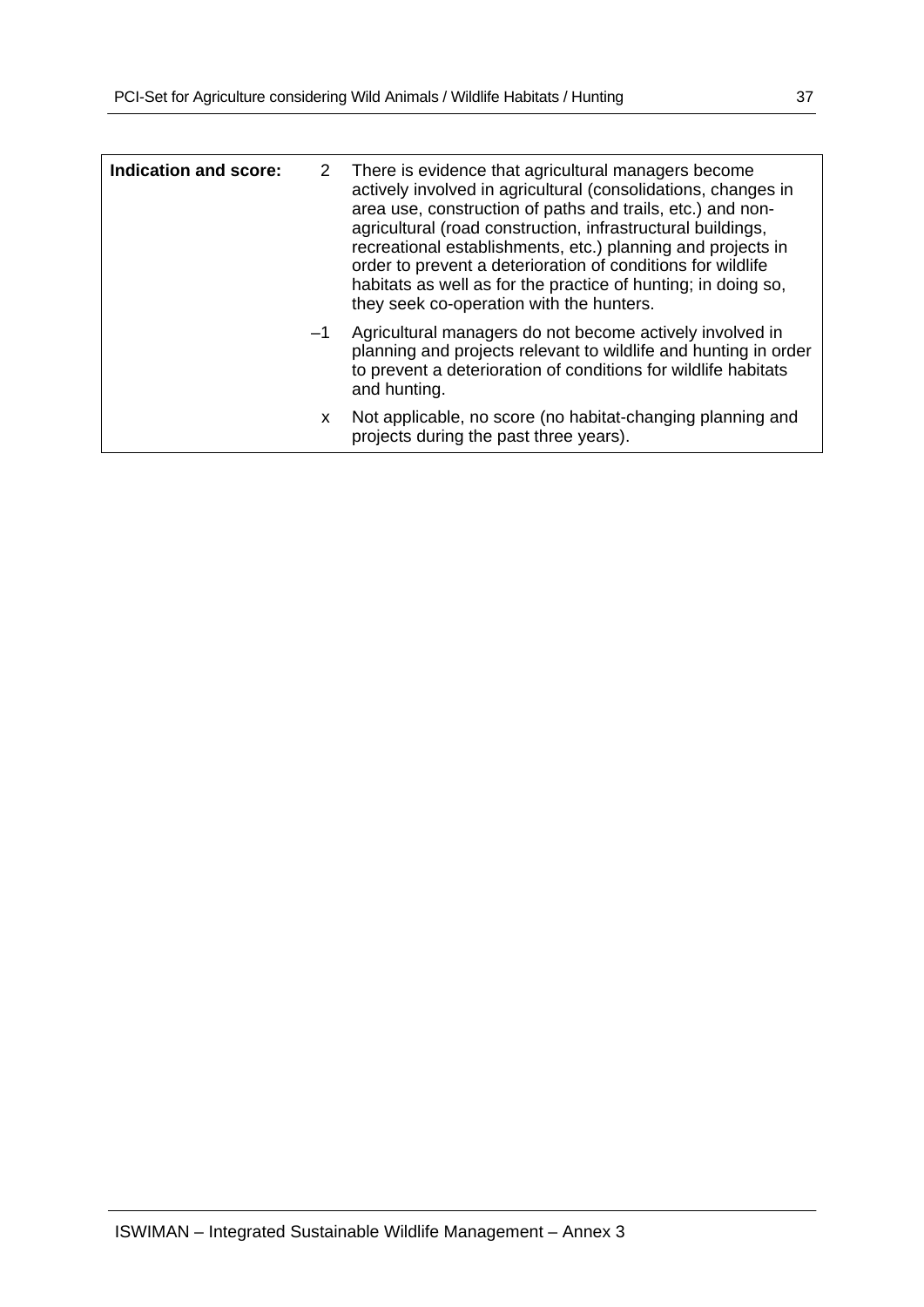| | | |
|---|---|---|
| **Indication and score:** | 2 | There is evidence that agricultural managers become actively involved in agricultural (consolidations, changes in area use, construction of paths and trails, etc.) and non-agricultural (road construction, infrastructural buildings, recreational establishments, etc.) planning and projects in order to prevent a deterioration of conditions for wildlife habitats as well as for the practice of hunting; in doing so, they seek co-operation with the hunters. |
| | –1 | Agricultural managers do not become actively involved in planning and projects relevant to wildlife and hunting in order to prevent a deterioration of conditions for wildlife habitats and hunting. |
| | x | Not applicable, no score (no habitat-changing planning and projects during the past three years). |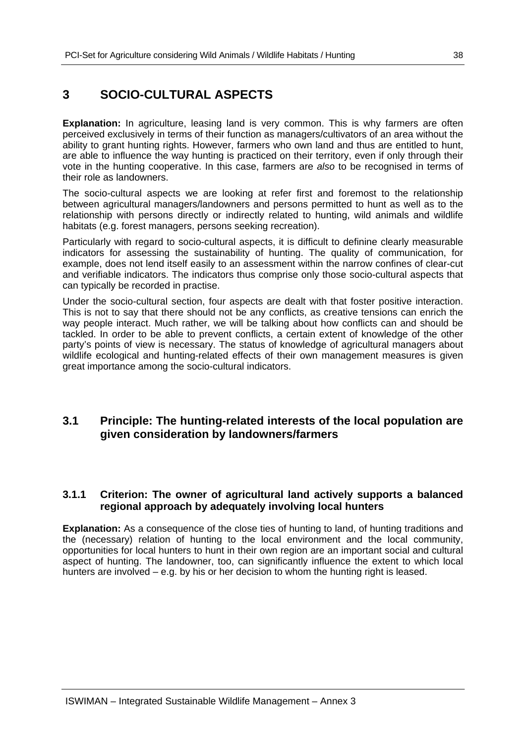# 3 SOCIO-CULTURAL ASPECTS

**Explanation:** In agriculture, leasing land is very common. This is why farmers are often perceived exclusively in terms of their function as managers/cultivators of an area without the ability to grant hunting rights. However, farmers who own land and thus are entitled to hunt, are able to influence the way hunting is practiced on their territory, even if only through their vote in the hunting cooperative. In this case, farmers are *also* to be recognised in terms of their role as landowners.

The socio-cultural aspects we are looking at refer first and foremost to the relationship between agricultural managers/landowners and persons permitted to hunt as well as to the relationship with persons directly or indirectly related to hunting, wild animals and wildlife habitats (e.g. forest managers, persons seeking recreation).

Particularly with regard to socio-cultural aspects, it is difficult to definine clearly measurable indicators for assessing the sustainability of hunting. The quality of communication, for example, does not lend itself easily to an assessment within the narrow confines of clear-cut and verifiable indicators. The indicators thus comprise only those socio-cultural aspects that can typically be recorded in practise.

Under the socio-cultural section, four aspects are dealt with that foster positive interaction. This is not to say that there should not be any conflicts, as creative tensions can enrich the way people interact. Much rather, we will be talking about how conflicts can and should be tackled. In order to be able to prevent conflicts, a certain extent of knowledge of the other party's points of view is necessary. The status of knowledge of agricultural managers about wildlife ecological and hunting-related effects of their own management measures is given great importance among the socio-cultural indicators.

## 3.1 Principle: The hunting-related interests of the local population are given consideration by landowners/farmers

### 3.1.1 Criterion: The owner of agricultural land actively supports a balanced regional approach by adequately involving local hunters

**Explanation:** As a consequence of the close ties of hunting to land, of hunting traditions and the (necessary) relation of hunting to the local environment and the local community, opportunities for local hunters to hunt in their own region are an important social and cultural aspect of hunting. The landowner, too, can significantly influence the extent to which local hunters are involved – e.g. by his or her decision to whom the hunting right is leased.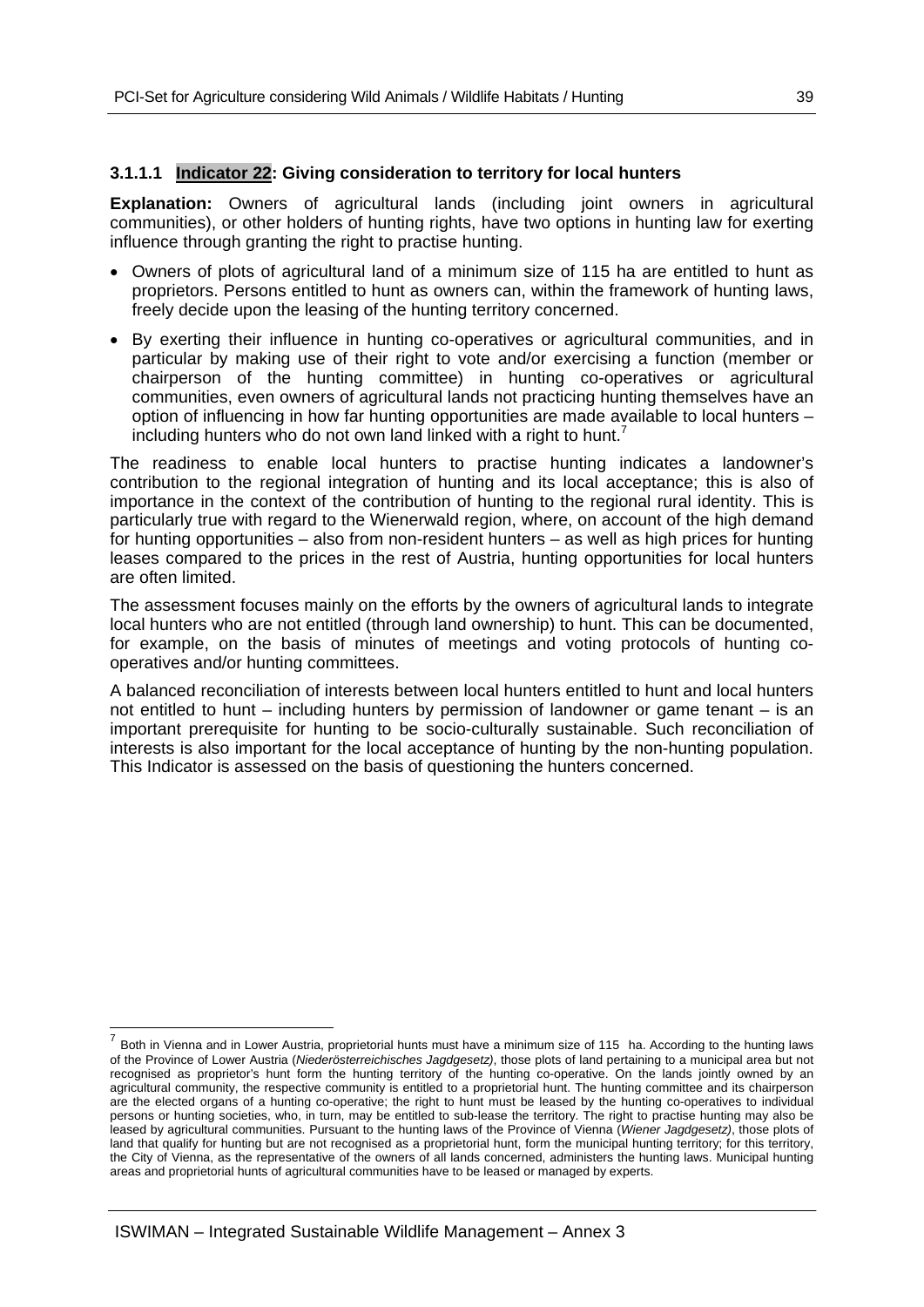### 3.1.1.1 Indicator 22: Giving consideration to territory for local hunters

**Explanation:** Owners of agricultural lands (including joint owners in agricultural communities), or other holders of hunting rights, have two options in hunting law for exerting influence through granting the right to practise hunting.

- Owners of plots of agricultural land of a minimum size of 115 ha are entitled to hunt as proprietors. Persons entitled to hunt as owners can, within the framework of hunting laws, freely decide upon the leasing of the hunting territory concerned.
- By exerting their influence in hunting co-operatives or agricultural communities, and in particular by making use of their right to vote and/or exercising a function (member or chairperson of the hunting committee) in hunting co-operatives or agricultural communities, even owners of agricultural lands not practicing hunting themselves have an option of influencing in how far hunting opportunities are made available to local hunters – including hunters who do not own land linked with a right to hunt.[7]

The readiness to enable local hunters to practise hunting indicates a landowner's contribution to the regional integration of hunting and its local acceptance; this is also of importance in the context of the contribution of hunting to the regional rural identity. This is particularly true with regard to the Wienerwald region, where, on account of the high demand for hunting opportunities – also from non-resident hunters – as well as high prices for hunting leases compared to the prices in the rest of Austria, hunting opportunities for local hunters are often limited.

The assessment focuses mainly on the efforts by the owners of agricultural lands to integrate local hunters who are not entitled (through land ownership) to hunt. This can be documented, for example, on the basis of minutes of meetings and voting protocols of hunting co-operatives and/or hunting committees.

A balanced reconciliation of interests between local hunters entitled to hunt and local hunters not entitled to hunt – including hunters by permission of landowner or game tenant – is an important prerequisite for hunting to be socio-culturally sustainable. Such reconciliation of interests is also important for the local acceptance of hunting by the non-hunting population. This Indicator is assessed on the basis of questioning the hunters concerned.

---

[7] Both in Vienna and in Lower Austria, proprietorial hunts must have a minimum size of 115 ha. According to the hunting laws of the Province of Lower Austria (*Niederösterreichisches Jagdgesetz)*, those plots of land pertaining to a municipal area but not recognised as proprietor's hunt form the hunting territory of the hunting co-operative. On the lands jointly owned by an agricultural community, the respective community is entitled to a proprietorial hunt. The hunting committee and its chairperson are the elected organs of a hunting co-operative; the right to hunt must be leased by the hunting co-operatives to individual persons or hunting societies, who, in turn, may be entitled to sub-lease the territory. The right to practise hunting may also be leased by agricultural communities. Pursuant to the hunting laws of the Province of Vienna (*Wiener Jagdgesetz)*, those plots of land that qualify for hunting but are not recognised as a proprietorial hunt, form the municipal hunting territory; for this territory, the City of Vienna, as the representative of the owners of all lands concerned, administers the hunting laws. Municipal hunting areas and proprietorial hunts of agricultural communities have to be leased or managed by experts.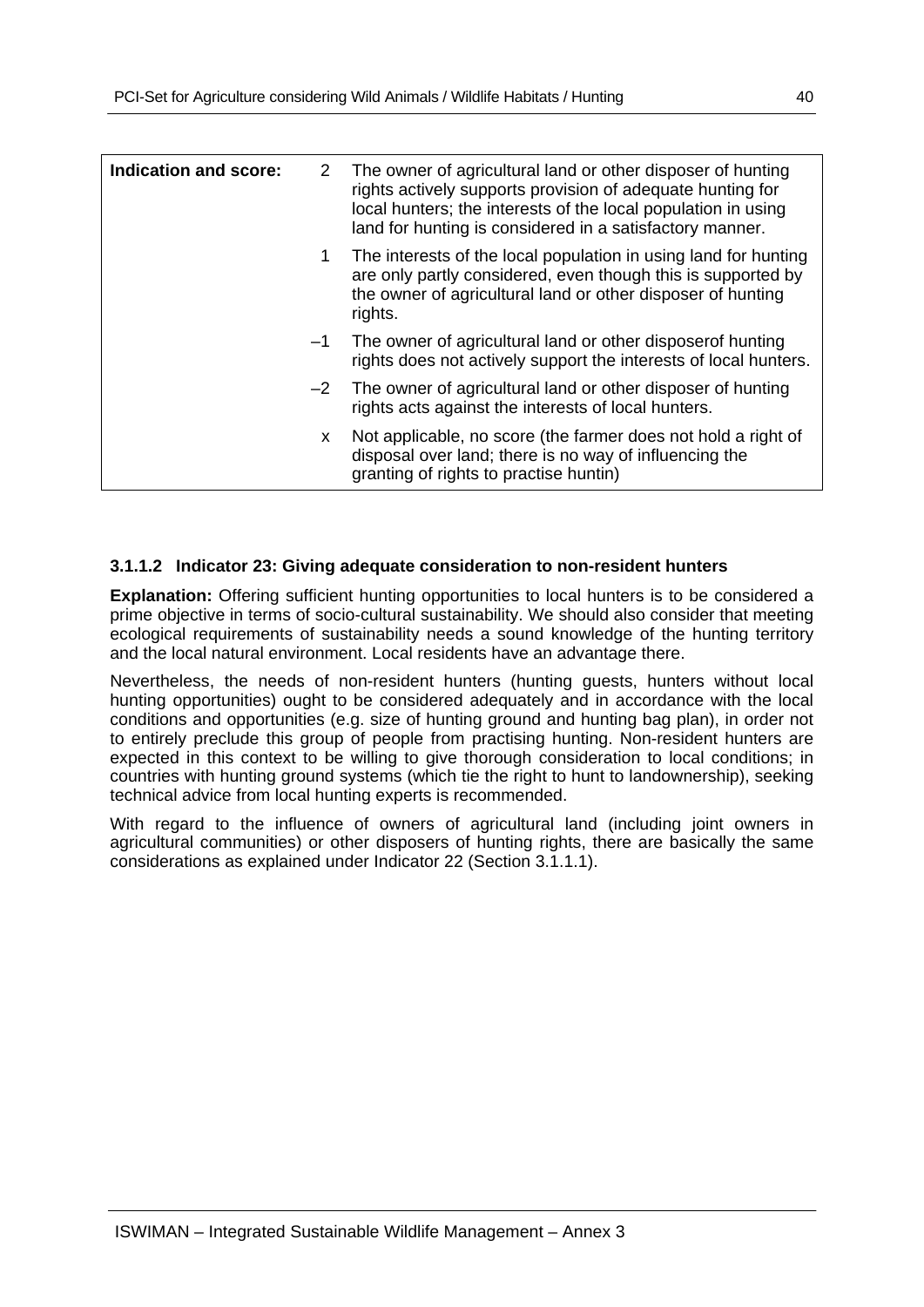| Indication and score: | | |
|---|---|---|
| | 2 | The owner of agricultural land or other disposer of hunting rights actively supports provision of adequate hunting for local hunters; the interests of the local population in using land for hunting is considered in a satisfactory manner. |
| | 1 | The interests of the local population in using land for hunting are only partly considered, even though this is supported by the owner of agricultural land or other disposer of hunting rights. |
| | –1 | The owner of agricultural land or other disposerof hunting rights does not actively support the interests of local hunters. |
| | –2 | The owner of agricultural land or other disposer of hunting rights acts against the interests of local hunters. |
| | x | Not applicable, no score (the farmer does not hold a right of disposal over land; there is no way of influencing the granting of rights to practise huntin) |

#### 3.1.1.2 Indicator 23: Giving adequate consideration to non-resident hunters

**Explanation:** Offering sufficient hunting opportunities to local hunters is to be considered a prime objective in terms of socio-cultural sustainability. We should also consider that meeting ecological requirements of sustainability needs a sound knowledge of the hunting territory and the local natural environment. Local residents have an advantage there.

Nevertheless, the needs of non-resident hunters (hunting guests, hunters without local hunting opportunities) ought to be considered adequately and in accordance with the local conditions and opportunities (e.g. size of hunting ground and hunting bag plan), in order not to entirely preclude this group of people from practising hunting. Non-resident hunters are expected in this context to be willing to give thorough consideration to local conditions; in countries with hunting ground systems (which tie the right to hunt to landownership), seeking technical advice from local hunting experts is recommended.

With regard to the influence of owners of agricultural land (including joint owners in agricultural communities) or other disposers of hunting rights, there are basically the same considerations as explained under Indicator 22 (Section 3.1.1.1).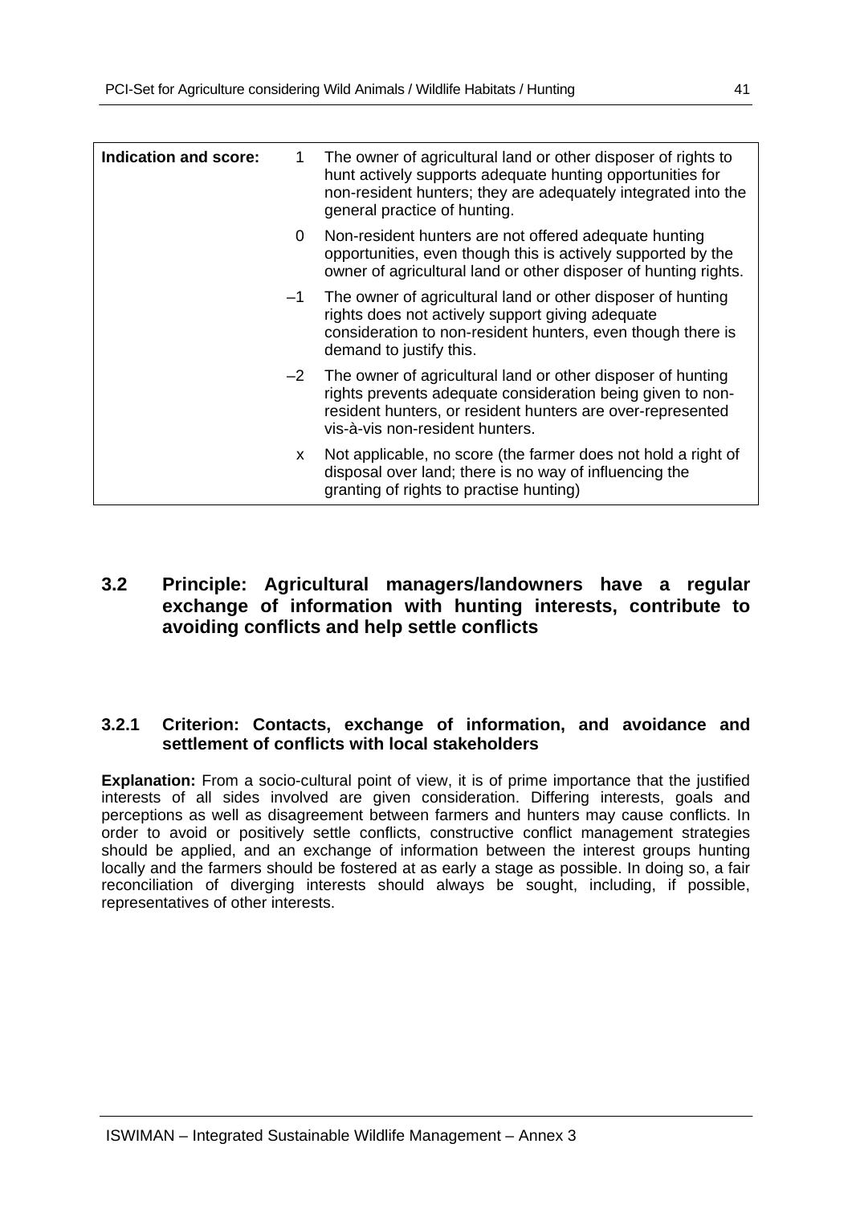| Indication and score: | | |
|---|---|---|
| | 1 | The owner of agricultural land or other disposer of rights to hunt actively supports adequate hunting opportunities for non-resident hunters; they are adequately integrated into the general practice of hunting. |
| | 0 | Non-resident hunters are not offered adequate hunting opportunities, even though this is actively supported by the owner of agricultural land or other disposer of hunting rights. |
| | –1 | The owner of agricultural land or other disposer of hunting rights does not actively support giving adequate consideration to non-resident hunters, even though there is demand to justify this. |
| | –2 | The owner of agricultural land or other disposer of hunting rights prevents adequate consideration being given to non-resident hunters, or resident hunters are over-represented vis-à-vis non-resident hunters. |
| | x | Not applicable, no score (the farmer does not hold a right of disposal over land; there is no way of influencing the granting of rights to practise hunting) |

## 3.2 Principle: Agricultural managers/landowners have a regular exchange of information with hunting interests, contribute to avoiding conflicts and help settle conflicts

### 3.2.1 Criterion: Contacts, exchange of information, and avoidance and settlement of conflicts with local stakeholders

**Explanation:** From a socio-cultural point of view, it is of prime importance that the justified interests of all sides involved are given consideration. Differing interests, goals and perceptions as well as disagreement between farmers and hunters may cause conflicts. In order to avoid or positively settle conflicts, constructive conflict management strategies should be applied, and an exchange of information between the interest groups hunting locally and the farmers should be fostered at as early a stage as possible. In doing so, a fair reconciliation of diverging interests should always be sought, including, if possible, representatives of other interests.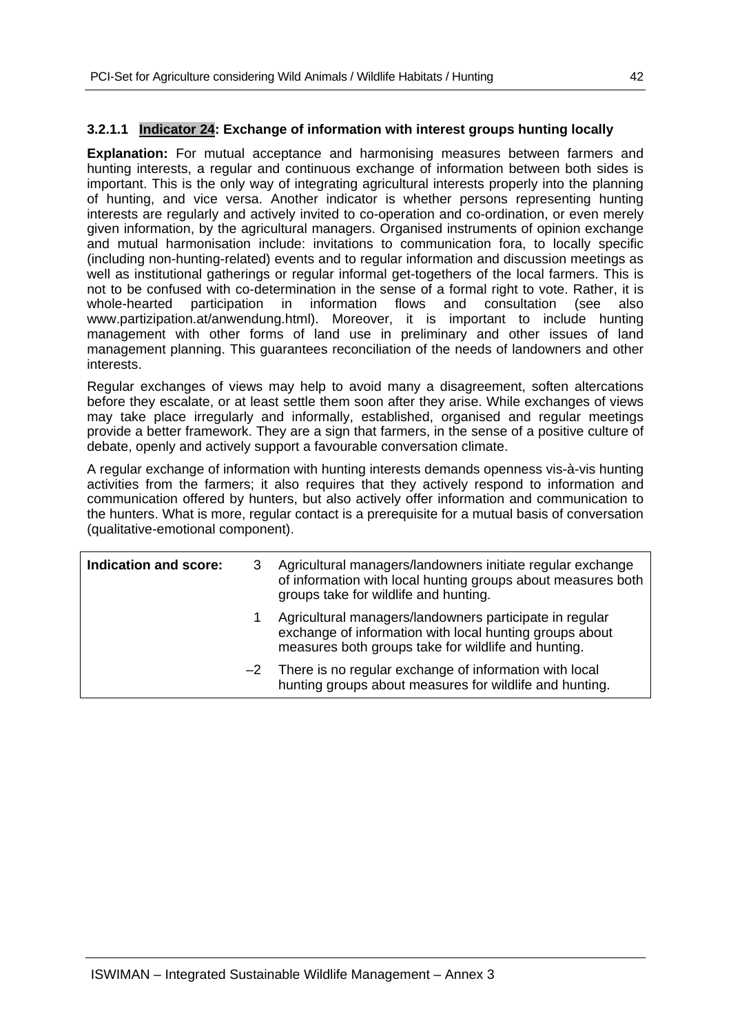### 3.2.1.1 Indicator 24: Exchange of information with interest groups hunting locally

**Explanation:** For mutual acceptance and harmonising measures between farmers and hunting interests, a regular and continuous exchange of information between both sides is important. This is the only way of integrating agricultural interests properly into the planning of hunting, and vice versa. Another indicator is whether persons representing hunting interests are regularly and actively invited to co-operation and co-ordination, or even merely given information, by the agricultural managers. Organised instruments of opinion exchange and mutual harmonisation include: invitations to communication fora, to locally specific (including non-hunting-related) events and to regular information and discussion meetings as well as institutional gatherings or regular informal get-togethers of the local farmers. This is not to be confused with co-determination in the sense of a formal right to vote. Rather, it is whole-hearted participation in information flows and consultation (see also www.partizipation.at/anwendung.html). Moreover, it is important to include hunting management with other forms of land use in preliminary and other issues of land management planning. This guarantees reconciliation of the needs of landowners and other interests.

Regular exchanges of views may help to avoid many a disagreement, soften altercations before they escalate, or at least settle them soon after they arise. While exchanges of views may take place irregularly and informally, established, organised and regular meetings provide a better framework. They are a sign that farmers, in the sense of a positive culture of debate, openly and actively support a favourable conversation climate.

A regular exchange of information with hunting interests demands openness vis-à-vis hunting activities from the farmers; it also requires that they actively respond to information and communication offered by hunters, but also actively offer information and communication to the hunters. What is more, regular contact is a prerequisite for a mutual basis of conversation (qualitative-emotional component).

| **Indication and score:** | | |
|---|---|---|
| | 3 | Agricultural managers/landowners initiate regular exchange of information with local hunting groups about measures both groups take for wildlife and hunting. |
| | 1 | Agricultural managers/landowners participate in regular exchange of information with local hunting groups about measures both groups take for wildlife and hunting. |
| | –2 | There is no regular exchange of information with local hunting groups about measures for wildlife and hunting. |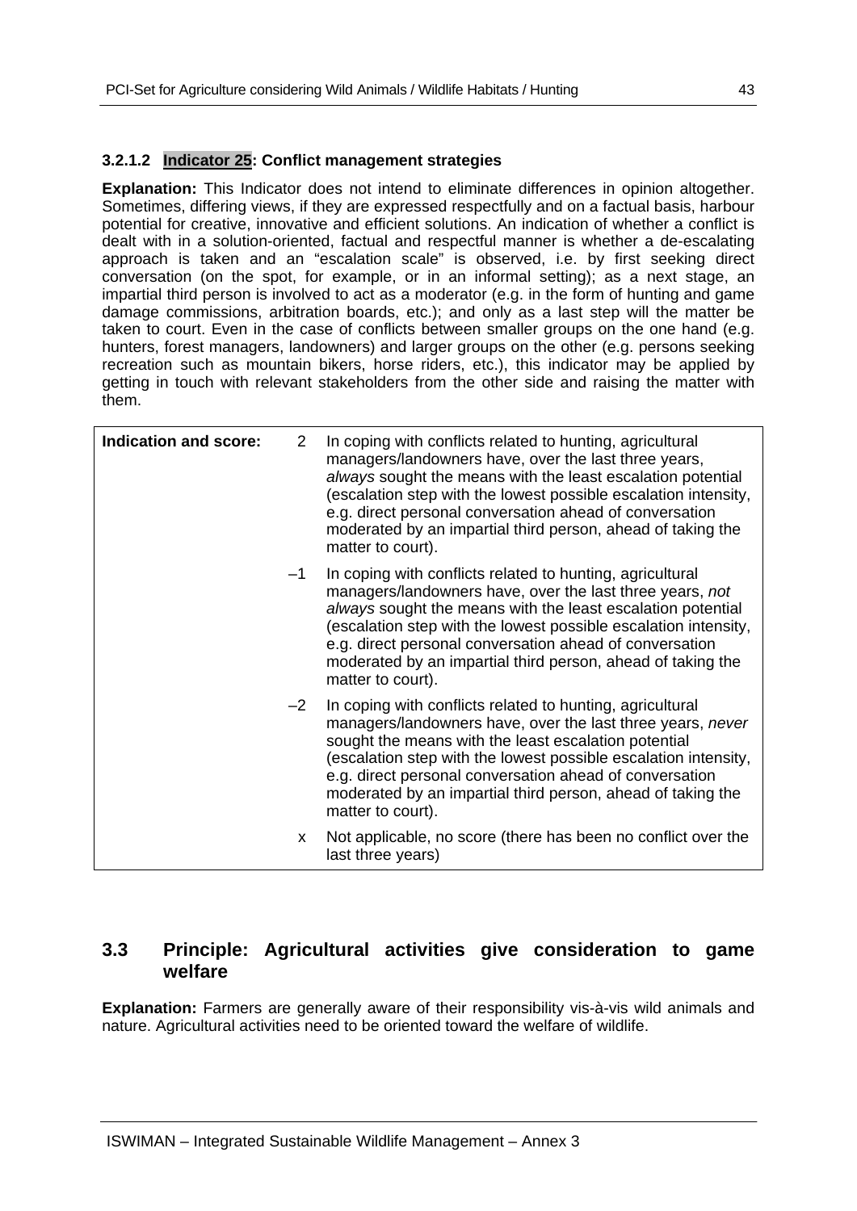#### 3.2.1.2 Indicator 25: Conflict management strategies

**Explanation:** This Indicator does not intend to eliminate differences in opinion altogether. Sometimes, differing views, if they are expressed respectfully and on a factual basis, harbour potential for creative, innovative and efficient solutions. An indication of whether a conflict is dealt with in a solution-oriented, factual and respectful manner is whether a de-escalating approach is taken and an "escalation scale" is observed, i.e. by first seeking direct conversation (on the spot, for example, or in an informal setting); as a next stage, an impartial third person is involved to act as a moderator (e.g. in the form of hunting and game damage commissions, arbitration boards, etc.); and only as a last step will the matter be taken to court. Even in the case of conflicts between smaller groups on the one hand (e.g. hunters, forest managers, landowners) and larger groups on the other (e.g. persons seeking recreation such as mountain bikers, horse riders, etc.), this indicator may be applied by getting in touch with relevant stakeholders from the other side and raising the matter with them.

| Indication and score: | | |
|---|---|---|
| | 2 | In coping with conflicts related to hunting, agricultural managers/landowners have, over the last three years, *always* sought the means with the least escalation potential (escalation step with the lowest possible escalation intensity, e.g. direct personal conversation ahead of conversation moderated by an impartial third person, ahead of taking the matter to court). |
| | –1 | In coping with conflicts related to hunting, agricultural managers/landowners have, over the last three years, *not always* sought the means with the least escalation potential (escalation step with the lowest possible escalation intensity, e.g. direct personal conversation ahead of conversation moderated by an impartial third person, ahead of taking the matter to court). |
| | –2 | In coping with conflicts related to hunting, agricultural managers/landowners have, over the last three years, *never* sought the means with the least escalation potential (escalation step with the lowest possible escalation intensity, e.g. direct personal conversation ahead of conversation moderated by an impartial third person, ahead of taking the matter to court). |
| | x | Not applicable, no score (there has been no conflict over the last three years) |

## 3.3 Principle: Agricultural activities give consideration to game welfare

**Explanation:** Farmers are generally aware of their responsibility vis-à-vis wild animals and nature. Agricultural activities need to be oriented toward the welfare of wildlife.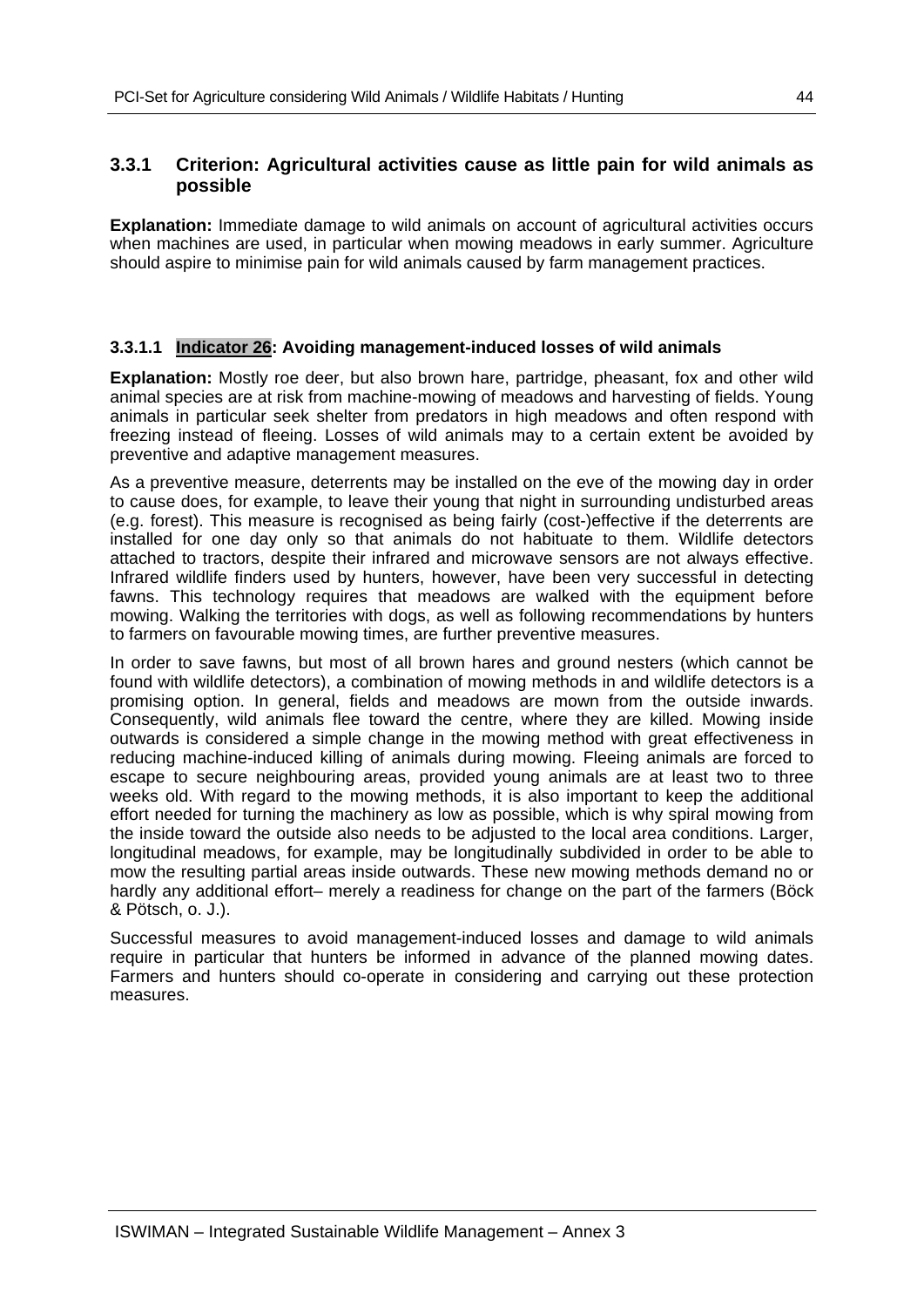### 3.3.1 Criterion: Agricultural activities cause as little pain for wild animals as possible

**Explanation:** Immediate damage to wild animals on account of agricultural activities occurs when machines are used, in particular when mowing meadows in early summer. Agriculture should aspire to minimise pain for wild animals caused by farm management practices.

#### 3.3.1.1 Indicator 26: Avoiding management-induced losses of wild animals

**Explanation:** Mostly roe deer, but also brown hare, partridge, pheasant, fox and other wild animal species are at risk from machine-mowing of meadows and harvesting of fields. Young animals in particular seek shelter from predators in high meadows and often respond with freezing instead of fleeing. Losses of wild animals may to a certain extent be avoided by preventive and adaptive management measures.

As a preventive measure, deterrents may be installed on the eve of the mowing day in order to cause does, for example, to leave their young that night in surrounding undisturbed areas (e.g. forest). This measure is recognised as being fairly (cost-)effective if the deterrents are installed for one day only so that animals do not habituate to them. Wildlife detectors attached to tractors, despite their infrared and microwave sensors are not always effective. Infrared wildlife finders used by hunters, however, have been very successful in detecting fawns. This technology requires that meadows are walked with the equipment before mowing. Walking the territories with dogs, as well as following recommendations by hunters to farmers on favourable mowing times, are further preventive measures.

In order to save fawns, but most of all brown hares and ground nesters (which cannot be found with wildlife detectors), a combination of mowing methods in and wildlife detectors is a promising option. In general, fields and meadows are mown from the outside inwards. Consequently, wild animals flee toward the centre, where they are killed. Mowing inside outwards is considered a simple change in the mowing method with great effectiveness in reducing machine-induced killing of animals during mowing. Fleeing animals are forced to escape to secure neighbouring areas, provided young animals are at least two to three weeks old. With regard to the mowing methods, it is also important to keep the additional effort needed for turning the machinery as low as possible, which is why spiral mowing from the inside toward the outside also needs to be adjusted to the local area conditions. Larger, longitudinal meadows, for example, may be longitudinally subdivided in order to be able to mow the resulting partial areas inside outwards. These new mowing methods demand no or hardly any additional effort– merely a readiness for change on the part of the farmers (Böck & Pötsch, o. J.).

Successful measures to avoid management-induced losses and damage to wild animals require in particular that hunters be informed in advance of the planned mowing dates. Farmers and hunters should co-operate in considering and carrying out these protection measures.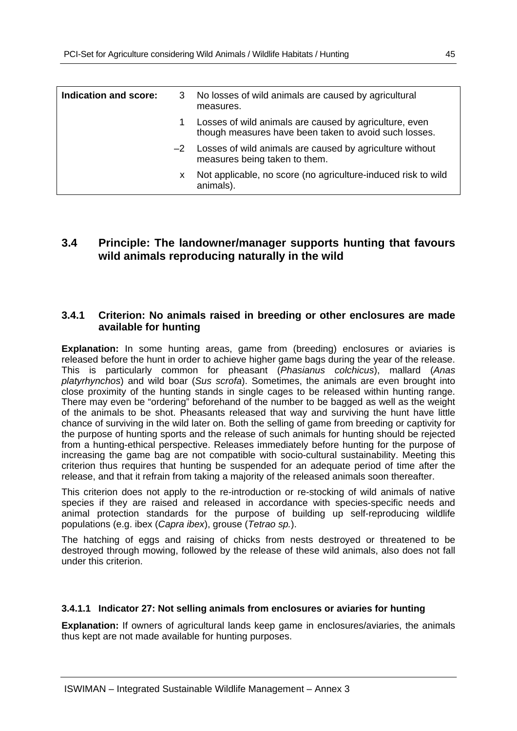| **Indication and score:** | 3 | No losses of wild animals are caused by agricultural measures. |
|---|---|---|
| | 1 | Losses of wild animals are caused by agriculture, even though measures have been taken to avoid such losses. |
| | –2 | Losses of wild animals are caused by agriculture without measures being taken to them. |
| | x | Not applicable, no score (no agriculture-induced risk to wild animals). |

## 3.4 Principle: The landowner/manager supports hunting that favours wild animals reproducing naturally in the wild

### 3.4.1 Criterion: No animals raised in breeding or other enclosures are made available for hunting

**Explanation:** In some hunting areas, game from (breeding) enclosures or aviaries is released before the hunt in order to achieve higher game bags during the year of the release. This is particularly common for pheasant (*Phasianus colchicus*), mallard (*Anas platyrhynchos*) and wild boar (*Sus scrofa*). Sometimes, the animals are even brought into close proximity of the hunting stands in single cages to be released within hunting range. There may even be "ordering" beforehand of the number to be bagged as well as the weight of the animals to be shot. Pheasants released that way and surviving the hunt have little chance of surviving in the wild later on. Both the selling of game from breeding or captivity for the purpose of hunting sports and the release of such animals for hunting should be rejected from a hunting-ethical perspective. Releases immediately before hunting for the purpose of increasing the game bag are not compatible with socio-cultural sustainability. Meeting this criterion thus requires that hunting be suspended for an adequate period of time after the release, and that it refrain from taking a majority of the released animals soon thereafter.

This criterion does not apply to the re-introduction or re-stocking of wild animals of native species if they are raised and released in accordance with species-specific needs and animal protection standards for the purpose of building up self-reproducing wildlife populations (e.g. ibex (*Capra ibex*), grouse (*Tetrao sp.*).

The hatching of eggs and raising of chicks from nests destroyed or threatened to be destroyed through mowing, followed by the release of these wild animals, also does not fall under this criterion.

#### 3.4.1.1 Indicator 27: Not selling animals from enclosures or aviaries for hunting

**Explanation:** If owners of agricultural lands keep game in enclosures/aviaries, the animals thus kept are not made available for hunting purposes.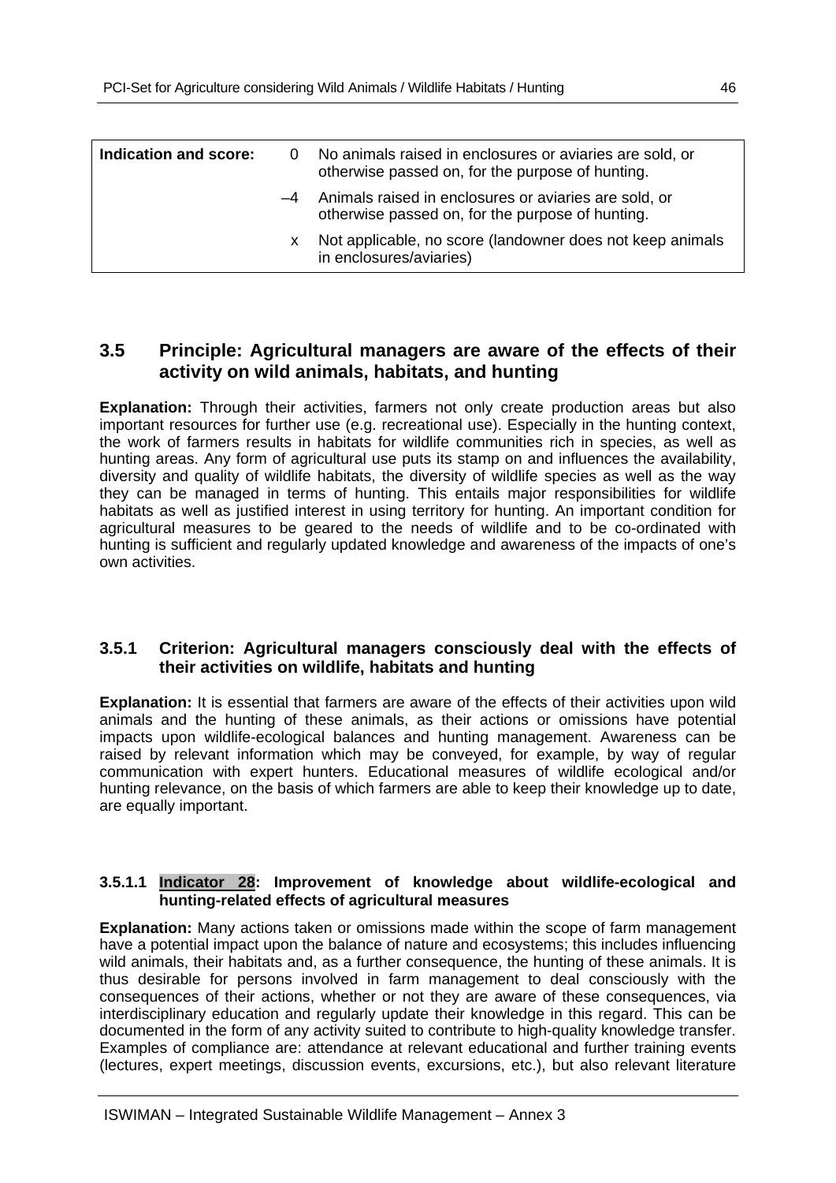| **Indication and score:** | 0 | No animals raised in enclosures or aviaries are sold, or otherwise passed on, for the purpose of hunting. |
|---|---|---|
| | –4 | Animals raised in enclosures or aviaries are sold, or otherwise passed on, for the purpose of hunting. |
| | x | Not applicable, no score (landowner does not keep animals in enclosures/aviaries) |

## 3.5 Principle: Agricultural managers are aware of the effects of their activity on wild animals, habitats, and hunting

**Explanation:** Through their activities, farmers not only create production areas but also important resources for further use (e.g. recreational use). Especially in the hunting context, the work of farmers results in habitats for wildlife communities rich in species, as well as hunting areas. Any form of agricultural use puts its stamp on and influences the availability, diversity and quality of wildlife habitats, the diversity of wildlife species as well as the way they can be managed in terms of hunting. This entails major responsibilities for wildlife habitats as well as justified interest in using territory for hunting. An important condition for agricultural measures to be geared to the needs of wildlife and to be co-ordinated with hunting is sufficient and regularly updated knowledge and awareness of the impacts of one's own activities.

### 3.5.1 Criterion: Agricultural managers consciously deal with the effects of their activities on wildlife, habitats and hunting

**Explanation:** It is essential that farmers are aware of the effects of their activities upon wild animals and the hunting of these animals, as their actions or omissions have potential impacts upon wildlife-ecological balances and hunting management. Awareness can be raised by relevant information which may be conveyed, for example, by way of regular communication with expert hunters. Educational measures of wildlife ecological and/or hunting relevance, on the basis of which farmers are able to keep their knowledge up to date, are equally important.

#### 3.5.1.1 Indicator 28: Improvement of knowledge about wildlife-ecological and hunting-related effects of agricultural measures

**Explanation:** Many actions taken or omissions made within the scope of farm management have a potential impact upon the balance of nature and ecosystems; this includes influencing wild animals, their habitats and, as a further consequence, the hunting of these animals. It is thus desirable for persons involved in farm management to deal consciously with the consequences of their actions, whether or not they are aware of these consequences, via interdisciplinary education and regularly update their knowledge in this regard. This can be documented in the form of any activity suited to contribute to high-quality knowledge transfer. Examples of compliance are: attendance at relevant educational and further training events (lectures, expert meetings, discussion events, excursions, etc.), but also relevant literature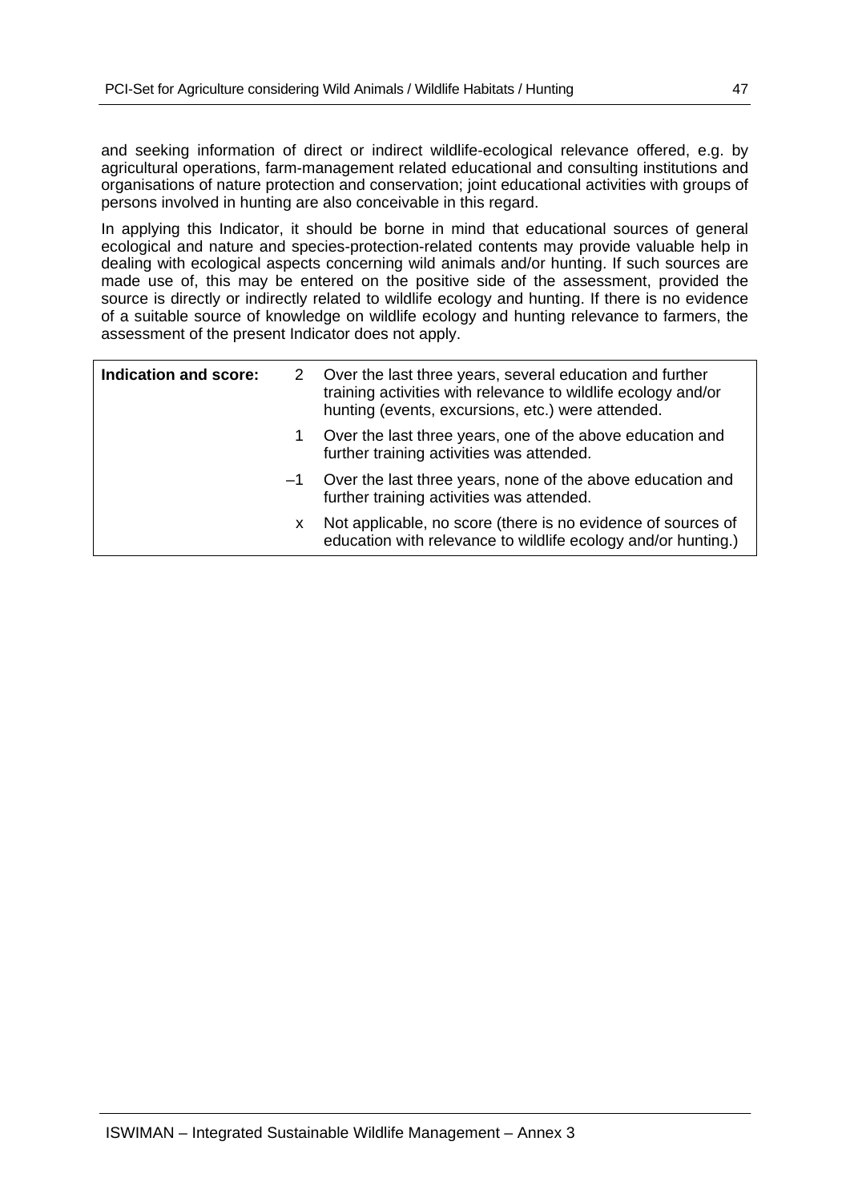and seeking information of direct or indirect wildlife-ecological relevance offered, e.g. by agricultural operations, farm-management related educational and consulting institutions and organisations of nature protection and conservation; joint educational activities with groups of persons involved in hunting are also conceivable in this regard.

In applying this Indicator, it should be borne in mind that educational sources of general ecological and nature and species-protection-related contents may provide valuable help in dealing with ecological aspects concerning wild animals and/or hunting. If such sources are made use of, this may be entered on the positive side of the assessment, provided the source is directly or indirectly related to wildlife ecology and hunting. If there is no evidence of a suitable source of knowledge on wildlife ecology and hunting relevance to farmers, the assessment of the present Indicator does not apply.

| | | |
|---|---|---|
| **Indication and score:** | 2 | Over the last three years, several education and further training activities with relevance to wildlife ecology and/or hunting (events, excursions, etc.) were attended. |
| | 1 | Over the last three years, one of the above education and further training activities was attended. |
| | –1 | Over the last three years, none of the above education and further training activities was attended. |
| | x | Not applicable, no score (there is no evidence of sources of education with relevance to wildlife ecology and/or hunting.) |